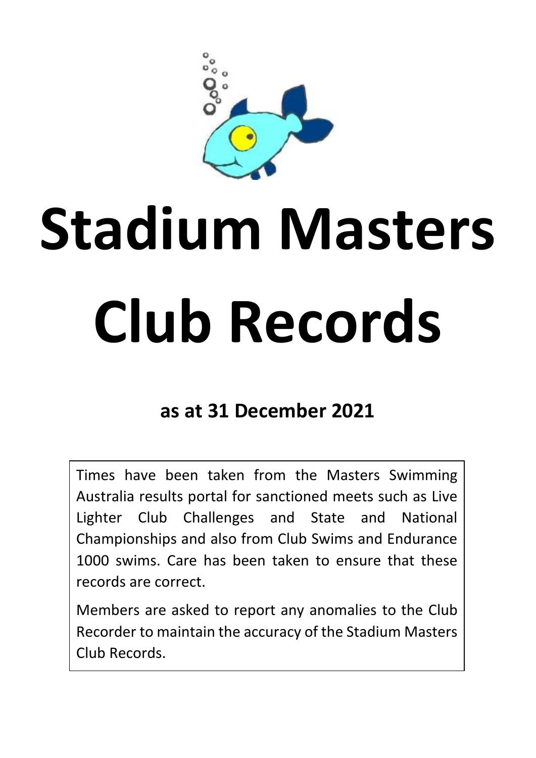# Stadium Masters Club Records

**as at 31 December 2021**

Times have been taken from the Masters Swimming Australia results portal for sanctioned meets such as Live Lighter Club Challenges and State and National Championships and also from Club Swims and Endurance 1000 swims. Care has been taken to ensure that these records are correct.

Members are asked to report any anomalies to the Club Recorder to maintain the accuracy of the Stadium Masters Club Records.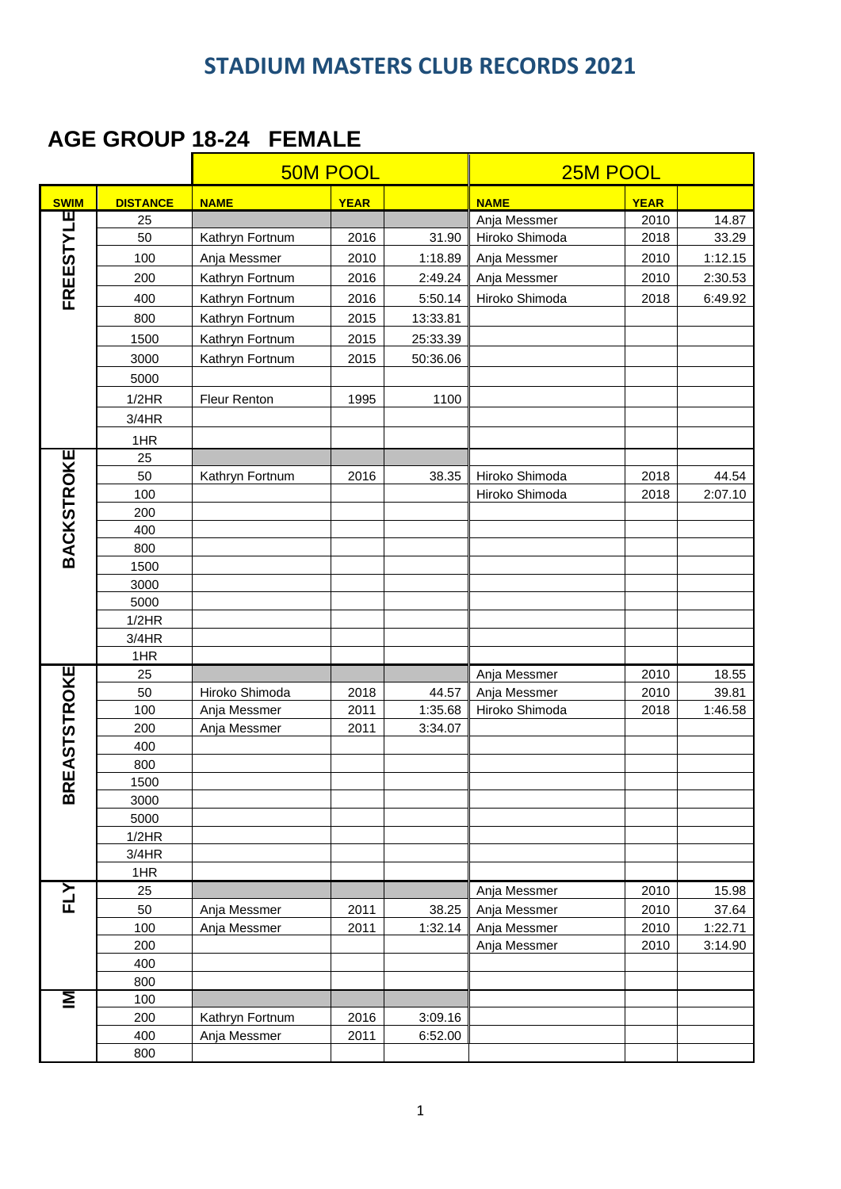# STADIUM MASTERS CLUB RECORDS 2021

## AGE GROUP 18-24 FEMALE

| | | 50M POOL | | | 25M POOL | | |
|---|---|---|---|---|---|---|---|
| **SWIM** | **DISTANCE** | **NAME** | **YEAR** | | **NAME** | **YEAR** | |
| FREESTYLE | 25 | | | | Anja Messmer | 2010 | 14.87 |
| | 50 | Kathryn Fortnum | 2016 | 31.90 | Hiroko Shimoda | 2018 | 33.29 |
| | 100 | Anja Messmer | 2010 | 1:18.89 | Anja Messmer | 2010 | 1:12.15 |
| | 200 | Kathryn Fortnum | 2016 | 2:49.24 | Anja Messmer | 2010 | 2:30.53 |
| | 400 | Kathryn Fortnum | 2016 | 5:50.14 | Hiroko Shimoda | 2018 | 6:49.92 |
| | 800 | Kathryn Fortnum | 2015 | 13:33.81 | | | |
| | 1500 | Kathryn Fortnum | 2015 | 25:33.39 | | | |
| | 3000 | Kathryn Fortnum | 2015 | 50:36.06 | | | |
| | 5000 | | | | | | |
| | 1/2HR | Fleur Renton | 1995 | 1100 | | | |
| | 3/4HR | | | | | | |
| | 1HR | | | | | | |
| BACKSTROKE | 25 | | | | | | |
| | 50 | Kathryn Fortnum | 2016 | 38.35 | Hiroko Shimoda | 2018 | 44.54 |
| | 100 | | | | Hiroko Shimoda | 2018 | 2:07.10 |
| | 200 | | | | | | |
| | 400 | | | | | | |
| | 800 | | | | | | |
| | 1500 | | | | | | |
| | 3000 | | | | | | |
| | 5000 | | | | | | |
| | 1/2HR | | | | | | |
| | 3/4HR | | | | | | |
| | 1HR | | | | | | |
| BREASTSTROKE | 25 | | | | Anja Messmer | 2010 | 18.55 |
| | 50 | Hiroko Shimoda | 2018 | 44.57 | Anja Messmer | 2010 | 39.81 |
| | 100 | Anja Messmer | 2011 | 1:35.68 | Hiroko Shimoda | 2018 | 1:46.58 |
| | 200 | Anja Messmer | 2011 | 3:34.07 | | | |
| | 400 | | | | | | |
| | 800 | | | | | | |
| | 1500 | | | | | | |
| | 3000 | | | | | | |
| | 5000 | | | | | | |
| | 1/2HR | | | | | | |
| | 3/4HR | | | | | | |
| | 1HR | | | | | | |
| FLY | 25 | | | | Anja Messmer | 2010 | 15.98 |
| | 50 | Anja Messmer | 2011 | 38.25 | Anja Messmer | 2010 | 37.64 |
| | 100 | Anja Messmer | 2011 | 1:32.14 | Anja Messmer | 2010 | 1:22.71 |
| | 200 | | | | Anja Messmer | 2010 | 3:14.90 |
| | 400 | | | | | | |
| | 800 | | | | | | |
| IM | 100 | | | | | | |
| | 200 | Kathryn Fortnum | 2016 | 3:09.16 | | | |
| | 400 | Anja Messmer | 2011 | 6:52.00 | | | |
| | 800 | | | | | | |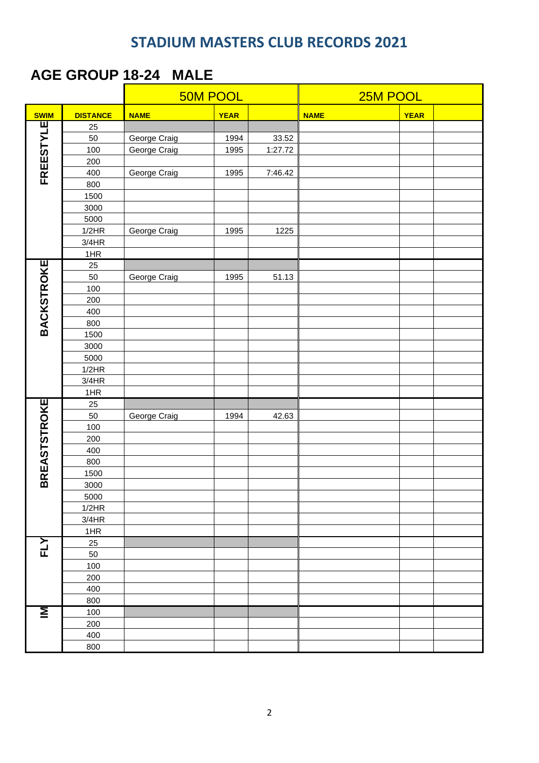# STADIUM MASTERS CLUB RECORDS 2021

## AGE GROUP 18-24 MALE

| | | 50M POOL | | | 25M POOL | | |
|---|---|---|---|---|---|---|---|
| **SWIM** | **DISTANCE** | **NAME** | **YEAR** | | **NAME** | **YEAR** | |
| FREESTYLE | 25 | | | | | | |
| | 50 | George Craig | 1994 | 33.52 | | | |
| | 100 | George Craig | 1995 | 1:27.72 | | | |
| | 200 | | | | | | |
| | 400 | George Craig | 1995 | 7:46.42 | | | |
| | 800 | | | | | | |
| | 1500 | | | | | | |
| | 3000 | | | | | | |
| | 5000 | | | | | | |
| | 1/2HR | George Craig | 1995 | 1225 | | | |
| | 3/4HR | | | | | | |
| | 1HR | | | | | | |
| BACKSTROKE | 25 | | | | | | |
| | 50 | George Craig | 1995 | 51.13 | | | |
| | 100 | | | | | | |
| | 200 | | | | | | |
| | 400 | | | | | | |
| | 800 | | | | | | |
| | 1500 | | | | | | |
| | 3000 | | | | | | |
| | 5000 | | | | | | |
| | 1/2HR | | | | | | |
| | 3/4HR | | | | | | |
| | 1HR | | | | | | |
| BREASTSTROKE | 25 | | | | | | |
| | 50 | George Craig | 1994 | 42.63 | | | |
| | 100 | | | | | | |
| | 200 | | | | | | |
| | 400 | | | | | | |
| | 800 | | | | | | |
| | 1500 | | | | | | |
| | 3000 | | | | | | |
| | 5000 | | | | | | |
| | 1/2HR | | | | | | |
| | 3/4HR | | | | | | |
| | 1HR | | | | | | |
| FLY | 25 | | | | | | |
| | 50 | | | | | | |
| | 100 | | | | | | |
| | 200 | | | | | | |
| | 400 | | | | | | |
| | 800 | | | | | | |
| IM | 100 | | | | | | |
| | 200 | | | | | | |
| | 400 | | | | | | |
| | 800 | | | | | | |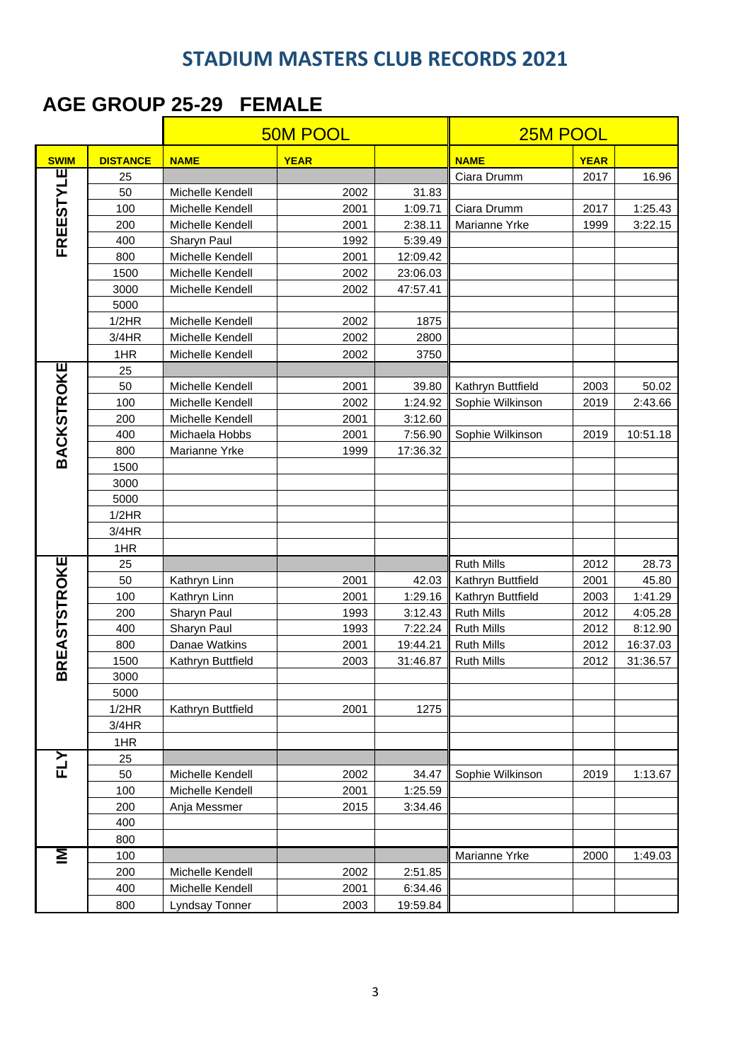# STADIUM MASTERS CLUB RECORDS 2021

## AGE GROUP 25-29 FEMALE

| | | 50M POOL | | | 25M POOL | | |
|---|---|---|---|---|---|---|---|
| **SWIM** | **DISTANCE** | **NAME** | **YEAR** | | **NAME** | **YEAR** | |
| FREESTYLE | 25 | | | | Ciara Drumm | 2017 | 16.96 |
| | 50 | Michelle Kendell | 2002 | 31.83 | | | |
| | 100 | Michelle Kendell | 2001 | 1:09.71 | Ciara Drumm | 2017 | 1:25.43 |
| | 200 | Michelle Kendell | 2001 | 2:38.11 | Marianne Yrke | 1999 | 3:22.15 |
| | 400 | Sharyn Paul | 1992 | 5:39.49 | | | |
| | 800 | Michelle Kendell | 2001 | 12:09.42 | | | |
| | 1500 | Michelle Kendell | 2002 | 23:06.03 | | | |
| | 3000 | Michelle Kendell | 2002 | 47:57.41 | | | |
| | 5000 | | | | | | |
| | 1/2HR | Michelle Kendell | 2002 | 1875 | | | |
| | 3/4HR | Michelle Kendell | 2002 | 2800 | | | |
| | 1HR | Michelle Kendell | 2002 | 3750 | | | |
| BACKSTROKE | 25 | | | | | | |
| | 50 | Michelle Kendell | 2001 | 39.80 | Kathryn Buttfield | 2003 | 50.02 |
| | 100 | Michelle Kendell | 2002 | 1:24.92 | Sophie Wilkinson | 2019 | 2:43.66 |
| | 200 | Michelle Kendell | 2001 | 3:12.60 | | | |
| | 400 | Michaela Hobbs | 2001 | 7:56.90 | Sophie Wilkinson | 2019 | 10:51.18 |
| | 800 | Marianne Yrke | 1999 | 17:36.32 | | | |
| | 1500 | | | | | | |
| | 3000 | | | | | | |
| | 5000 | | | | | | |
| | 1/2HR | | | | | | |
| | 3/4HR | | | | | | |
| | 1HR | | | | | | |
| BREASTSTROKE | 25 | | | | Ruth Mills | 2012 | 28.73 |
| | 50 | Kathryn Linn | 2001 | 42.03 | Kathryn Buttfield | 2001 | 45.80 |
| | 100 | Kathryn Linn | 2001 | 1:29.16 | Kathryn Buttfield | 2003 | 1:41.29 |
| | 200 | Sharyn Paul | 1993 | 3:12.43 | Ruth Mills | 2012 | 4:05.28 |
| | 400 | Sharyn Paul | 1993 | 7:22.24 | Ruth Mills | 2012 | 8:12.90 |
| | 800 | Danae Watkins | 2001 | 19:44.21 | Ruth Mills | 2012 | 16:37.03 |
| | 1500 | Kathryn Buttfield | 2003 | 31:46.87 | Ruth Mills | 2012 | 31:36.57 |
| | 3000 | | | | | | |
| | 5000 | | | | | | |
| | 1/2HR | Kathryn Buttfield | 2001 | 1275 | | | |
| | 3/4HR | | | | | | |
| | 1HR | | | | | | |
| FLY | 25 | | | | | | |
| | 50 | Michelle Kendell | 2002 | 34.47 | Sophie Wilkinson | 2019 | 1:13.67 |
| | 100 | Michelle Kendell | 2001 | 1:25.59 | | | |
| | 200 | Anja Messmer | 2015 | 3:34.46 | | | |
| | 400 | | | | | | |
| | 800 | | | | | | |
| IM | 100 | | | | Marianne Yrke | 2000 | 1:49.03 |
| | 200 | Michelle Kendell | 2002 | 2:51.85 | | | |
| | 400 | Michelle Kendell | 2001 | 6:34.46 | | | |
| | 800 | Lyndsay Tonner | 2003 | 19:59.84 | | | |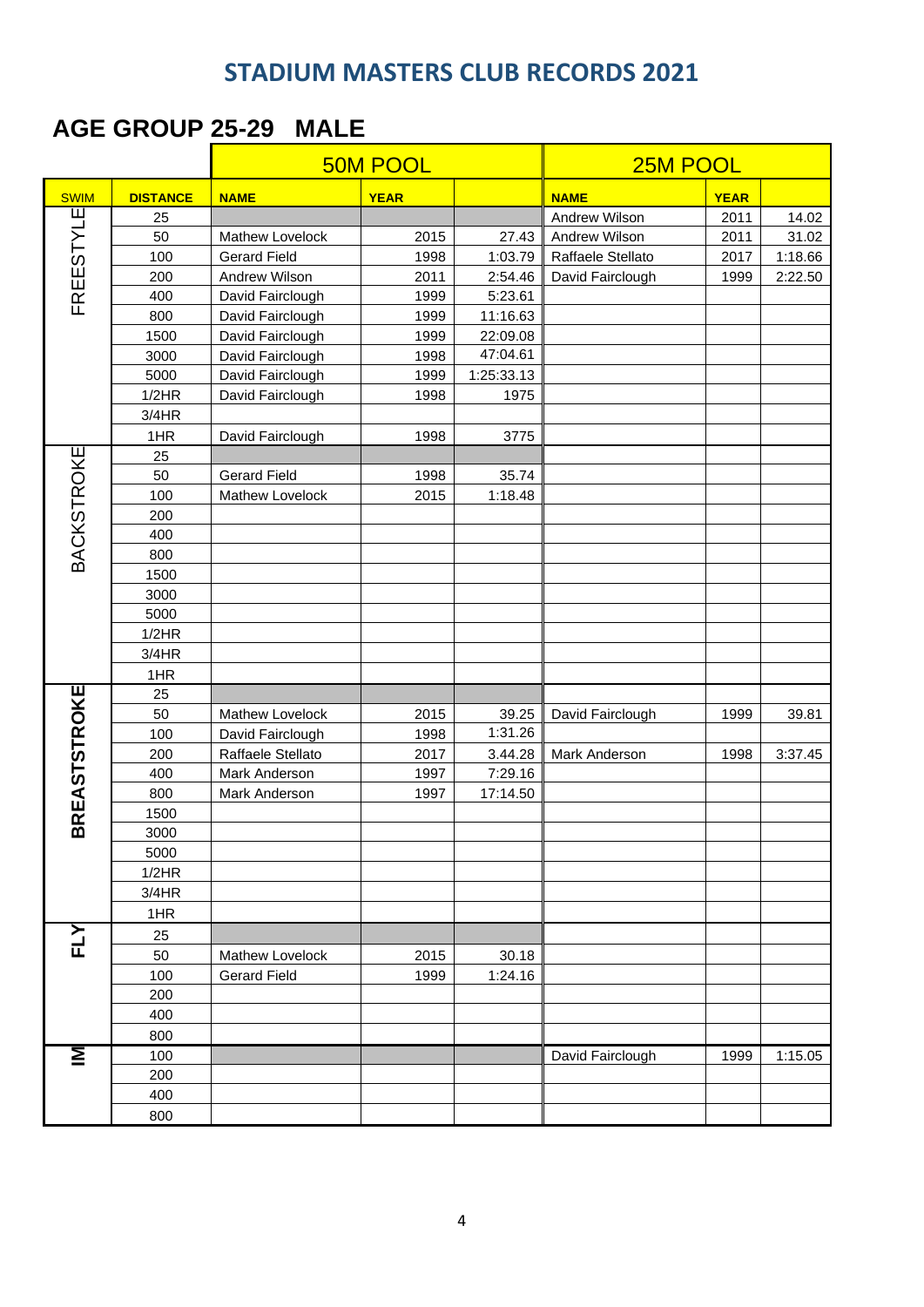## STADIUM MASTERS CLUB RECORDS 2021

## AGE GROUP 25-29 MALE

| | | 50M POOL | | | 25M POOL | | |
|---|---|---|---|---|---|---|---|
| SWIM | DISTANCE | NAME | YEAR | | NAME | YEAR | |
| FREESTYLE | 25 | | | | Andrew Wilson | 2011 | 14.02 |
| | 50 | Mathew Lovelock | 2015 | 27.43 | Andrew Wilson | 2011 | 31.02 |
| | 100 | Gerard Field | 1998 | 1:03.79 | Raffaele Stellato | 2017 | 1:18.66 |
| | 200 | Andrew Wilson | 2011 | 2:54.46 | David Fairclough | 1999 | 2:22.50 |
| | 400 | David Fairclough | 1999 | 5:23.61 | | | |
| | 800 | David Fairclough | 1999 | 11:16.63 | | | |
| | 1500 | David Fairclough | 1999 | 22:09.08 | | | |
| | 3000 | David Fairclough | 1998 | 47:04.61 | | | |
| | 5000 | David Fairclough | 1999 | 1:25:33.13 | | | |
| | 1/2HR | David Fairclough | 1998 | 1975 | | | |
| | 3/4HR | | | | | | |
| | 1HR | David Fairclough | 1998 | 3775 | | | |
| BACKSTROKE | 25 | | | | | | |
| | 50 | Gerard Field | 1998 | 35.74 | | | |
| | 100 | Mathew Lovelock | 2015 | 1:18.48 | | | |
| | 200 | | | | | | |
| | 400 | | | | | | |
| | 800 | | | | | | |
| | 1500 | | | | | | |
| | 3000 | | | | | | |
| | 5000 | | | | | | |
| | 1/2HR | | | | | | |
| | 3/4HR | | | | | | |
| | 1HR | | | | | | |
| BREASTSTROKE | 25 | | | | | | |
| | 50 | Mathew Lovelock | 2015 | 39.25 | David Fairclough | 1999 | 39.81 |
| | 100 | David Fairclough | 1998 | 1:31.26 | | | |
| | 200 | Raffaele Stellato | 2017 | 3.44.28 | Mark Anderson | 1998 | 3:37.45 |
| | 400 | Mark Anderson | 1997 | 7:29.16 | | | |
| | 800 | Mark Anderson | 1997 | 17:14.50 | | | |
| | 1500 | | | | | | |
| | 3000 | | | | | | |
| | 5000 | | | | | | |
| | 1/2HR | | | | | | |
| | 3/4HR | | | | | | |
| | 1HR | | | | | | |
| FLY | 25 | | | | | | |
| | 50 | Mathew Lovelock | 2015 | 30.18 | | | |
| | 100 | Gerard Field | 1999 | 1:24.16 | | | |
| | 200 | | | | | | |
| | 400 | | | | | | |
| | 800 | | | | | | |
| IM | 100 | | | | David Fairclough | 1999 | 1:15.05 |
| | 200 | | | | | | |
| | 400 | | | | | | |
| | 800 | | | | | | |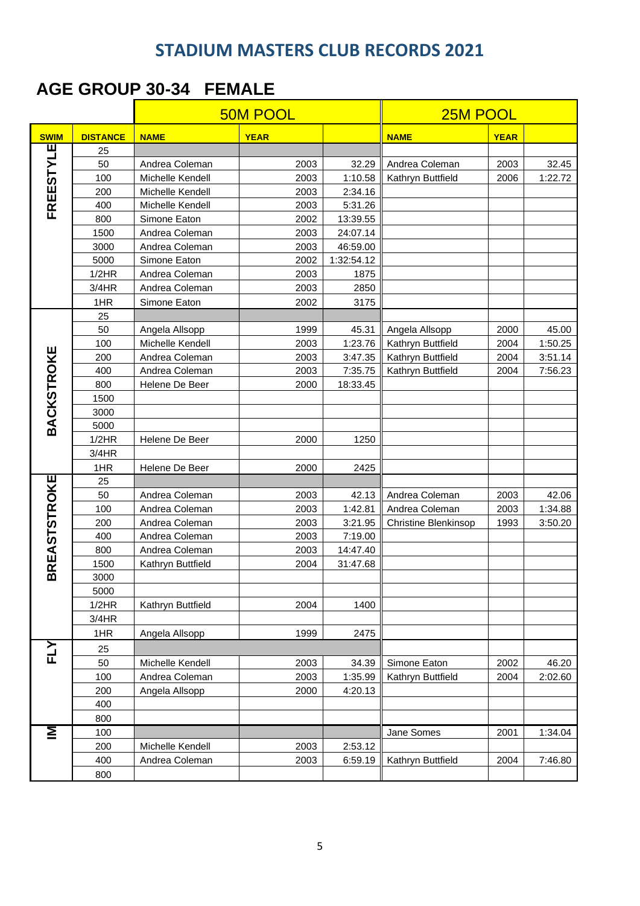# STADIUM MASTERS CLUB RECORDS 2021

## AGE GROUP 30-34 FEMALE

| | | 50M POOL | | | 25M POOL | | |
|---|---|---|---|---|---|---|---|
| **SWIM** | **DISTANCE** | **NAME** | **YEAR** | | **NAME** | **YEAR** | |
| FREESTYLE | 25 | | | | | | |
| | 50 | Andrea Coleman | 2003 | 32.29 | Andrea Coleman | 2003 | 32.45 |
| | 100 | Michelle Kendell | 2003 | 1:10.58 | Kathryn Buttfield | 2006 | 1:22.72 |
| | 200 | Michelle Kendell | 2003 | 2:34.16 | | | |
| | 400 | Michelle Kendell | 2003 | 5:31.26 | | | |
| | 800 | Simone Eaton | 2002 | 13:39.55 | | | |
| | 1500 | Andrea Coleman | 2003 | 24:07.14 | | | |
| | 3000 | Andrea Coleman | 2003 | 46:59.00 | | | |
| | 5000 | Simone Eaton | 2002 | 1:32:54.12 | | | |
| | 1/2HR | Andrea Coleman | 2003 | 1875 | | | |
| | 3/4HR | Andrea Coleman | 2003 | 2850 | | | |
| | 1HR | Simone Eaton | 2002 | 3175 | | | |
| BACKSTROKE | 25 | | | | | | |
| | 50 | Angela Allsopp | 1999 | 45.31 | Angela Allsopp | 2000 | 45.00 |
| | 100 | Michelle Kendell | 2003 | 1:23.76 | Kathryn Buttfield | 2004 | 1:50.25 |
| | 200 | Andrea Coleman | 2003 | 3:47.35 | Kathryn Buttfield | 2004 | 3:51.14 |
| | 400 | Andrea Coleman | 2003 | 7:35.75 | Kathryn Buttfield | 2004 | 7:56.23 |
| | 800 | Helene De Beer | 2000 | 18:33.45 | | | |
| | 1500 | | | | | | |
| | 3000 | | | | | | |
| | 5000 | | | | | | |
| | 1/2HR | Helene De Beer | 2000 | 1250 | | | |
| | 3/4HR | | | | | | |
| | 1HR | Helene De Beer | 2000 | 2425 | | | |
| BREASTSTROKE | 25 | | | | | | |
| | 50 | Andrea Coleman | 2003 | 42.13 | Andrea Coleman | 2003 | 42.06 |
| | 100 | Andrea Coleman | 2003 | 1:42.81 | Andrea Coleman | 2003 | 1:34.88 |
| | 200 | Andrea Coleman | 2003 | 3:21.95 | Christine Blenkinsop | 1993 | 3:50.20 |
| | 400 | Andrea Coleman | 2003 | 7:19.00 | | | |
| | 800 | Andrea Coleman | 2003 | 14:47.40 | | | |
| | 1500 | Kathryn Buttfield | 2004 | 31:47.68 | | | |
| | 3000 | | | | | | |
| | 5000 | | | | | | |
| | 1/2HR | Kathryn Buttfield | 2004 | 1400 | | | |
| | 3/4HR | | | | | | |
| | 1HR | Angela Allsopp | 1999 | 2475 | | | |
| FLY | 25 | | | | | | |
| | 50 | Michelle Kendell | 2003 | 34.39 | Simone Eaton | 2002 | 46.20 |
| | 100 | Andrea Coleman | 2003 | 1:35.99 | Kathryn Buttfield | 2004 | 2:02.60 |
| | 200 | Angela Allsopp | 2000 | 4:20.13 | | | |
| | 400 | | | | | | |
| | 800 | | | | | | |
| IM | 100 | | | | Jane Somes | 2001 | 1:34.04 |
| | 200 | Michelle Kendell | 2003 | 2:53.12 | | | |
| | 400 | Andrea Coleman | 2003 | 6:59.19 | Kathryn Buttfield | 2004 | 7:46.80 |
| | 800 | | | | | | |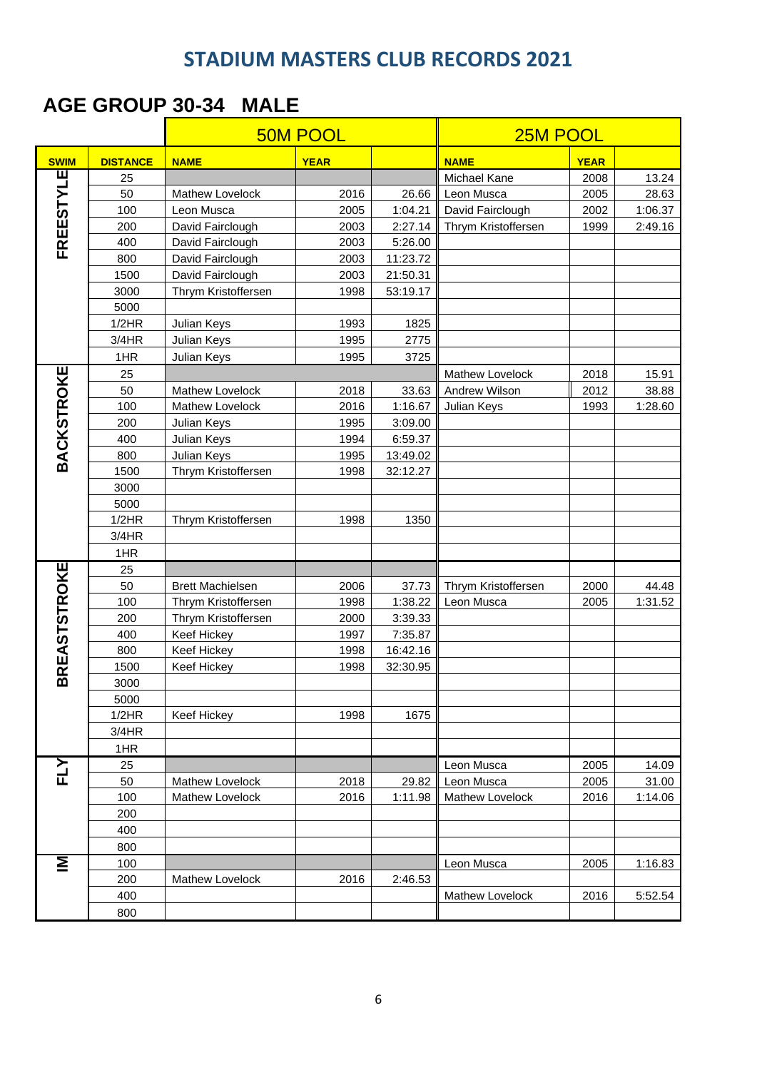## STADIUM MASTERS CLUB RECORDS 2021

## AGE GROUP 30-34 MALE

| | | 50M POOL | | | 25M POOL | | |
|---|---|---|---|---|---|---|---|
| **SWIM** | **DISTANCE** | **NAME** | **YEAR** | | **NAME** | **YEAR** | |
| FREESTYLE | 25 | | | | Michael Kane | 2008 | 13.24 |
| | 50 | Mathew Lovelock | 2016 | 26.66 | Leon Musca | 2005 | 28.63 |
| | 100 | Leon Musca | 2005 | 1:04.21 | David Fairclough | 2002 | 1:06.37 |
| | 200 | David Fairclough | 2003 | 2:27.14 | Thrym Kristoffersen | 1999 | 2:49.16 |
| | 400 | David Fairclough | 2003 | 5:26.00 | | | |
| | 800 | David Fairclough | 2003 | 11:23.72 | | | |
| | 1500 | David Fairclough | 2003 | 21:50.31 | | | |
| | 3000 | Thrym Kristoffersen | 1998 | 53:19.17 | | | |
| | 5000 | | | | | | |
| | 1/2HR | Julian Keys | 1993 | 1825 | | | |
| | 3/4HR | Julian Keys | 1995 | 2775 | | | |
| | 1HR | Julian Keys | 1995 | 3725 | | | |
| BACKSTROKE | 25 | | | | Mathew Lovelock | 2018 | 15.91 |
| | 50 | Mathew Lovelock | 2018 | 33.63 | Andrew Wilson | 2012 | 38.88 |
| | 100 | Mathew Lovelock | 2016 | 1:16.67 | Julian Keys | 1993 | 1:28.60 |
| | 200 | Julian Keys | 1995 | 3:09.00 | | | |
| | 400 | Julian Keys | 1994 | 6:59.37 | | | |
| | 800 | Julian Keys | 1995 | 13:49.02 | | | |
| | 1500 | Thrym Kristoffersen | 1998 | 32:12.27 | | | |
| | 3000 | | | | | | |
| | 5000 | | | | | | |
| | 1/2HR | Thrym Kristoffersen | 1998 | 1350 | | | |
| | 3/4HR | | | | | | |
| | 1HR | | | | | | |
| BREASTSTROKE | 25 | | | | | | |
| | 50 | Brett Machielsen | 2006 | 37.73 | Thrym Kristoffersen | 2000 | 44.48 |
| | 100 | Thrym Kristoffersen | 1998 | 1:38.22 | Leon Musca | 2005 | 1:31.52 |
| | 200 | Thrym Kristoffersen | 2000 | 3:39.33 | | | |
| | 400 | Keef Hickey | 1997 | 7:35.87 | | | |
| | 800 | Keef Hickey | 1998 | 16:42.16 | | | |
| | 1500 | Keef Hickey | 1998 | 32:30.95 | | | |
| | 3000 | | | | | | |
| | 5000 | | | | | | |
| | 1/2HR | Keef Hickey | 1998 | 1675 | | | |
| | 3/4HR | | | | | | |
| | 1HR | | | | | | |
| FLY | 25 | | | | Leon Musca | 2005 | 14.09 |
| | 50 | Mathew Lovelock | 2018 | 29.82 | Leon Musca | 2005 | 31.00 |
| | 100 | Mathew Lovelock | 2016 | 1:11.98 | Mathew Lovelock | 2016 | 1:14.06 |
| | 200 | | | | | | |
| | 400 | | | | | | |
| | 800 | | | | | | |
| IM | 100 | | | | Leon Musca | 2005 | 1:16.83 |
| | 200 | Mathew Lovelock | 2016 | 2:46.53 | | | |
| | 400 | | | | Mathew Lovelock | 2016 | 5:52.54 |
| | 800 | | | | | | |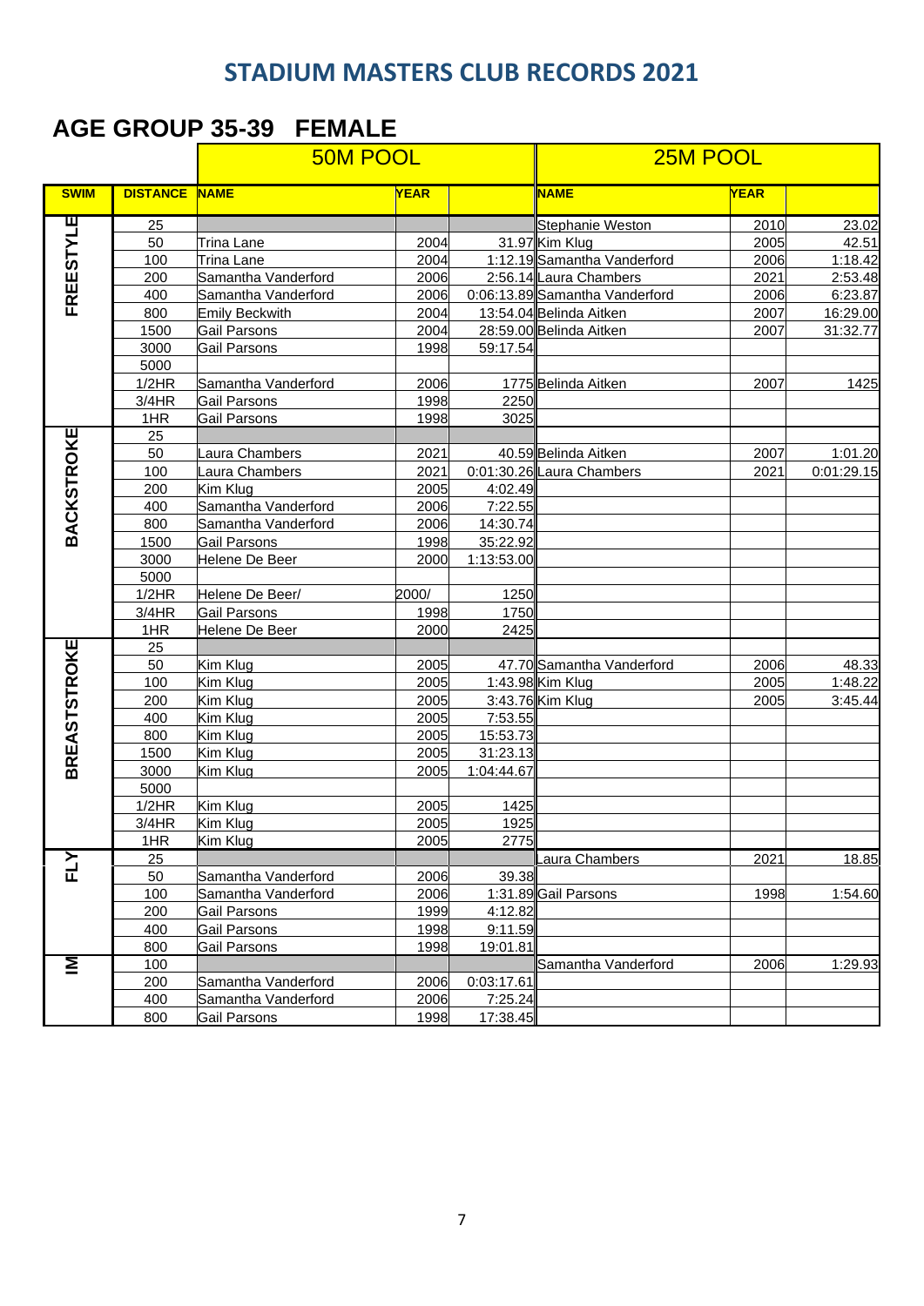## STADIUM MASTERS CLUB RECORDS 2021

## AGE GROUP 35-39 FEMALE

| SWIM | DISTANCE | 50M POOL NAME | YEAR | TIME | 25M POOL NAME | YEAR | TIME |
|---|---|---|---|---|---|---|---|
| FREESTYLE | 25 | | | | Stephanie Weston | 2010 | 23.02 |
| | 50 | Trina Lane | 2004 | 31.97 | Kim Klug | 2005 | 42.51 |
| | 100 | Trina Lane | 2004 | 1:12.19 | Samantha Vanderford | 2006 | 1:18.42 |
| | 200 | Samantha Vanderford | 2006 | 2:56.14 | Laura Chambers | 2021 | 2:53.48 |
| | 400 | Samantha Vanderford | 2006 | 0:06:13.89 | Samantha Vanderford | 2006 | 6:23.87 |
| | 800 | Emily Beckwith | 2004 | 13:54.04 | Belinda Aitken | 2007 | 16:29.00 |
| | 1500 | Gail Parsons | 2004 | 28:59.00 | Belinda Aitken | 2007 | 31:32.77 |
| | 3000 | Gail Parsons | 1998 | 59:17.54 | | | |
| | 5000 | | | | | | |
| | 1/2HR | Samantha Vanderford | 2006 | 1775 | Belinda Aitken | 2007 | 1425 |
| | 3/4HR | Gail Parsons | 1998 | 2250 | | | |
| | 1HR | Gail Parsons | 1998 | 3025 | | | |
| BACKSTROKE | 25 | | | | | | |
| | 50 | Laura Chambers | 2021 | 40.59 | Belinda Aitken | 2007 | 1:01.20 |
| | 100 | Laura Chambers | 2021 | 0:01:30.26 | Laura Chambers | 2021 | 0:01:29.15 |
| | 200 | Kim Klug | 2005 | 4:02.49 | | | |
| | 400 | Samantha Vanderford | 2006 | 7:22.55 | | | |
| | 800 | Samantha Vanderford | 2006 | 14:30.74 | | | |
| | 1500 | Gail Parsons | 1998 | 35:22.92 | | | |
| | 3000 | Helene De Beer | 2000 | 1:13:53.00 | | | |
| | 5000 | | | | | | |
| | 1/2HR | Helene De Beer/ | 2000/ | 1250 | | | |
| | 3/4HR | Gail Parsons | 1998 | 1750 | | | |
| | 1HR | Helene De Beer | 2000 | 2425 | | | |
| BREASTSTROKE | 25 | | | | | | |
| | 50 | Kim Klug | 2005 | 47.70 | Samantha Vanderford | 2006 | 48.33 |
| | 100 | Kim Klug | 2005 | 1:43.98 | Kim Klug | 2005 | 1:48.22 |
| | 200 | Kim Klug | 2005 | 3:43.76 | Kim Klug | 2005 | 3:45.44 |
| | 400 | Kim Klug | 2005 | 7:53.55 | | | |
| | 800 | Kim Klug | 2005 | 15:53.73 | | | |
| | 1500 | Kim Klug | 2005 | 31:23.13 | | | |
| | 3000 | Kim Klug | 2005 | 1:04:44.67 | | | |
| | 5000 | | | | | | |
| | 1/2HR | Kim Klug | 2005 | 1425 | | | |
| | 3/4HR | Kim Klug | 2005 | 1925 | | | |
| | 1HR | Kim Klug | 2005 | 2775 | | | |
| FLY | 25 | | | | Laura Chambers | 2021 | 18.85 |
| | 50 | Samantha Vanderford | 2006 | 39.38 | | | |
| | 100 | Samantha Vanderford | 2006 | 1:31.89 | Gail Parsons | 1998 | 1:54.60 |
| | 200 | Gail Parsons | 1999 | 4:12.82 | | | |
| | 400 | Gail Parsons | 1998 | 9:11.59 | | | |
| | 800 | Gail Parsons | 1998 | 19:01.81 | | | |
| IM | 100 | | | | Samantha Vanderford | 2006 | 1:29.93 |
| | 200 | Samantha Vanderford | 2006 | 0:03:17.61 | | | |
| | 400 | Samantha Vanderford | 2006 | 7:25.24 | | | |
| | 800 | Gail Parsons | 1998 | 17:38.45 | | | |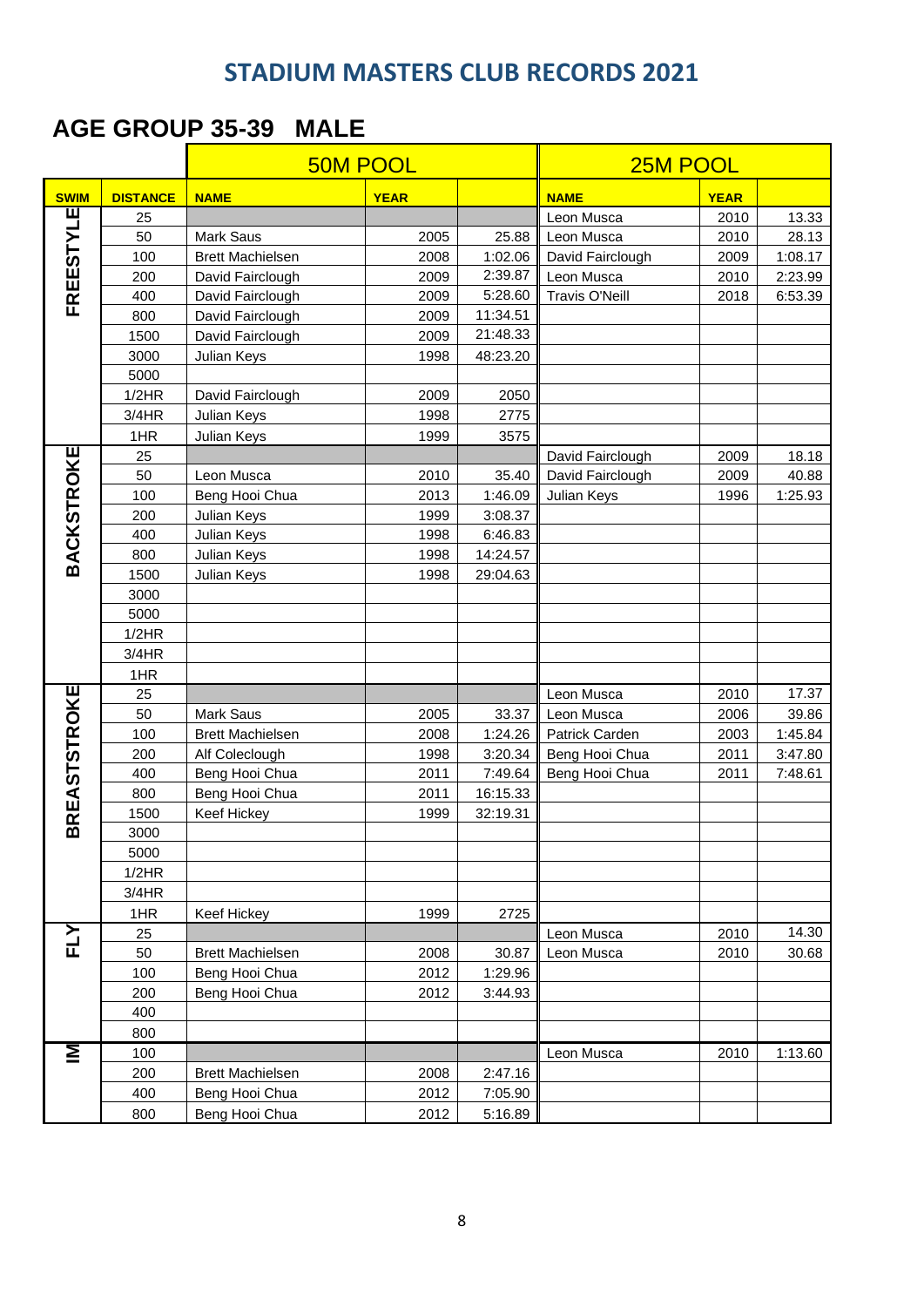# STADIUM MASTERS CLUB RECORDS 2021

## AGE GROUP 35-39 MALE

| | | 50M POOL | | | 25M POOL | | |
|---|---|---|---|---|---|---|---|
| **SWIM** | **DISTANCE** | **NAME** | **YEAR** | | **NAME** | **YEAR** | |
| FREESTYLE | 25 | | | | Leon Musca | 2010 | 13.33 |
| | 50 | Mark Saus | 2005 | 25.88 | Leon Musca | 2010 | 28.13 |
| | 100 | Brett Machielsen | 2008 | 1:02.06 | David Fairclough | 2009 | 1:08.17 |
| | 200 | David Fairclough | 2009 | 2:39.87 | Leon Musca | 2010 | 2:23.99 |
| | 400 | David Fairclough | 2009 | 5:28.60 | Travis O'Neill | 2018 | 6:53.39 |
| | 800 | David Fairclough | 2009 | 11:34.51 | | | |
| | 1500 | David Fairclough | 2009 | 21:48.33 | | | |
| | 3000 | Julian Keys | 1998 | 48:23.20 | | | |
| | 5000 | | | | | | |
| | 1/2HR | David Fairclough | 2009 | 2050 | | | |
| | 3/4HR | Julian Keys | 1998 | 2775 | | | |
| | 1HR | Julian Keys | 1999 | 3575 | | | |
| BACKSTROKE | 25 | | | | David Fairclough | 2009 | 18.18 |
| | 50 | Leon Musca | 2010 | 35.40 | David Fairclough | 2009 | 40.88 |
| | 100 | Beng Hooi Chua | 2013 | 1:46.09 | Julian Keys | 1996 | 1:25.93 |
| | 200 | Julian Keys | 1999 | 3:08.37 | | | |
| | 400 | Julian Keys | 1998 | 6:46.83 | | | |
| | 800 | Julian Keys | 1998 | 14:24.57 | | | |
| | 1500 | Julian Keys | 1998 | 29:04.63 | | | |
| | 3000 | | | | | | |
| | 5000 | | | | | | |
| | 1/2HR | | | | | | |
| | 3/4HR | | | | | | |
| | 1HR | | | | | | |
| BREASTSTROKE | 25 | | | | Leon Musca | 2010 | 17.37 |
| | 50 | Mark Saus | 2005 | 33.37 | Leon Musca | 2006 | 39.86 |
| | 100 | Brett Machielsen | 2008 | 1:24.26 | Patrick Carden | 2003 | 1:45.84 |
| | 200 | Alf Coleclough | 1998 | 3:20.34 | Beng Hooi Chua | 2011 | 3:47.80 |
| | 400 | Beng Hooi Chua | 2011 | 7:49.64 | Beng Hooi Chua | 2011 | 7:48.61 |
| | 800 | Beng Hooi Chua | 2011 | 16:15.33 | | | |
| | 1500 | Keef Hickey | 1999 | 32:19.31 | | | |
| | 3000 | | | | | | |
| | 5000 | | | | | | |
| | 1/2HR | | | | | | |
| | 3/4HR | | | | | | |
| | 1HR | Keef Hickey | 1999 | 2725 | | | |
| FLY | 25 | | | | Leon Musca | 2010 | 14.30 |
| | 50 | Brett Machielsen | 2008 | 30.87 | Leon Musca | 2010 | 30.68 |
| | 100 | Beng Hooi Chua | 2012 | 1:29.96 | | | |
| | 200 | Beng Hooi Chua | 2012 | 3:44.93 | | | |
| | 400 | | | | | | |
| | 800 | | | | | | |
| IM | 100 | | | | Leon Musca | 2010 | 1:13.60 |
| | 200 | Brett Machielsen | 2008 | 2:47.16 | | | |
| | 400 | Beng Hooi Chua | 2012 | 7:05.90 | | | |
| | 800 | Beng Hooi Chua | 2012 | 5:16.89 | | | |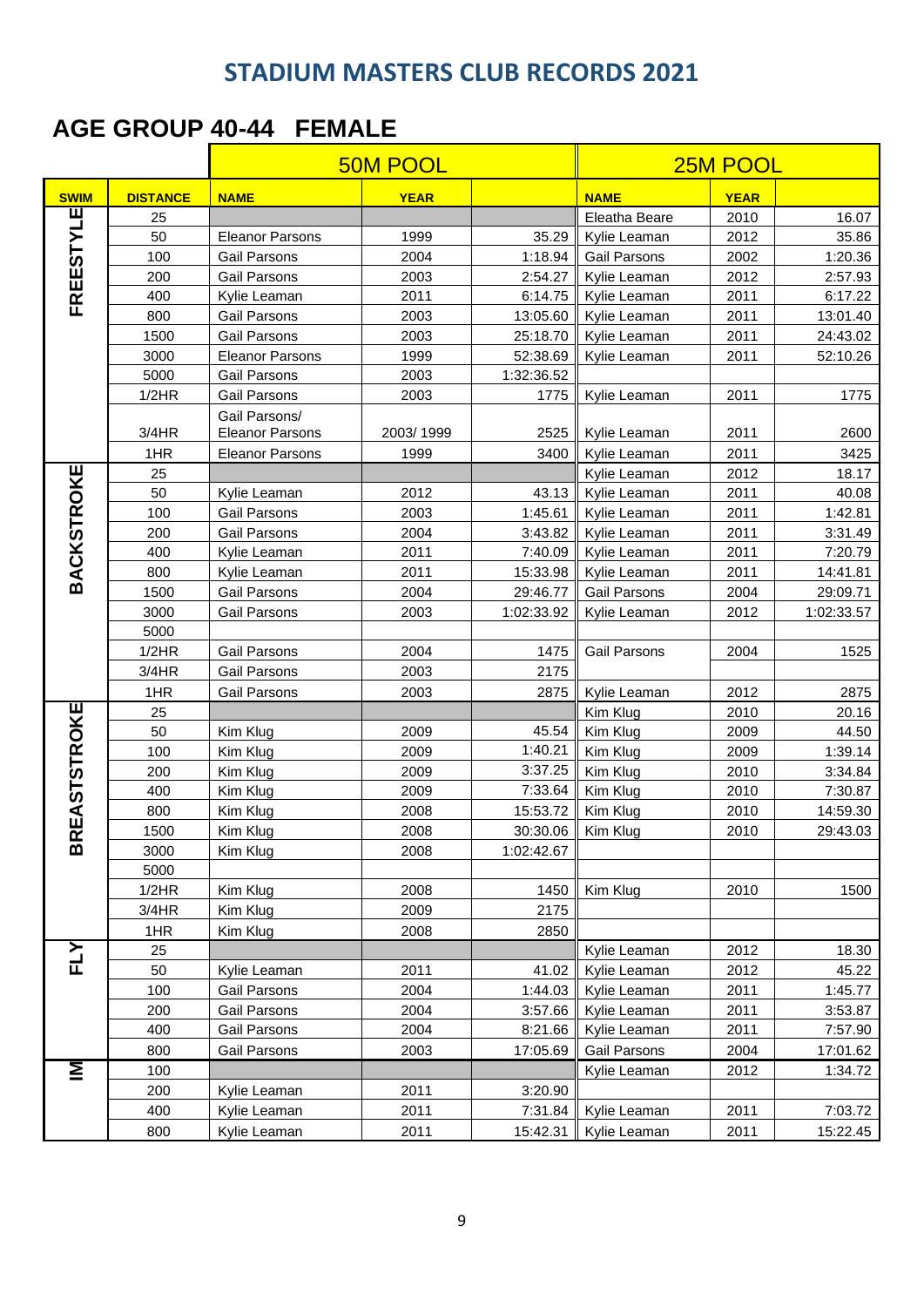## STADIUM MASTERS CLUB RECORDS 2021

### AGE GROUP 40-44 FEMALE

| | | 50M POOL | | | 25M POOL | | |
|---|---|---|---|---|---|---|---|
| **SWIM** | **DISTANCE** | **NAME** | **YEAR** | | **NAME** | **YEAR** | |
| FREESTYLE | 25 | | | | Eleatha Beare | 2010 | 16.07 |
| | 50 | Eleanor Parsons | 1999 | 35.29 | Kylie Leaman | 2012 | 35.86 |
| | 100 | Gail Parsons | 2004 | 1:18.94 | Gail Parsons | 2002 | 1:20.36 |
| | 200 | Gail Parsons | 2003 | 2:54.27 | Kylie Leaman | 2012 | 2:57.93 |
| | 400 | Kylie Leaman | 2011 | 6:14.75 | Kylie Leaman | 2011 | 6:17.22 |
| | 800 | Gail Parsons | 2003 | 13:05.60 | Kylie Leaman | 2011 | 13:01.40 |
| | 1500 | Gail Parsons | 2003 | 25:18.70 | Kylie Leaman | 2011 | 24:43.02 |
| | 3000 | Eleanor Parsons | 1999 | 52:38.69 | Kylie Leaman | 2011 | 52:10.26 |
| | 5000 | Gail Parsons | 2003 | 1:32:36.52 | | | |
| | 1/2HR | Gail Parsons | 2003 | 1775 | Kylie Leaman | 2011 | 1775 |
| | 3/4HR | Gail Parsons/ Eleanor Parsons | 2003/ 1999 | 2525 | Kylie Leaman | 2011 | 2600 |
| | 1HR | Eleanor Parsons | 1999 | 3400 | Kylie Leaman | 2011 | 3425 |
| BACKSTROKE | 25 | | | | Kylie Leaman | 2012 | 18.17 |
| | 50 | Kylie Leaman | 2012 | 43.13 | Kylie Leaman | 2011 | 40.08 |
| | 100 | Gail Parsons | 2003 | 1:45.61 | Kylie Leaman | 2011 | 1:42.81 |
| | 200 | Gail Parsons | 2004 | 3:43.82 | Kylie Leaman | 2011 | 3:31.49 |
| | 400 | Kylie Leaman | 2011 | 7:40.09 | Kylie Leaman | 2011 | 7:20.79 |
| | 800 | Kylie Leaman | 2011 | 15:33.98 | Kylie Leaman | 2011 | 14:41.81 |
| | 1500 | Gail Parsons | 2004 | 29:46.77 | Gail Parsons | 2004 | 29:09.71 |
| | 3000 | Gail Parsons | 2003 | 1:02:33.92 | Kylie Leaman | 2012 | 1:02:33.57 |
| | 5000 | | | | | | |
| | 1/2HR | Gail Parsons | 2004 | 1475 | Gail Parsons | 2004 | 1525 |
| | 3/4HR | Gail Parsons | 2003 | 2175 | | | |
| | 1HR | Gail Parsons | 2003 | 2875 | Kylie Leaman | 2012 | 2875 |
| BREASTSTROKE | 25 | | | | Kim Klug | 2010 | 20.16 |
| | 50 | Kim Klug | 2009 | 45.54 | Kim Klug | 2009 | 44.50 |
| | 100 | Kim Klug | 2009 | 1:40.21 | Kim Klug | 2009 | 1:39.14 |
| | 200 | Kim Klug | 2009 | 3:37.25 | Kim Klug | 2010 | 3:34.84 |
| | 400 | Kim Klug | 2009 | 7:33.64 | Kim Klug | 2010 | 7:30.87 |
| | 800 | Kim Klug | 2008 | 15:53.72 | Kim Klug | 2010 | 14:59.30 |
| | 1500 | Kim Klug | 2008 | 30:30.06 | Kim Klug | 2010 | 29:43.03 |
| | 3000 | Kim Klug | 2008 | 1:02:42.67 | | | |
| | 5000 | | | | | | |
| | 1/2HR | Kim Klug | 2008 | 1450 | Kim Klug | 2010 | 1500 |
| | 3/4HR | Kim Klug | 2009 | 2175 | | | |
| | 1HR | Kim Klug | 2008 | 2850 | | | |
| FLY | 25 | | | | Kylie Leaman | 2012 | 18.30 |
| | 50 | Kylie Leaman | 2011 | 41.02 | Kylie Leaman | 2012 | 45.22 |
| | 100 | Gail Parsons | 2004 | 1:44.03 | Kylie Leaman | 2011 | 1:45.77 |
| | 200 | Gail Parsons | 2004 | 3:57.66 | Kylie Leaman | 2011 | 3:53.87 |
| | 400 | Gail Parsons | 2004 | 8:21.66 | Kylie Leaman | 2011 | 7:57.90 |
| | 800 | Gail Parsons | 2003 | 17:05.69 | Gail Parsons | 2004 | 17:01.62 |
| IM | 100 | | | | Kylie Leaman | 2012 | 1:34.72 |
| | 200 | Kylie Leaman | 2011 | 3:20.90 | | | |
| | 400 | Kylie Leaman | 2011 | 7:31.84 | Kylie Leaman | 2011 | 7:03.72 |
| | 800 | Kylie Leaman | 2011 | 15:42.31 | Kylie Leaman | 2011 | 15:22.45 |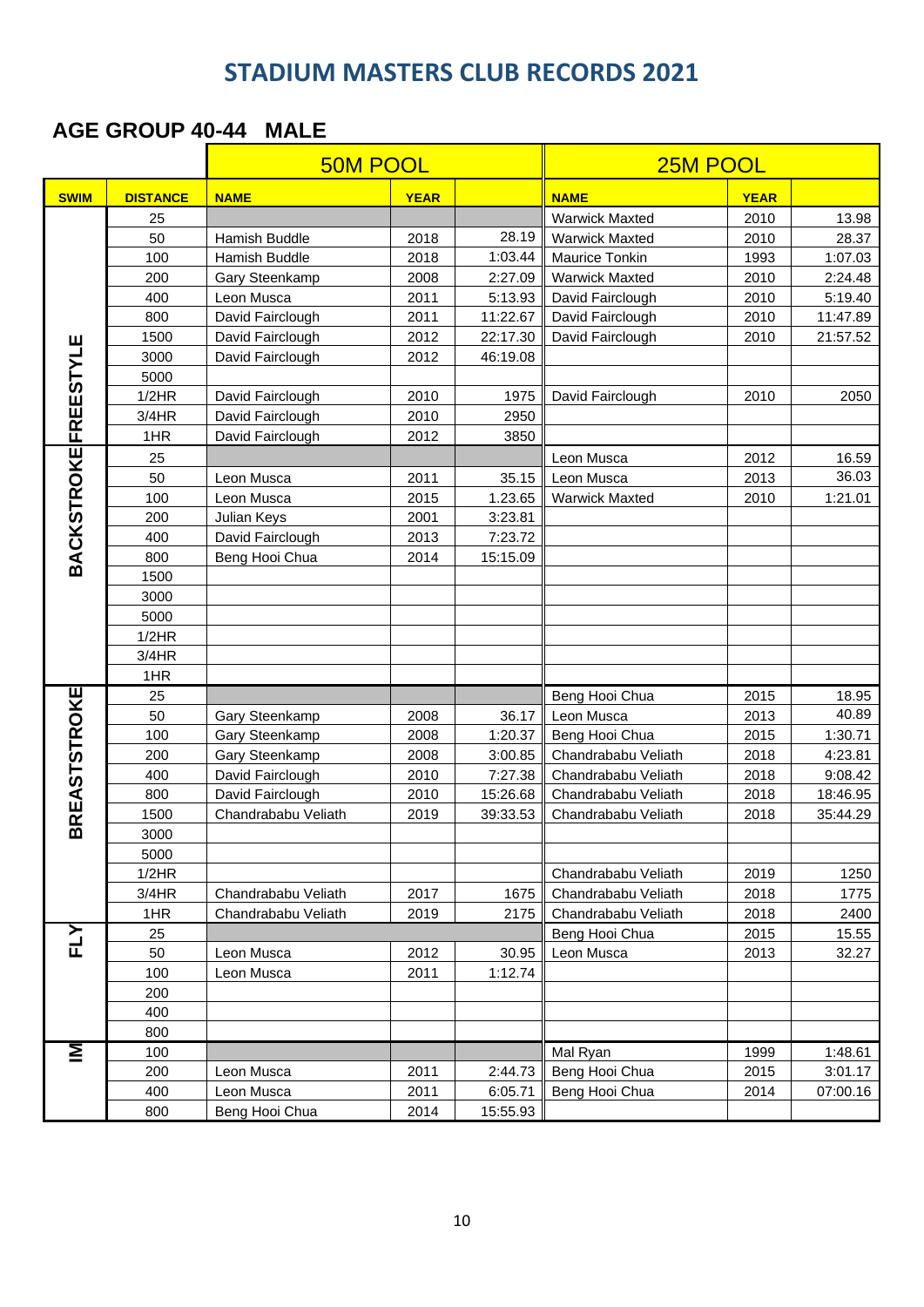# STADIUM MASTERS CLUB RECORDS 2021

## AGE GROUP 40-44 MALE

| | | 50M POOL | | | 25M POOL | | |
|---|---|---|---|---|---|---|---|
| **SWIM** | **DISTANCE** | **NAME** | **YEAR** | | **NAME** | **YEAR** | |
| FREESTYLE | 25 | | | | Warwick Maxted | 2010 | 13.98 |
| | 50 | Hamish Buddle | 2018 | 28.19 | Warwick Maxted | 2010 | 28.37 |
| | 100 | Hamish Buddle | 2018 | 1:03.44 | Maurice Tonkin | 1993 | 1:07.03 |
| | 200 | Gary Steenkamp | 2008 | 2:27.09 | Warwick Maxted | 2010 | 2:24.48 |
| | 400 | Leon Musca | 2011 | 5:13.93 | David Fairclough | 2010 | 5:19.40 |
| | 800 | David Fairclough | 2011 | 11:22.67 | David Fairclough | 2010 | 11:47.89 |
| | 1500 | David Fairclough | 2012 | 22:17.30 | David Fairclough | 2010 | 21:57.52 |
| | 3000 | David Fairclough | 2012 | 46:19.08 | | | |
| | 5000 | | | | | | |
| | 1/2HR | David Fairclough | 2010 | 1975 | David Fairclough | 2010 | 2050 |
| | 3/4HR | David Fairclough | 2010 | 2950 | | | |
| | 1HR | David Fairclough | 2012 | 3850 | | | |
| BACKSTROKE | 25 | | | | Leon Musca | 2012 | 16.59 |
| | 50 | Leon Musca | 2011 | 35.15 | Leon Musca | 2013 | 36.03 |
| | 100 | Leon Musca | 2015 | 1.23.65 | Warwick Maxted | 2010 | 1:21.01 |
| | 200 | Julian Keys | 2001 | 3:23.81 | | | |
| | 400 | David Fairclough | 2013 | 7:23.72 | | | |
| | 800 | Beng Hooi Chua | 2014 | 15:15.09 | | | |
| | 1500 | | | | | | |
| | 3000 | | | | | | |
| | 5000 | | | | | | |
| | 1/2HR | | | | | | |
| | 3/4HR | | | | | | |
| | 1HR | | | | | | |
| BREASTSTROKE | 25 | | | | Beng Hooi Chua | 2015 | 18.95 |
| | 50 | Gary Steenkamp | 2008 | 36.17 | Leon Musca | 2013 | 40.89 |
| | 100 | Gary Steenkamp | 2008 | 1:20.37 | Beng Hooi Chua | 2015 | 1:30.71 |
| | 200 | Gary Steenkamp | 2008 | 3:00.85 | Chandrababu Veliath | 2018 | 4:23.81 |
| | 400 | David Fairclough | 2010 | 7:27.38 | Chandrababu Veliath | 2018 | 9:08.42 |
| | 800 | David Fairclough | 2010 | 15:26.68 | Chandrababu Veliath | 2018 | 18:46.95 |
| | 1500 | Chandrababu Veliath | 2019 | 39:33.53 | Chandrababu Veliath | 2018 | 35:44.29 |
| | 3000 | | | | | | |
| | 5000 | | | | | | |
| | 1/2HR | | | | Chandrababu Veliath | 2019 | 1250 |
| | 3/4HR | Chandrababu Veliath | 2017 | 1675 | Chandrababu Veliath | 2018 | 1775 |
| | 1HR | Chandrababu Veliath | 2019 | 2175 | Chandrababu Veliath | 2018 | 2400 |
| FLY | 25 | | | | Beng Hooi Chua | 2015 | 15.55 |
| | 50 | Leon Musca | 2012 | 30.95 | Leon Musca | 2013 | 32.27 |
| | 100 | Leon Musca | 2011 | 1:12.74 | | | |
| | 200 | | | | | | |
| | 400 | | | | | | |
| | 800 | | | | | | |
| IM | 100 | | | | Mal Ryan | 1999 | 1:48.61 |
| | 200 | Leon Musca | 2011 | 2:44.73 | Beng Hooi Chua | 2015 | 3:01.17 |
| | 400 | Leon Musca | 2011 | 6:05.71 | Beng Hooi Chua | 2014 | 07:00.16 |
| | 800 | Beng Hooi Chua | 2014 | 15:55.93 | | | |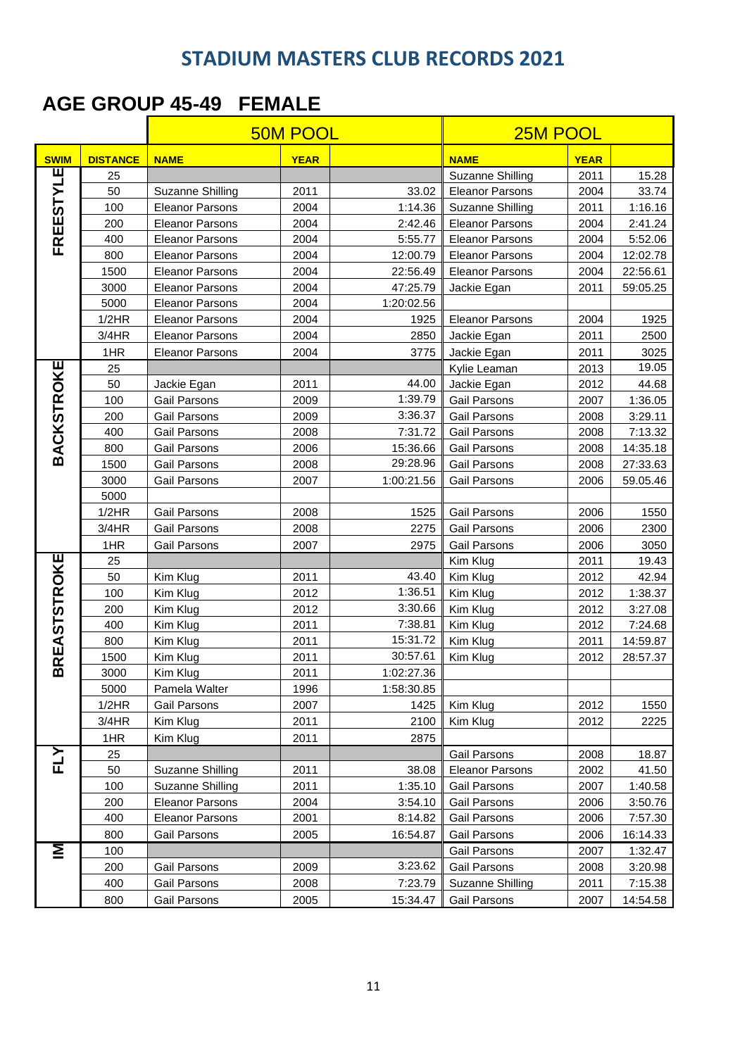## STADIUM MASTERS CLUB RECORDS 2021

## AGE GROUP 45-49 FEMALE

| | | 50M POOL | | | 25M POOL | | |
|---|---|---|---|---|---|---|---|
| SWIM | DISTANCE | NAME | YEAR | | NAME | YEAR | |
| FREESTYLE | 25 | | | | Suzanne Shilling | 2011 | 15.28 |
| | 50 | Suzanne Shilling | 2011 | 33.02 | Eleanor Parsons | 2004 | 33.74 |
| | 100 | Eleanor Parsons | 2004 | 1:14.36 | Suzanne Shilling | 2011 | 1:16.16 |
| | 200 | Eleanor Parsons | 2004 | 2:42.46 | Eleanor Parsons | 2004 | 2:41.24 |
| | 400 | Eleanor Parsons | 2004 | 5:55.77 | Eleanor Parsons | 2004 | 5:52.06 |
| | 800 | Eleanor Parsons | 2004 | 12:00.79 | Eleanor Parsons | 2004 | 12:02.78 |
| | 1500 | Eleanor Parsons | 2004 | 22:56.49 | Eleanor Parsons | 2004 | 22:56.61 |
| | 3000 | Eleanor Parsons | 2004 | 47:25.79 | Jackie Egan | 2011 | 59:05.25 |
| | 5000 | Eleanor Parsons | 2004 | 1:20:02.56 | | | |
| | 1/2HR | Eleanor Parsons | 2004 | 1925 | Eleanor Parsons | 2004 | 1925 |
| | 3/4HR | Eleanor Parsons | 2004 | 2850 | Jackie Egan | 2011 | 2500 |
| | 1HR | Eleanor Parsons | 2004 | 3775 | Jackie Egan | 2011 | 3025 |
| BACKSTROKE | 25 | | | | Kylie Leaman | 2013 | 19.05 |
| | 50 | Jackie Egan | 2011 | 44.00 | Jackie Egan | 2012 | 44.68 |
| | 100 | Gail Parsons | 2009 | 1:39.79 | Gail Parsons | 2007 | 1:36.05 |
| | 200 | Gail Parsons | 2009 | 3:36.37 | Gail Parsons | 2008 | 3:29.11 |
| | 400 | Gail Parsons | 2008 | 7:31.72 | Gail Parsons | 2008 | 7:13.32 |
| | 800 | Gail Parsons | 2006 | 15:36.66 | Gail Parsons | 2008 | 14:35.18 |
| | 1500 | Gail Parsons | 2008 | 29:28.96 | Gail Parsons | 2008 | 27:33.63 |
| | 3000 | Gail Parsons | 2007 | 1:00:21.56 | Gail Parsons | 2006 | 59.05.46 |
| | 5000 | | | | | | |
| | 1/2HR | Gail Parsons | 2008 | 1525 | Gail Parsons | 2006 | 1550 |
| | 3/4HR | Gail Parsons | 2008 | 2275 | Gail Parsons | 2006 | 2300 |
| | 1HR | Gail Parsons | 2007 | 2975 | Gail Parsons | 2006 | 3050 |
| BREASTSTROKE | 25 | | | | Kim Klug | 2011 | 19.43 |
| | 50 | Kim Klug | 2011 | 43.40 | Kim Klug | 2012 | 42.94 |
| | 100 | Kim Klug | 2012 | 1:36.51 | Kim Klug | 2012 | 1:38.37 |
| | 200 | Kim Klug | 2012 | 3:30.66 | Kim Klug | 2012 | 3:27.08 |
| | 400 | Kim Klug | 2011 | 7:38.81 | Kim Klug | 2012 | 7:24.68 |
| | 800 | Kim Klug | 2011 | 15:31.72 | Kim Klug | 2011 | 14:59.87 |
| | 1500 | Kim Klug | 2011 | 30:57.61 | Kim Klug | 2012 | 28:57.37 |
| | 3000 | Kim Klug | 2011 | 1:02:27.36 | | | |
| | 5000 | Pamela Walter | 1996 | 1:58:30.85 | | | |
| | 1/2HR | Gail Parsons | 2007 | 1425 | Kim Klug | 2012 | 1550 |
| | 3/4HR | Kim Klug | 2011 | 2100 | Kim Klug | 2012 | 2225 |
| | 1HR | Kim Klug | 2011 | 2875 | | | |
| FLY | 25 | | | | Gail Parsons | 2008 | 18.87 |
| | 50 | Suzanne Shilling | 2011 | 38.08 | Eleanor Parsons | 2002 | 41.50 |
| | 100 | Suzanne Shilling | 2011 | 1:35.10 | Gail Parsons | 2007 | 1:40.58 |
| | 200 | Eleanor Parsons | 2004 | 3:54.10 | Gail Parsons | 2006 | 3:50.76 |
| | 400 | Eleanor Parsons | 2001 | 8:14.82 | Gail Parsons | 2006 | 7:57.30 |
| | 800 | Gail Parsons | 2005 | 16:54.87 | Gail Parsons | 2006 | 16:14.33 |
| IM | 100 | | | | Gail Parsons | 2007 | 1:32.47 |
| | 200 | Gail Parsons | 2009 | 3:23.62 | Gail Parsons | 2008 | 3:20.98 |
| | 400 | Gail Parsons | 2008 | 7:23.79 | Suzanne Shilling | 2011 | 7:15.38 |
| | 800 | Gail Parsons | 2005 | 15:34.47 | Gail Parsons | 2007 | 14:54.58 |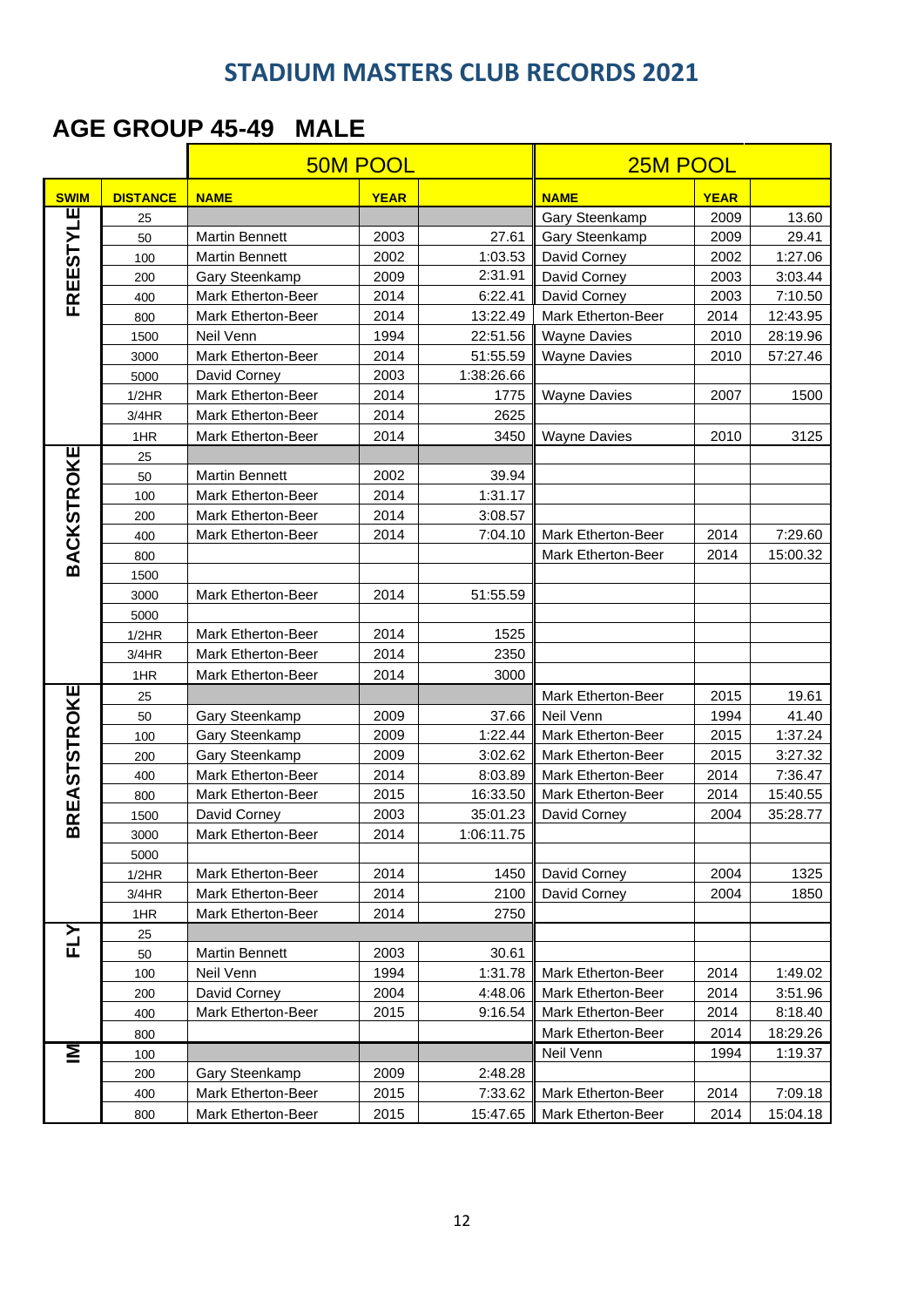# STADIUM MASTERS CLUB RECORDS 2021

## AGE GROUP 45-49 MALE

| | | 50M POOL | | | 25M POOL | | |
|---|---|---|---|---|---|---|---|
| **SWIM** | **DISTANCE** | **NAME** | **YEAR** | | **NAME** | **YEAR** | |
| FREESTYLE | 25 | | | | Gary Steenkamp | 2009 | 13.60 |
| | 50 | Martin Bennett | 2003 | 27.61 | Gary Steenkamp | 2009 | 29.41 |
| | 100 | Martin Bennett | 2002 | 1:03.53 | David Corney | 2002 | 1:27.06 |
| | 200 | Gary Steenkamp | 2009 | 2:31.91 | David Corney | 2003 | 3:03.44 |
| | 400 | Mark Etherton-Beer | 2014 | 6:22.41 | David Corney | 2003 | 7:10.50 |
| | 800 | Mark Etherton-Beer | 2014 | 13:22.49 | Mark Etherton-Beer | 2014 | 12:43.95 |
| | 1500 | Neil Venn | 1994 | 22:51.56 | Wayne Davies | 2010 | 28:19.96 |
| | 3000 | Mark Etherton-Beer | 2014 | 51:55.59 | Wayne Davies | 2010 | 57:27.46 |
| | 5000 | David Corney | 2003 | 1:38:26.66 | | | |
| | 1/2HR | Mark Etherton-Beer | 2014 | 1775 | Wayne Davies | 2007 | 1500 |
| | 3/4HR | Mark Etherton-Beer | 2014 | 2625 | | | |
| | 1HR | Mark Etherton-Beer | 2014 | 3450 | Wayne Davies | 2010 | 3125 |
| BACKSTROKE | 25 | | | | | | |
| | 50 | Martin Bennett | 2002 | 39.94 | | | |
| | 100 | Mark Etherton-Beer | 2014 | 1:31.17 | | | |
| | 200 | Mark Etherton-Beer | 2014 | 3:08.57 | | | |
| | 400 | Mark Etherton-Beer | 2014 | 7:04.10 | Mark Etherton-Beer | 2014 | 7:29.60 |
| | 800 | | | | Mark Etherton-Beer | 2014 | 15:00.32 |
| | 1500 | | | | | | |
| | 3000 | Mark Etherton-Beer | 2014 | 51:55.59 | | | |
| | 5000 | | | | | | |
| | 1/2HR | Mark Etherton-Beer | 2014 | 1525 | | | |
| | 3/4HR | Mark Etherton-Beer | 2014 | 2350 | | | |
| | 1HR | Mark Etherton-Beer | 2014 | 3000 | | | |
| BREASTSTROKE | 25 | | | | Mark Etherton-Beer | 2015 | 19.61 |
| | 50 | Gary Steenkamp | 2009 | 37.66 | Neil Venn | 1994 | 41.40 |
| | 100 | Gary Steenkamp | 2009 | 1:22.44 | Mark Etherton-Beer | 2015 | 1:37.24 |
| | 200 | Gary Steenkamp | 2009 | 3:02.62 | Mark Etherton-Beer | 2015 | 3:27.32 |
| | 400 | Mark Etherton-Beer | 2014 | 8:03.89 | Mark Etherton-Beer | 2014 | 7:36.47 |
| | 800 | Mark Etherton-Beer | 2015 | 16:33.50 | Mark Etherton-Beer | 2014 | 15:40.55 |
| | 1500 | David Corney | 2003 | 35:01.23 | David Corney | 2004 | 35:28.77 |
| | 3000 | Mark Etherton-Beer | 2014 | 1:06:11.75 | | | |
| | 5000 | | | | | | |
| | 1/2HR | Mark Etherton-Beer | 2014 | 1450 | David Corney | 2004 | 1325 |
| | 3/4HR | Mark Etherton-Beer | 2014 | 2100 | David Corney | 2004 | 1850 |
| | 1HR | Mark Etherton-Beer | 2014 | 2750 | | | |
| FLY | 25 | | | | | | |
| | 50 | Martin Bennett | 2003 | 30.61 | | | |
| | 100 | Neil Venn | 1994 | 1:31.78 | Mark Etherton-Beer | 2014 | 1:49.02 |
| | 200 | David Corney | 2004 | 4:48.06 | Mark Etherton-Beer | 2014 | 3:51.96 |
| | 400 | Mark Etherton-Beer | 2015 | 9:16.54 | Mark Etherton-Beer | 2014 | 8:18.40 |
| | 800 | | | | Mark Etherton-Beer | 2014 | 18:29.26 |
| IM | 100 | | | | Neil Venn | 1994 | 1:19.37 |
| | 200 | Gary Steenkamp | 2009 | 2:48.28 | | | |
| | 400 | Mark Etherton-Beer | 2015 | 7:33.62 | Mark Etherton-Beer | 2014 | 7:09.18 |
| | 800 | Mark Etherton-Beer | 2015 | 15:47.65 | Mark Etherton-Beer | 2014 | 15:04.18 |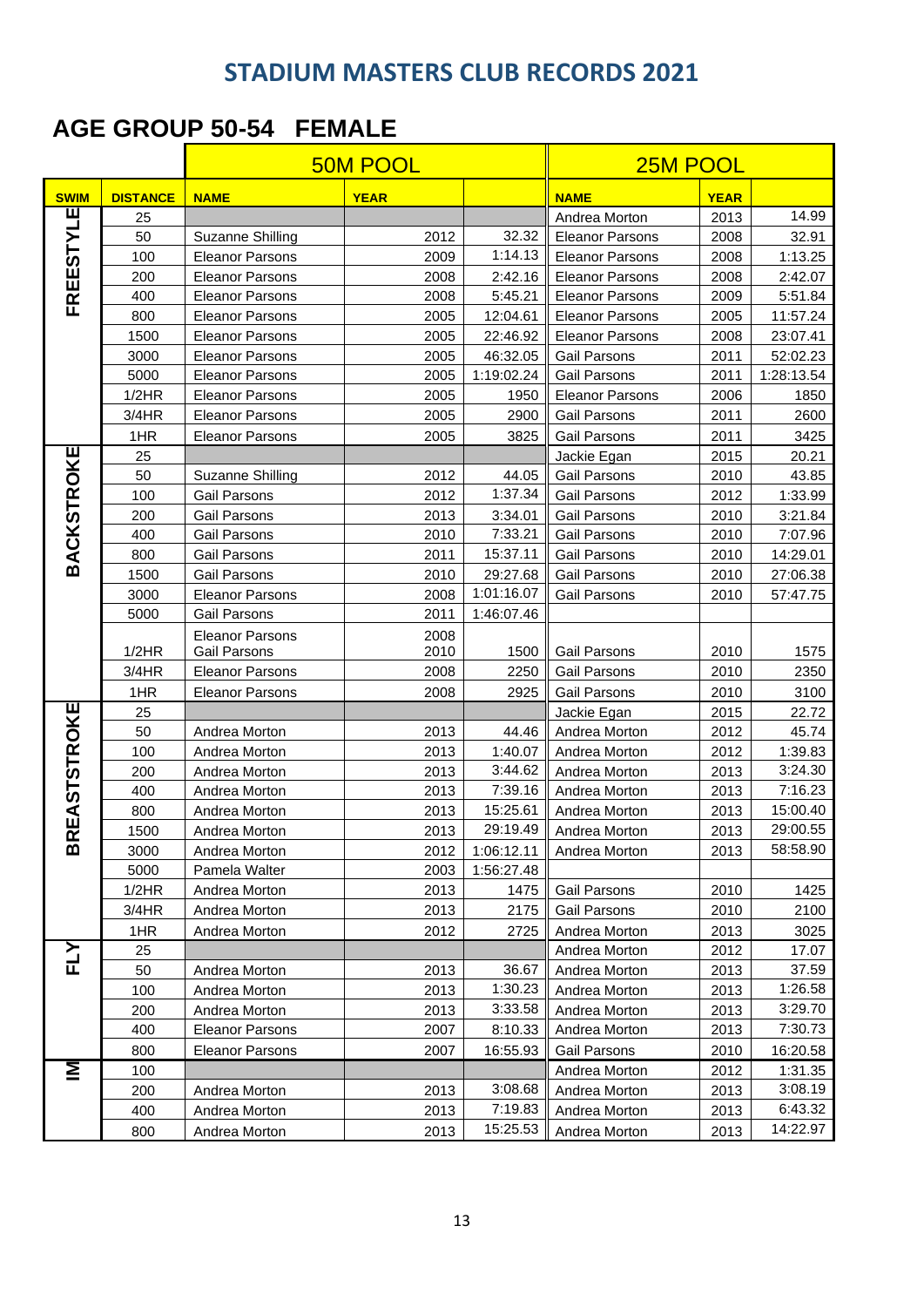# STADIUM MASTERS CLUB RECORDS 2021

## AGE GROUP 50-54 FEMALE

| | | 50M POOL | | | 25M POOL | | |
|---|---|---|---|---|---|---|---|
| **SWIM** | **DISTANCE** | **NAME** | **YEAR** | | **NAME** | **YEAR** | |
| FREESTYLE | 25 | | | | Andrea Morton | 2013 | 14.99 |
| | 50 | Suzanne Shilling | 2012 | 32.32 | Eleanor Parsons | 2008 | 32.91 |
| | 100 | Eleanor Parsons | 2009 | 1:14.13 | Eleanor Parsons | 2008 | 1:13.25 |
| | 200 | Eleanor Parsons | 2008 | 2:42.16 | Eleanor Parsons | 2008 | 2:42.07 |
| | 400 | Eleanor Parsons | 2008 | 5:45.21 | Eleanor Parsons | 2009 | 5:51.84 |
| | 800 | Eleanor Parsons | 2005 | 12:04.61 | Eleanor Parsons | 2005 | 11:57.24 |
| | 1500 | Eleanor Parsons | 2005 | 22:46.92 | Eleanor Parsons | 2008 | 23:07.41 |
| | 3000 | Eleanor Parsons | 2005 | 46:32.05 | Gail Parsons | 2011 | 52:02.23 |
| | 5000 | Eleanor Parsons | 2005 | 1:19:02.24 | Gail Parsons | 2011 | 1:28:13.54 |
| | 1/2HR | Eleanor Parsons | 2005 | 1950 | Eleanor Parsons | 2006 | 1850 |
| | 3/4HR | Eleanor Parsons | 2005 | 2900 | Gail Parsons | 2011 | 2600 |
| | 1HR | Eleanor Parsons | 2005 | 3825 | Gail Parsons | 2011 | 3425 |
| BACKSTROKE | 25 | | | | Jackie Egan | 2015 | 20.21 |
| | 50 | Suzanne Shilling | 2012 | 44.05 | Gail Parsons | 2010 | 43.85 |
| | 100 | Gail Parsons | 2012 | 1:37.34 | Gail Parsons | 2012 | 1:33.99 |
| | 200 | Gail Parsons | 2013 | 3:34.01 | Gail Parsons | 2010 | 3:21.84 |
| | 400 | Gail Parsons | 2010 | 7:33.21 | Gail Parsons | 2010 | 7:07.96 |
| | 800 | Gail Parsons | 2011 | 15:37.11 | Gail Parsons | 2010 | 14:29.01 |
| | 1500 | Gail Parsons | 2010 | 29:27.68 | Gail Parsons | 2010 | 27:06.38 |
| | 3000 | Eleanor Parsons | 2008 | 1:01:16.07 | Gail Parsons | 2010 | 57:47.75 |
| | 5000 | Gail Parsons | 2011 | 1:46:07.46 | | | |
| | 1/2HR | Eleanor Parsons<br>Gail Parsons | 2008<br>2010 | 1500 | Gail Parsons | 2010 | 1575 |
| | 3/4HR | Eleanor Parsons | 2008 | 2250 | Gail Parsons | 2010 | 2350 |
| | 1HR | Eleanor Parsons | 2008 | 2925 | Gail Parsons | 2010 | 3100 |
| BREASTSTROKE | 25 | | | | Jackie Egan | 2015 | 22.72 |
| | 50 | Andrea Morton | 2013 | 44.46 | Andrea Morton | 2012 | 45.74 |
| | 100 | Andrea Morton | 2013 | 1:40.07 | Andrea Morton | 2012 | 1:39.83 |
| | 200 | Andrea Morton | 2013 | 3:44.62 | Andrea Morton | 2013 | 3:24.30 |
| | 400 | Andrea Morton | 2013 | 7:39.16 | Andrea Morton | 2013 | 7:16.23 |
| | 800 | Andrea Morton | 2013 | 15:25.61 | Andrea Morton | 2013 | 15:00.40 |
| | 1500 | Andrea Morton | 2013 | 29:19.49 | Andrea Morton | 2013 | 29:00.55 |
| | 3000 | Andrea Morton | 2012 | 1:06:12.11 | Andrea Morton | 2013 | 58:58.90 |
| | 5000 | Pamela Walter | 2003 | 1:56:27.48 | | | |
| | 1/2HR | Andrea Morton | 2013 | 1475 | Gail Parsons | 2010 | 1425 |
| | 3/4HR | Andrea Morton | 2013 | 2175 | Gail Parsons | 2010 | 2100 |
| | 1HR | Andrea Morton | 2012 | 2725 | Andrea Morton | 2013 | 3025 |
| FLY | 25 | | | | Andrea Morton | 2012 | 17.07 |
| | 50 | Andrea Morton | 2013 | 36.67 | Andrea Morton | 2013 | 37.59 |
| | 100 | Andrea Morton | 2013 | 1:30.23 | Andrea Morton | 2013 | 1:26.58 |
| | 200 | Andrea Morton | 2013 | 3:33.58 | Andrea Morton | 2013 | 3:29.70 |
| | 400 | Eleanor Parsons | 2007 | 8:10.33 | Andrea Morton | 2013 | 7:30.73 |
| | 800 | Eleanor Parsons | 2007 | 16:55.93 | Gail Parsons | 2010 | 16:20.58 |
| IM | 100 | | | | Andrea Morton | 2012 | 1:31.35 |
| | 200 | Andrea Morton | 2013 | 3:08.68 | Andrea Morton | 2013 | 3:08.19 |
| | 400 | Andrea Morton | 2013 | 7:19.83 | Andrea Morton | 2013 | 6:43.32 |
| | 800 | Andrea Morton | 2013 | 15:25.53 | Andrea Morton | 2013 | 14:22.97 |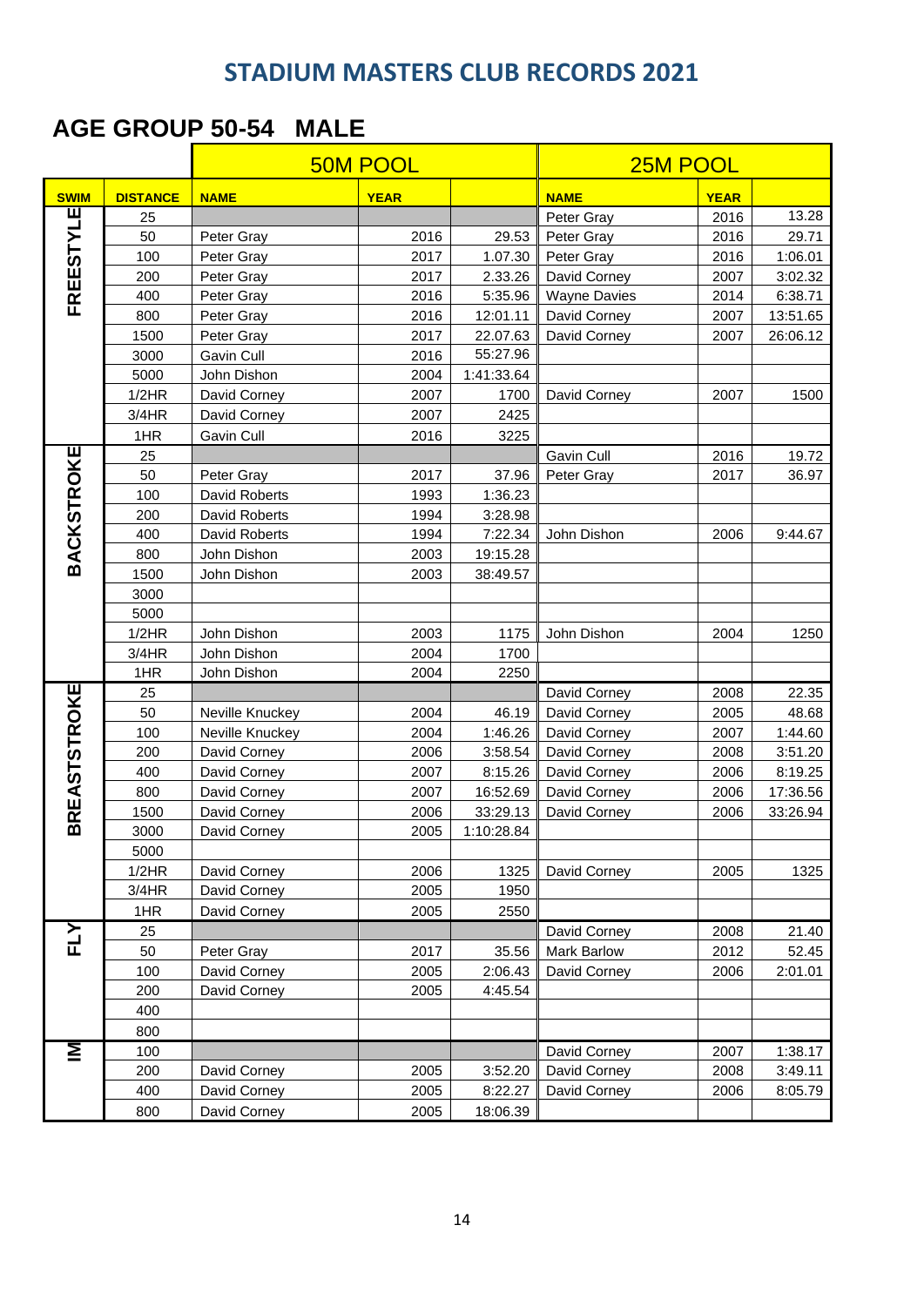## STADIUM MASTERS CLUB RECORDS 2021

## AGE GROUP 50-54 MALE

| | | 50M POOL | | | 25M POOL | | |
|---|---|---|---|---|---|---|---|
| **SWIM** | **DISTANCE** | **NAME** | **YEAR** | | **NAME** | **YEAR** | |
| FREESTYLE | 25 | | | | Peter Gray | 2016 | 13.28 |
| | 50 | Peter Gray | 2016 | 29.53 | Peter Gray | 2016 | 29.71 |
| | 100 | Peter Gray | 2017 | 1.07.30 | Peter Gray | 2016 | 1:06.01 |
| | 200 | Peter Gray | 2017 | 2.33.26 | David Corney | 2007 | 3:02.32 |
| | 400 | Peter Gray | 2016 | 5:35.96 | Wayne Davies | 2014 | 6:38.71 |
| | 800 | Peter Gray | 2016 | 12:01.11 | David Corney | 2007 | 13:51.65 |
| | 1500 | Peter Gray | 2017 | 22.07.63 | David Corney | 2007 | 26:06.12 |
| | 3000 | Gavin Cull | 2016 | 55:27.96 | | | |
| | 5000 | John Dishon | 2004 | 1:41:33.64 | | | |
| | 1/2HR | David Corney | 2007 | 1700 | David Corney | 2007 | 1500 |
| | 3/4HR | David Corney | 2007 | 2425 | | | |
| | 1HR | Gavin Cull | 2016 | 3225 | | | |
| BACKSTROKE | 25 | | | | Gavin Cull | 2016 | 19.72 |
| | 50 | Peter Gray | 2017 | 37.96 | Peter Gray | 2017 | 36.97 |
| | 100 | David Roberts | 1993 | 1:36.23 | | | |
| | 200 | David Roberts | 1994 | 3:28.98 | | | |
| | 400 | David Roberts | 1994 | 7:22.34 | John Dishon | 2006 | 9:44.67 |
| | 800 | John Dishon | 2003 | 19:15.28 | | | |
| | 1500 | John Dishon | 2003 | 38:49.57 | | | |
| | 3000 | | | | | | |
| | 5000 | | | | | | |
| | 1/2HR | John Dishon | 2003 | 1175 | John Dishon | 2004 | 1250 |
| | 3/4HR | John Dishon | 2004 | 1700 | | | |
| | 1HR | John Dishon | 2004 | 2250 | | | |
| BREASTSTROKE | 25 | | | | David Corney | 2008 | 22.35 |
| | 50 | Neville Knuckey | 2004 | 46.19 | David Corney | 2005 | 48.68 |
| | 100 | Neville Knuckey | 2004 | 1:46.26 | David Corney | 2007 | 1:44.60 |
| | 200 | David Corney | 2006 | 3:58.54 | David Corney | 2008 | 3:51.20 |
| | 400 | David Corney | 2007 | 8:15.26 | David Corney | 2006 | 8:19.25 |
| | 800 | David Corney | 2007 | 16:52.69 | David Corney | 2006 | 17:36.56 |
| | 1500 | David Corney | 2006 | 33:29.13 | David Corney | 2006 | 33:26.94 |
| | 3000 | David Corney | 2005 | 1:10:28.84 | | | |
| | 5000 | | | | | | |
| | 1/2HR | David Corney | 2006 | 1325 | David Corney | 2005 | 1325 |
| | 3/4HR | David Corney | 2005 | 1950 | | | |
| | 1HR | David Corney | 2005 | 2550 | | | |
| FLY | 25 | | | | David Corney | 2008 | 21.40 |
| | 50 | Peter Gray | 2017 | 35.56 | Mark Barlow | 2012 | 52.45 |
| | 100 | David Corney | 2005 | 2:06.43 | David Corney | 2006 | 2:01.01 |
| | 200 | David Corney | 2005 | 4:45.54 | | | |
| | 400 | | | | | | |
| | 800 | | | | | | |
| IM | 100 | | | | David Corney | 2007 | 1:38.17 |
| | 200 | David Corney | 2005 | 3:52.20 | David Corney | 2008 | 3:49.11 |
| | 400 | David Corney | 2005 | 8:22.27 | David Corney | 2006 | 8:05.79 |
| | 800 | David Corney | 2005 | 18:06.39 | | | |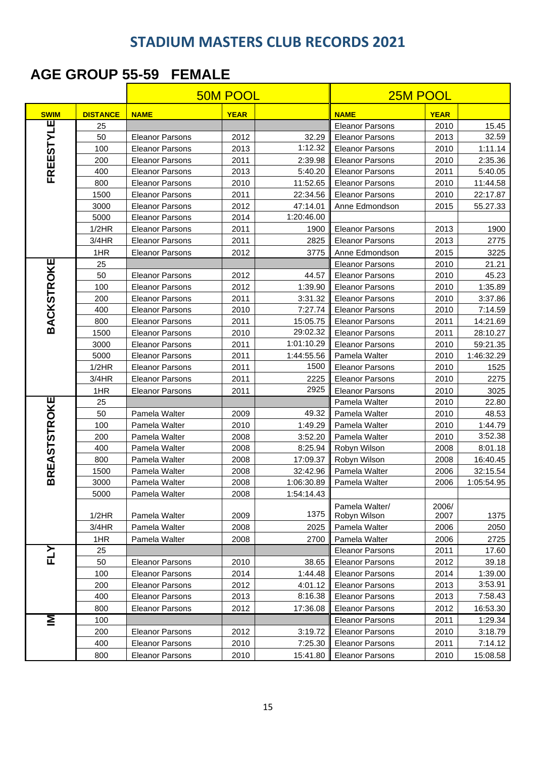# STADIUM MASTERS CLUB RECORDS 2021

## AGE GROUP 55-59 FEMALE

| | | 50M POOL | | | 25M POOL | | |
|---|---|---|---|---|---|---|---|
| **SWIM** | **DISTANCE** | **NAME** | **YEAR** | | **NAME** | **YEAR** | |
| FREESTYLE | 25 | | | | Eleanor Parsons | 2010 | 15.45 |
| | 50 | Eleanor Parsons | 2012 | 32.29 | Eleanor Parsons | 2013 | 32.59 |
| | 100 | Eleanor Parsons | 2013 | 1:12.32 | Eleanor Parsons | 2010 | 1:11.14 |
| | 200 | Eleanor Parsons | 2011 | 2:39.98 | Eleanor Parsons | 2010 | 2:35.36 |
| | 400 | Eleanor Parsons | 2013 | 5:40.20 | Eleanor Parsons | 2011 | 5:40.05 |
| | 800 | Eleanor Parsons | 2010 | 11:52.65 | Eleanor Parsons | 2010 | 11:44.58 |
| | 1500 | Eleanor Parsons | 2011 | 22:34.56 | Eleanor Parsons | 2010 | 22:17.87 |
| | 3000 | Eleanor Parsons | 2012 | 47:14.01 | Anne Edmondson | 2015 | 55.27.33 |
| | 5000 | Eleanor Parsons | 2014 | 1:20:46.00 | | | |
| | 1/2HR | Eleanor Parsons | 2011 | 1900 | Eleanor Parsons | 2013 | 1900 |
| | 3/4HR | Eleanor Parsons | 2011 | 2825 | Eleanor Parsons | 2013 | 2775 |
| | 1HR | Eleanor Parsons | 2012 | 3775 | Anne Edmondson | 2015 | 3225 |
| BACKSTROKE | 25 | | | | Eleanor Parsons | 2010 | 21.21 |
| | 50 | Eleanor Parsons | 2012 | 44.57 | Eleanor Parsons | 2010 | 45.23 |
| | 100 | Eleanor Parsons | 2012 | 1:39.90 | Eleanor Parsons | 2010 | 1:35.89 |
| | 200 | Eleanor Parsons | 2011 | 3:31.32 | Eleanor Parsons | 2010 | 3:37.86 |
| | 400 | Eleanor Parsons | 2010 | 7:27.74 | Eleanor Parsons | 2010 | 7:14.59 |
| | 800 | Eleanor Parsons | 2011 | 15:05.75 | Eleanor Parsons | 2011 | 14:21.69 |
| | 1500 | Eleanor Parsons | 2010 | 29:02.32 | Eleanor Parsons | 2011 | 28:10.27 |
| | 3000 | Eleanor Parsons | 2011 | 1:01:10.29 | Eleanor Parsons | 2010 | 59:21.35 |
| | 5000 | Eleanor Parsons | 2011 | 1:44:55.56 | Pamela Walter | 2010 | 1:46:32.29 |
| | 1/2HR | Eleanor Parsons | 2011 | 1500 | Eleanor Parsons | 2010 | 1525 |
| | 3/4HR | Eleanor Parsons | 2011 | 2225 | Eleanor Parsons | 2010 | 2275 |
| | 1HR | Eleanor Parsons | 2011 | 2925 | Eleanor Parsons | 2010 | 3025 |
| BREASTSTROKE | 25 | | | | Pamela Walter | 2010 | 22.80 |
| | 50 | Pamela Walter | 2009 | 49.32 | Pamela Walter | 2010 | 48.53 |
| | 100 | Pamela Walter | 2010 | 1:49.29 | Pamela Walter | 2010 | 1:44.79 |
| | 200 | Pamela Walter | 2008 | 3:52.20 | Pamela Walter | 2010 | 3:52.38 |
| | 400 | Pamela Walter | 2008 | 8:25.94 | Robyn Wilson | 2008 | 8:01.18 |
| | 800 | Pamela Walter | 2008 | 17:09.37 | Robyn Wilson | 2008 | 16:40.45 |
| | 1500 | Pamela Walter | 2008 | 32:42.96 | Pamela Walter | 2006 | 32:15.54 |
| | 3000 | Pamela Walter | 2008 | 1:06:30.89 | Pamela Walter | 2006 | 1:05:54.95 |
| | 5000 | Pamela Walter | 2008 | 1:54:14.43 | | | |
| | 1/2HR | Pamela Walter | 2009 | 1375 | Pamela Walter/ Robyn Wilson | 2006/ 2007 | 1375 |
| | 3/4HR | Pamela Walter | 2008 | 2025 | Pamela Walter | 2006 | 2050 |
| | 1HR | Pamela Walter | 2008 | 2700 | Pamela Walter | 2006 | 2725 |
| FLY | 25 | | | | Eleanor Parsons | 2011 | 17.60 |
| | 50 | Eleanor Parsons | 2010 | 38.65 | Eleanor Parsons | 2012 | 39.18 |
| | 100 | Eleanor Parsons | 2014 | 1:44.48 | Eleanor Parsons | 2014 | 1:39.00 |
| | 200 | Eleanor Parsons | 2012 | 4:01.12 | Eleanor Parsons | 2013 | 3:53.91 |
| | 400 | Eleanor Parsons | 2013 | 8:16.38 | Eleanor Parsons | 2013 | 7:58.43 |
| | 800 | Eleanor Parsons | 2012 | 17:36.08 | Eleanor Parsons | 2012 | 16:53.30 |
| IM | 100 | | | | Eleanor Parsons | 2011 | 1:29.34 |
| | 200 | Eleanor Parsons | 2012 | 3:19.72 | Eleanor Parsons | 2010 | 3:18.79 |
| | 400 | Eleanor Parsons | 2010 | 7:25.30 | Eleanor Parsons | 2011 | 7:14.12 |
| | 800 | Eleanor Parsons | 2010 | 15:41.80 | Eleanor Parsons | 2010 | 15:08.58 |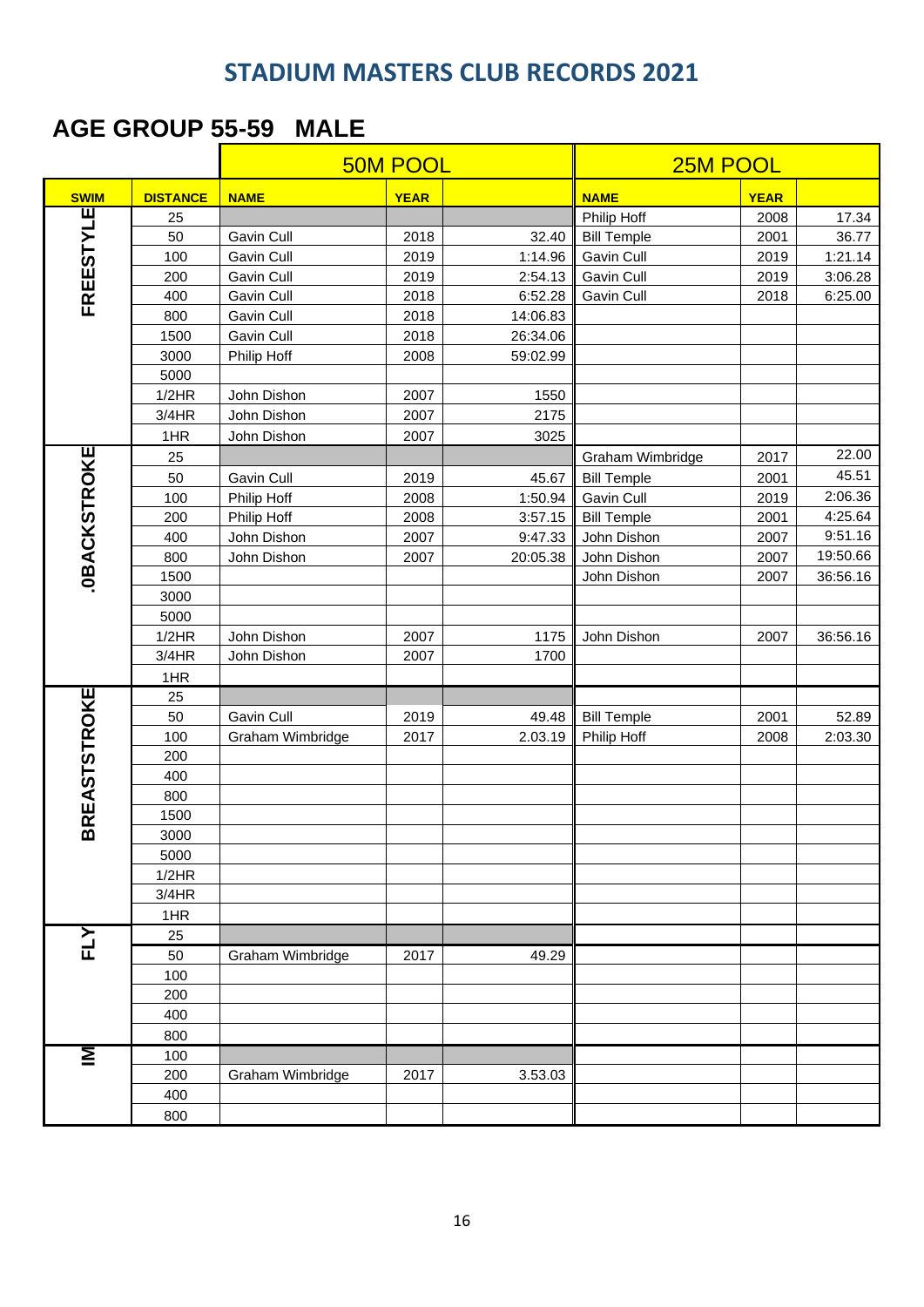# STADIUM MASTERS CLUB RECORDS 2021

## AGE GROUP 55-59 MALE

| | | 50M POOL | | | 25M POOL | | |
|---|---|---|---|---|---|---|---|
| **SWIM** | **DISTANCE** | **NAME** | **YEAR** | | **NAME** | **YEAR** | |
| FREESTYLE | 25 | | | | Philip Hoff | 2008 | 17.34 |
| | 50 | Gavin Cull | 2018 | 32.40 | Bill Temple | 2001 | 36.77 |
| | 100 | Gavin Cull | 2019 | 1:14.96 | Gavin Cull | 2019 | 1:21.14 |
| | 200 | Gavin Cull | 2019 | 2:54.13 | Gavin Cull | 2019 | 3:06.28 |
| | 400 | Gavin Cull | 2018 | 6:52.28 | Gavin Cull | 2018 | 6:25.00 |
| | 800 | Gavin Cull | 2018 | 14:06.83 | | | |
| | 1500 | Gavin Cull | 2018 | 26:34.06 | | | |
| | 3000 | Philip Hoff | 2008 | 59:02.99 | | | |
| | 5000 | | | | | | |
| | 1/2HR | John Dishon | 2007 | 1550 | | | |
| | 3/4HR | John Dishon | 2007 | 2175 | | | |
| | 1HR | John Dishon | 2007 | 3025 | | | |
| .0BACKSTROKE | 25 | | | | Graham Wimbridge | 2017 | 22.00 |
| | 50 | Gavin Cull | 2019 | 45.67 | Bill Temple | 2001 | 45.51 |
| | 100 | Philip Hoff | 2008 | 1:50.94 | Gavin Cull | 2019 | 2:06.36 |
| | 200 | Philip Hoff | 2008 | 3:57.15 | Bill Temple | 2001 | 4:25.64 |
| | 400 | John Dishon | 2007 | 9:47.33 | John Dishon | 2007 | 9:51.16 |
| | 800 | John Dishon | 2007 | 20:05.38 | John Dishon | 2007 | 19:50.66 |
| | 1500 | | | | John Dishon | 2007 | 36:56.16 |
| | 3000 | | | | | | |
| | 5000 | | | | | | |
| | 1/2HR | John Dishon | 2007 | 1175 | John Dishon | 2007 | 36:56.16 |
| | 3/4HR | John Dishon | 2007 | 1700 | | | |
| | 1HR | | | | | | |
| BREASTSTROKE | 25 | | | | | | |
| | 50 | Gavin Cull | 2019 | 49.48 | Bill Temple | 2001 | 52.89 |
| | 100 | Graham Wimbridge | 2017 | 2.03.19 | Philip Hoff | 2008 | 2:03.30 |
| | 200 | | | | | | |
| | 400 | | | | | | |
| | 800 | | | | | | |
| | 1500 | | | | | | |
| | 3000 | | | | | | |
| | 5000 | | | | | | |
| | 1/2HR | | | | | | |
| | 3/4HR | | | | | | |
| | 1HR | | | | | | |
| FLY | 25 | | | | | | |
| | 50 | Graham Wimbridge | 2017 | 49.29 | | | |
| | 100 | | | | | | |
| | 200 | | | | | | |
| | 400 | | | | | | |
| | 800 | | | | | | |
| IM | 100 | | | | | | |
| | 200 | Graham Wimbridge | 2017 | 3.53.03 | | | |
| | 400 | | | | | | |
| | 800 | | | | | | |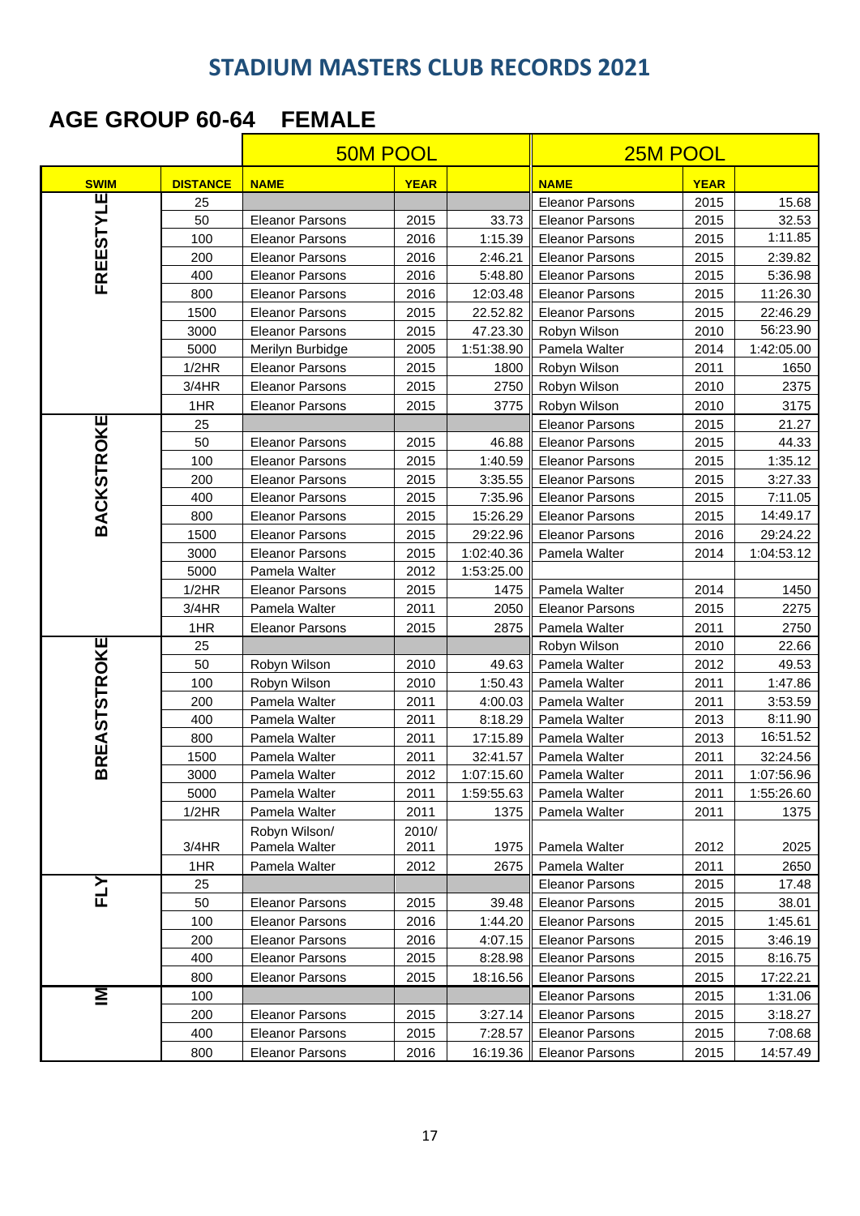# STADIUM MASTERS CLUB RECORDS 2021

## AGE GROUP 60-64 FEMALE

| | | 50M POOL | | | 25M POOL | | |
|---|---|---|---|---|---|---|---|
| **SWIM** | **DISTANCE** | **NAME** | **YEAR** | | **NAME** | **YEAR** | |
| FREESTYLE | 25 | | | | Eleanor Parsons | 2015 | 15.68 |
| | 50 | Eleanor Parsons | 2015 | 33.73 | Eleanor Parsons | 2015 | 32.53 |
| | 100 | Eleanor Parsons | 2016 | 1:15.39 | Eleanor Parsons | 2015 | 1:11.85 |
| | 200 | Eleanor Parsons | 2016 | 2:46.21 | Eleanor Parsons | 2015 | 2:39.82 |
| | 400 | Eleanor Parsons | 2016 | 5:48.80 | Eleanor Parsons | 2015 | 5:36.98 |
| | 800 | Eleanor Parsons | 2016 | 12:03.48 | Eleanor Parsons | 2015 | 11:26.30 |
| | 1500 | Eleanor Parsons | 2015 | 22.52.82 | Eleanor Parsons | 2015 | 22:46.29 |
| | 3000 | Eleanor Parsons | 2015 | 47.23.30 | Robyn Wilson | 2010 | 56:23.90 |
| | 5000 | Merilyn Burbidge | 2005 | 1:51:38.90 | Pamela Walter | 2014 | 1:42:05.00 |
| | 1/2HR | Eleanor Parsons | 2015 | 1800 | Robyn Wilson | 2011 | 1650 |
| | 3/4HR | Eleanor Parsons | 2015 | 2750 | Robyn Wilson | 2010 | 2375 |
| | 1HR | Eleanor Parsons | 2015 | 3775 | Robyn Wilson | 2010 | 3175 |
| BACKSTROKE | 25 | | | | Eleanor Parsons | 2015 | 21.27 |
| | 50 | Eleanor Parsons | 2015 | 46.88 | Eleanor Parsons | 2015 | 44.33 |
| | 100 | Eleanor Parsons | 2015 | 1:40.59 | Eleanor Parsons | 2015 | 1:35.12 |
| | 200 | Eleanor Parsons | 2015 | 3:35.55 | Eleanor Parsons | 2015 | 3:27.33 |
| | 400 | Eleanor Parsons | 2015 | 7:35.96 | Eleanor Parsons | 2015 | 7:11.05 |
| | 800 | Eleanor Parsons | 2015 | 15:26.29 | Eleanor Parsons | 2015 | 14:49.17 |
| | 1500 | Eleanor Parsons | 2015 | 29:22.96 | Eleanor Parsons | 2016 | 29:24.22 |
| | 3000 | Eleanor Parsons | 2015 | 1:02:40.36 | Pamela Walter | 2014 | 1:04:53.12 |
| | 5000 | Pamela Walter | 2012 | 1:53:25.00 | | | |
| | 1/2HR | Eleanor Parsons | 2015 | 1475 | Pamela Walter | 2014 | 1450 |
| | 3/4HR | Pamela Walter | 2011 | 2050 | Eleanor Parsons | 2015 | 2275 |
| | 1HR | Eleanor Parsons | 2015 | 2875 | Pamela Walter | 2011 | 2750 |
| BREASTSTROKE | 25 | | | | Robyn Wilson | 2010 | 22.66 |
| | 50 | Robyn Wilson | 2010 | 49.63 | Pamela Walter | 2012 | 49.53 |
| | 100 | Robyn Wilson | 2010 | 1:50.43 | Pamela Walter | 2011 | 1:47.86 |
| | 200 | Pamela Walter | 2011 | 4:00.03 | Pamela Walter | 2011 | 3:53.59 |
| | 400 | Pamela Walter | 2011 | 8:18.29 | Pamela Walter | 2013 | 8:11.90 |
| | 800 | Pamela Walter | 2011 | 17:15.89 | Pamela Walter | 2013 | 16:51.52 |
| | 1500 | Pamela Walter | 2011 | 32:41.57 | Pamela Walter | 2011 | 32:24.56 |
| | 3000 | Pamela Walter | 2012 | 1:07:15.60 | Pamela Walter | 2011 | 1:07:56.96 |
| | 5000 | Pamela Walter | 2011 | 1:59:55.63 | Pamela Walter | 2011 | 1:55:26.60 |
| | 1/2HR | Pamela Walter | 2011 | 1375 | Pamela Walter | 2011 | 1375 |
| | 3/4HR | Robyn Wilson/ Pamela Walter | 2010/ 2011 | 1975 | Pamela Walter | 2012 | 2025 |
| | 1HR | Pamela Walter | 2012 | 2675 | Pamela Walter | 2011 | 2650 |
| FLY | 25 | | | | Eleanor Parsons | 2015 | 17.48 |
| | 50 | Eleanor Parsons | 2015 | 39.48 | Eleanor Parsons | 2015 | 38.01 |
| | 100 | Eleanor Parsons | 2016 | 1:44.20 | Eleanor Parsons | 2015 | 1:45.61 |
| | 200 | Eleanor Parsons | 2016 | 4:07.15 | Eleanor Parsons | 2015 | 3:46.19 |
| | 400 | Eleanor Parsons | 2015 | 8:28.98 | Eleanor Parsons | 2015 | 8:16.75 |
| | 800 | Eleanor Parsons | 2015 | 18:16.56 | Eleanor Parsons | 2015 | 17:22.21 |
| IM | 100 | | | | Eleanor Parsons | 2015 | 1:31.06 |
| | 200 | Eleanor Parsons | 2015 | 3:27.14 | Eleanor Parsons | 2015 | 3:18.27 |
| | 400 | Eleanor Parsons | 2015 | 7:28.57 | Eleanor Parsons | 2015 | 7:08.68 |
| | 800 | Eleanor Parsons | 2016 | 16:19.36 | Eleanor Parsons | 2015 | 14:57.49 |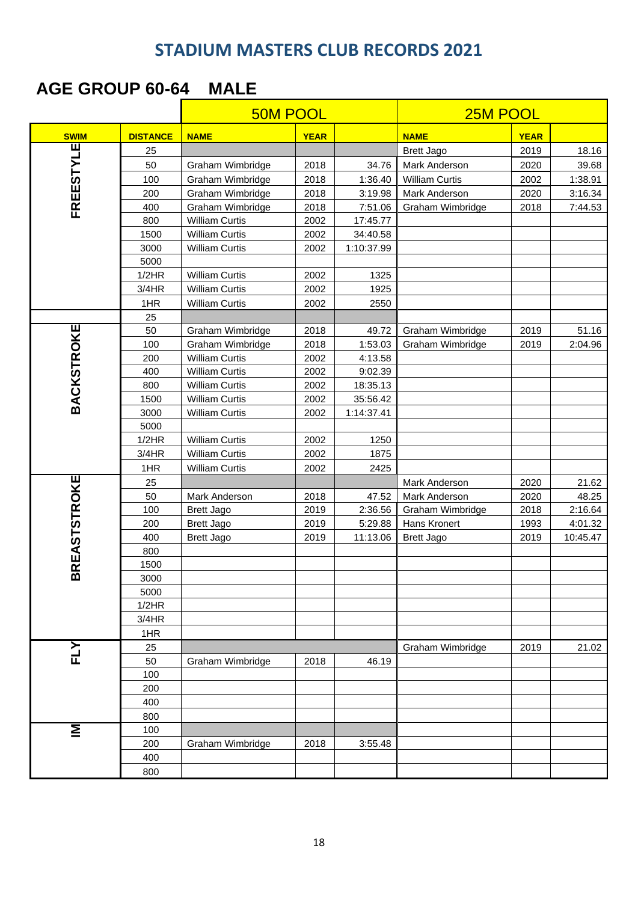# STADIUM MASTERS CLUB RECORDS 2021

## AGE GROUP 60-64 MALE

| | | 50M POOL | | | 25M POOL | | |
|---|---|---|---|---|---|---|---|
| **SWIM** | **DISTANCE** | **NAME** | **YEAR** | | **NAME** | **YEAR** | |
| FREESTYLE | 25 | | | | Brett Jago | 2019 | 18.16 |
| | 50 | Graham Wimbridge | 2018 | 34.76 | Mark Anderson | 2020 | 39.68 |
| | 100 | Graham Wimbridge | 2018 | 1:36.40 | William Curtis | 2002 | 1:38.91 |
| | 200 | Graham Wimbridge | 2018 | 3:19.98 | Mark Anderson | 2020 | 3:16.34 |
| | 400 | Graham Wimbridge | 2018 | 7:51.06 | Graham Wimbridge | 2018 | 7:44.53 |
| | 800 | William Curtis | 2002 | 17:45.77 | | | |
| | 1500 | William Curtis | 2002 | 34:40.58 | | | |
| | 3000 | William Curtis | 2002 | 1:10:37.99 | | | |
| | 5000 | | | | | | |
| | 1/2HR | William Curtis | 2002 | 1325 | | | |
| | 3/4HR | William Curtis | 2002 | 1925 | | | |
| | 1HR | William Curtis | 2002 | 2550 | | | |
| | 25 | | | | | | |
| BACKSTROKE | 50 | Graham Wimbridge | 2018 | 49.72 | Graham Wimbridge | 2019 | 51.16 |
| | 100 | Graham Wimbridge | 2018 | 1:53.03 | Graham Wimbridge | 2019 | 2:04.96 |
| | 200 | William Curtis | 2002 | 4:13.58 | | | |
| | 400 | William Curtis | 2002 | 9:02.39 | | | |
| | 800 | William Curtis | 2002 | 18:35.13 | | | |
| | 1500 | William Curtis | 2002 | 35:56.42 | | | |
| | 3000 | William Curtis | 2002 | 1:14:37.41 | | | |
| | 5000 | | | | | | |
| | 1/2HR | William Curtis | 2002 | 1250 | | | |
| | 3/4HR | William Curtis | 2002 | 1875 | | | |
| | 1HR | William Curtis | 2002 | 2425 | | | |
| BREASTSTROKE | 25 | | | | Mark Anderson | 2020 | 21.62 |
| | 50 | Mark Anderson | 2018 | 47.52 | Mark Anderson | 2020 | 48.25 |
| | 100 | Brett Jago | 2019 | 2:36.56 | Graham Wimbridge | 2018 | 2:16.64 |
| | 200 | Brett Jago | 2019 | 5:29.88 | Hans Kronert | 1993 | 4:01.32 |
| | 400 | Brett Jago | 2019 | 11:13.06 | Brett Jago | 2019 | 10:45.47 |
| | 800 | | | | | | |
| | 1500 | | | | | | |
| | 3000 | | | | | | |
| | 5000 | | | | | | |
| | 1/2HR | | | | | | |
| | 3/4HR | | | | | | |
| | 1HR | | | | | | |
| FLY | 25 | | | | Graham Wimbridge | 2019 | 21.02 |
| | 50 | Graham Wimbridge | 2018 | 46.19 | | | |
| | 100 | | | | | | |
| | 200 | | | | | | |
| | 400 | | | | | | |
| | 800 | | | | | | |
| IM | 100 | | | | | | |
| | 200 | Graham Wimbridge | 2018 | 3:55.48 | | | |
| | 400 | | | | | | |
| | 800 | | | | | | |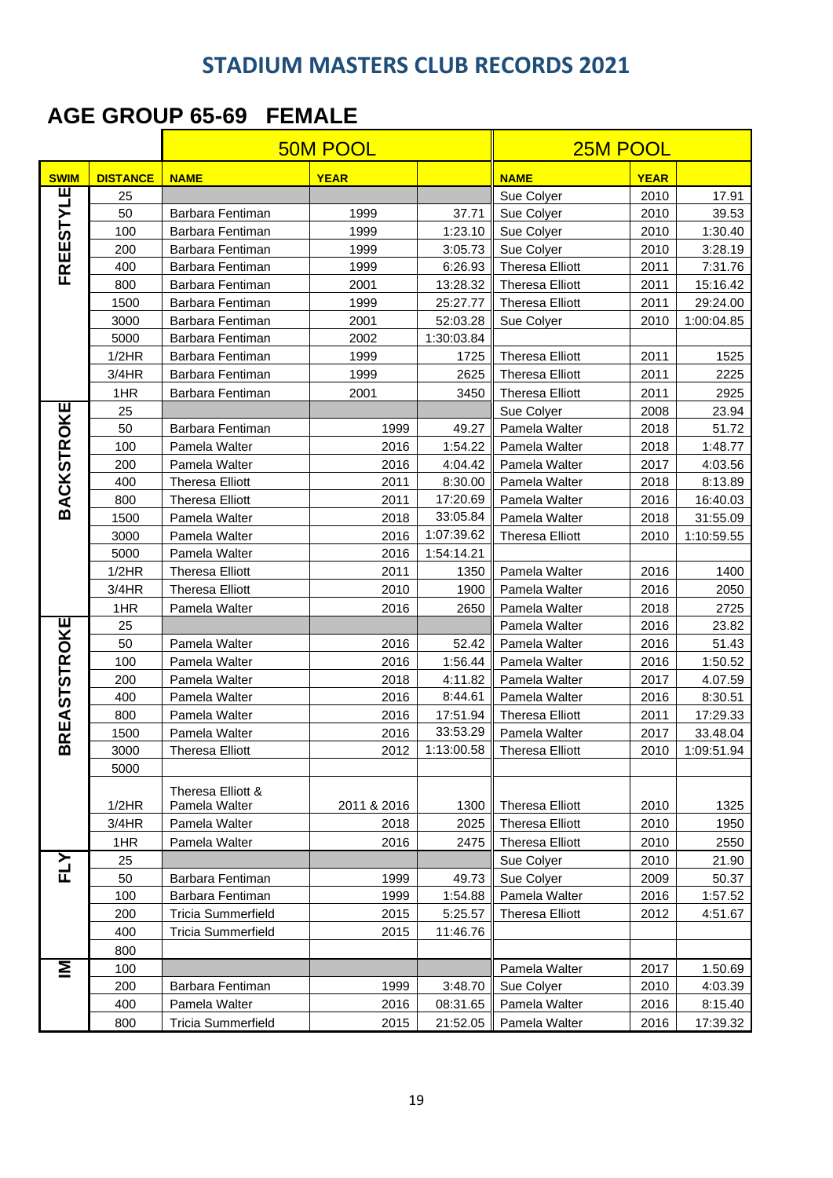# STADIUM MASTERS CLUB RECORDS 2021

## AGE GROUP 65-69 FEMALE

| | | 50M POOL | | | 25M POOL | | |
|---|---|---|---|---|---|---|---|
| **SWIM** | **DISTANCE** | **NAME** | **YEAR** | | **NAME** | **YEAR** | |
| FREESTYLE | 25 | | | | Sue Colyer | 2010 | 17.91 |
| | 50 | Barbara Fentiman | 1999 | 37.71 | Sue Colyer | 2010 | 39.53 |
| | 100 | Barbara Fentiman | 1999 | 1:23.10 | Sue Colyer | 2010 | 1:30.40 |
| | 200 | Barbara Fentiman | 1999 | 3:05.73 | Sue Colyer | 2010 | 3:28.19 |
| | 400 | Barbara Fentiman | 1999 | 6:26.93 | Theresa Elliott | 2011 | 7:31.76 |
| | 800 | Barbara Fentiman | 2001 | 13:28.32 | Theresa Elliott | 2011 | 15:16.42 |
| | 1500 | Barbara Fentiman | 1999 | 25:27.77 | Theresa Elliott | 2011 | 29:24.00 |
| | 3000 | Barbara Fentiman | 2001 | 52:03.28 | Sue Colyer | 2010 | 1:00:04.85 |
| | 5000 | Barbara Fentiman | 2002 | 1:30:03.84 | | | |
| | 1/2HR | Barbara Fentiman | 1999 | 1725 | Theresa Elliott | 2011 | 1525 |
| | 3/4HR | Barbara Fentiman | 1999 | 2625 | Theresa Elliott | 2011 | 2225 |
| | 1HR | Barbara Fentiman | 2001 | 3450 | Theresa Elliott | 2011 | 2925 |
| BACKSTROKE | 25 | | | | Sue Colyer | 2008 | 23.94 |
| | 50 | Barbara Fentiman | 1999 | 49.27 | Pamela Walter | 2018 | 51.72 |
| | 100 | Pamela Walter | 2016 | 1:54.22 | Pamela Walter | 2018 | 1:48.77 |
| | 200 | Pamela Walter | 2016 | 4:04.42 | Pamela Walter | 2017 | 4:03.56 |
| | 400 | Theresa Elliott | 2011 | 8:30.00 | Pamela Walter | 2018 | 8:13.89 |
| | 800 | Theresa Elliott | 2011 | 17:20.69 | Pamela Walter | 2016 | 16:40.03 |
| | 1500 | Pamela Walter | 2018 | 33:05.84 | Pamela Walter | 2018 | 31:55.09 |
| | 3000 | Pamela Walter | 2016 | 1:07:39.62 | Theresa Elliott | 2010 | 1:10:59.55 |
| | 5000 | Pamela Walter | 2016 | 1:54:14.21 | | | |
| | 1/2HR | Theresa Elliott | 2011 | 1350 | Pamela Walter | 2016 | 1400 |
| | 3/4HR | Theresa Elliott | 2010 | 1900 | Pamela Walter | 2016 | 2050 |
| | 1HR | Pamela Walter | 2016 | 2650 | Pamela Walter | 2018 | 2725 |
| BREASTSTROKE | 25 | | | | Pamela Walter | 2016 | 23.82 |
| | 50 | Pamela Walter | 2016 | 52.42 | Pamela Walter | 2016 | 51.43 |
| | 100 | Pamela Walter | 2016 | 1:56.44 | Pamela Walter | 2016 | 1:50.52 |
| | 200 | Pamela Walter | 2018 | 4:11.82 | Pamela Walter | 2017 | 4.07.59 |
| | 400 | Pamela Walter | 2016 | 8:44.61 | Pamela Walter | 2016 | 8:30.51 |
| | 800 | Pamela Walter | 2016 | 17:51.94 | Theresa Elliott | 2011 | 17:29.33 |
| | 1500 | Pamela Walter | 2016 | 33:53.29 | Pamela Walter | 2017 | 33.48.04 |
| | 3000 | Theresa Elliott | 2012 | 1:13:00.58 | Theresa Elliott | 2010 | 1:09:51.94 |
| | 5000 | | | | | | |
| | 1/2HR | Theresa Elliott & Pamela Walter | 2011 & 2016 | 1300 | Theresa Elliott | 2010 | 1325 |
| | 3/4HR | Pamela Walter | 2018 | 2025 | Theresa Elliott | 2010 | 1950 |
| | 1HR | Pamela Walter | 2016 | 2475 | Theresa Elliott | 2010 | 2550 |
| FLY | 25 | | | | Sue Colyer | 2010 | 21.90 |
| | 50 | Barbara Fentiman | 1999 | 49.73 | Sue Colyer | 2009 | 50.37 |
| | 100 | Barbara Fentiman | 1999 | 1:54.88 | Pamela Walter | 2016 | 1:57.52 |
| | 200 | Tricia Summerfield | 2015 | 5:25.57 | Theresa Elliott | 2012 | 4:51.67 |
| | 400 | Tricia Summerfield | 2015 | 11:46.76 | | | |
| | 800 | | | | | | |
| IM | 100 | | | | Pamela Walter | 2017 | 1.50.69 |
| | 200 | Barbara Fentiman | 1999 | 3:48.70 | Sue Colyer | 2010 | 4:03.39 |
| | 400 | Pamela Walter | 2016 | 08:31.65 | Pamela Walter | 2016 | 8:15.40 |
| | 800 | Tricia Summerfield | 2015 | 21:52.05 | Pamela Walter | 2016 | 17:39.32 |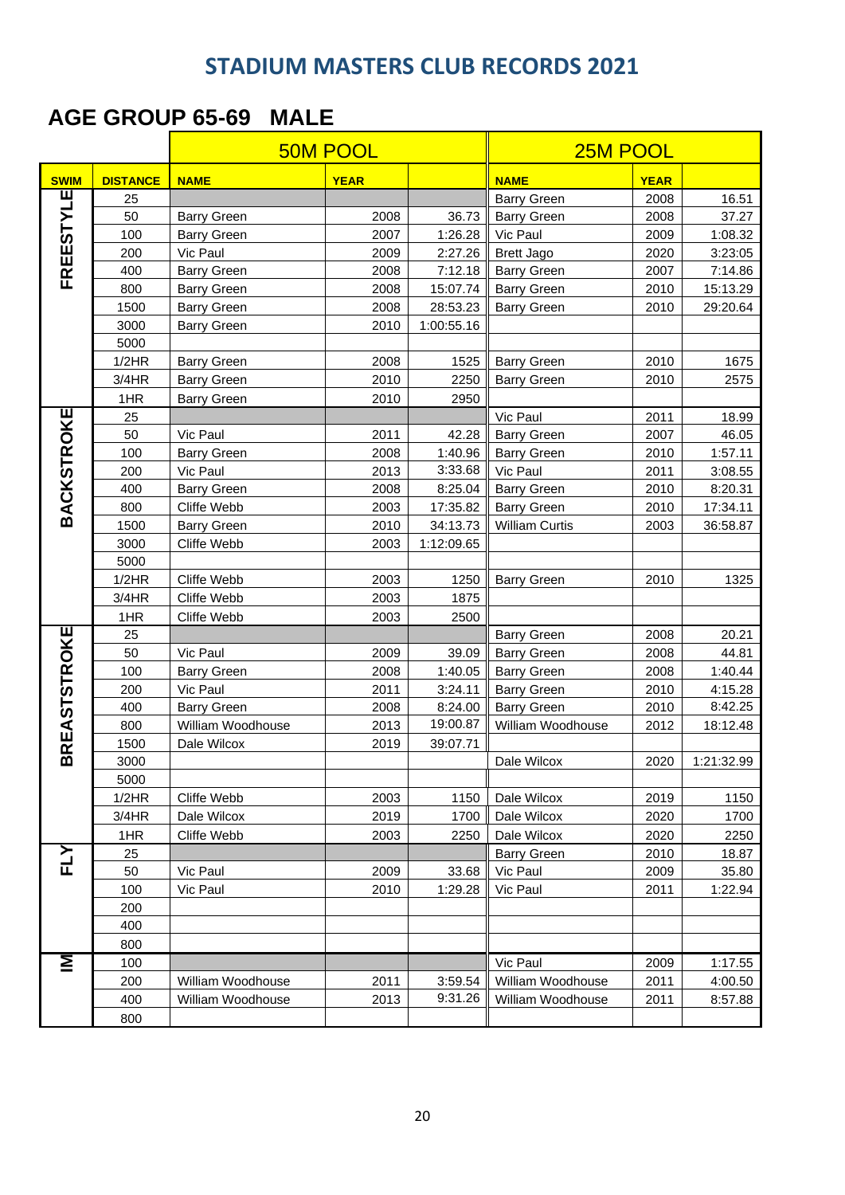# STADIUM MASTERS CLUB RECORDS 2021

## AGE GROUP 65-69 MALE

| | | 50M POOL | | | 25M POOL | | |
|---|---|---|---|---|---|---|---|
| **SWIM** | **DISTANCE** | **NAME** | **YEAR** | | **NAME** | **YEAR** | |
| FREESTYLE | 25 | | | | Barry Green | 2008 | 16.51 |
| | 50 | Barry Green | 2008 | 36.73 | Barry Green | 2008 | 37.27 |
| | 100 | Barry Green | 2007 | 1:26.28 | Vic Paul | 2009 | 1:08.32 |
| | 200 | Vic Paul | 2009 | 2:27.26 | Brett Jago | 2020 | 3:23:05 |
| | 400 | Barry Green | 2008 | 7:12.18 | Barry Green | 2007 | 7:14.86 |
| | 800 | Barry Green | 2008 | 15:07.74 | Barry Green | 2010 | 15:13.29 |
| | 1500 | Barry Green | 2008 | 28:53.23 | Barry Green | 2010 | 29:20.64 |
| | 3000 | Barry Green | 2010 | 1:00:55.16 | | | |
| | 5000 | | | | | | |
| | 1/2HR | Barry Green | 2008 | 1525 | Barry Green | 2010 | 1675 |
| | 3/4HR | Barry Green | 2010 | 2250 | Barry Green | 2010 | 2575 |
| | 1HR | Barry Green | 2010 | 2950 | | | |
| BACKSTROKE | 25 | | | | Vic Paul | 2011 | 18.99 |
| | 50 | Vic Paul | 2011 | 42.28 | Barry Green | 2007 | 46.05 |
| | 100 | Barry Green | 2008 | 1:40.96 | Barry Green | 2010 | 1:57.11 |
| | 200 | Vic Paul | 2013 | 3:33.68 | Vic Paul | 2011 | 3:08.55 |
| | 400 | Barry Green | 2008 | 8:25.04 | Barry Green | 2010 | 8:20.31 |
| | 800 | Cliffe Webb | 2003 | 17:35.82 | Barry Green | 2010 | 17:34.11 |
| | 1500 | Barry Green | 2010 | 34:13.73 | William Curtis | 2003 | 36:58.87 |
| | 3000 | Cliffe Webb | 2003 | 1:12:09.65 | | | |
| | 5000 | | | | | | |
| | 1/2HR | Cliffe Webb | 2003 | 1250 | Barry Green | 2010 | 1325 |
| | 3/4HR | Cliffe Webb | 2003 | 1875 | | | |
| | 1HR | Cliffe Webb | 2003 | 2500 | | | |
| BREASTSTROKE | 25 | | | | Barry Green | 2008 | 20.21 |
| | 50 | Vic Paul | 2009 | 39.09 | Barry Green | 2008 | 44.81 |
| | 100 | Barry Green | 2008 | 1:40.05 | Barry Green | 2008 | 1:40.44 |
| | 200 | Vic Paul | 2011 | 3:24.11 | Barry Green | 2010 | 4:15.28 |
| | 400 | Barry Green | 2008 | 8:24.00 | Barry Green | 2010 | 8:42.25 |
| | 800 | William Woodhouse | 2013 | 19:00.87 | William Woodhouse | 2012 | 18:12.48 |
| | 1500 | Dale Wilcox | 2019 | 39:07.71 | | | |
| | 3000 | | | | Dale Wilcox | 2020 | 1:21:32.99 |
| | 5000 | | | | | | |
| | 1/2HR | Cliffe Webb | 2003 | 1150 | Dale Wilcox | 2019 | 1150 |
| | 3/4HR | Dale Wilcox | 2019 | 1700 | Dale Wilcox | 2020 | 1700 |
| | 1HR | Cliffe Webb | 2003 | 2250 | Dale Wilcox | 2020 | 2250 |
| FLY | 25 | | | | Barry Green | 2010 | 18.87 |
| | 50 | Vic Paul | 2009 | 33.68 | Vic Paul | 2009 | 35.80 |
| | 100 | Vic Paul | 2010 | 1:29.28 | Vic Paul | 2011 | 1:22.94 |
| | 200 | | | | | | |
| | 400 | | | | | | |
| | 800 | | | | | | |
| IM | 100 | | | | Vic Paul | 2009 | 1:17.55 |
| | 200 | William Woodhouse | 2011 | 3:59.54 | William Woodhouse | 2011 | 4:00.50 |
| | 400 | William Woodhouse | 2013 | 9:31.26 | William Woodhouse | 2011 | 8:57.88 |
| | 800 | | | | | | |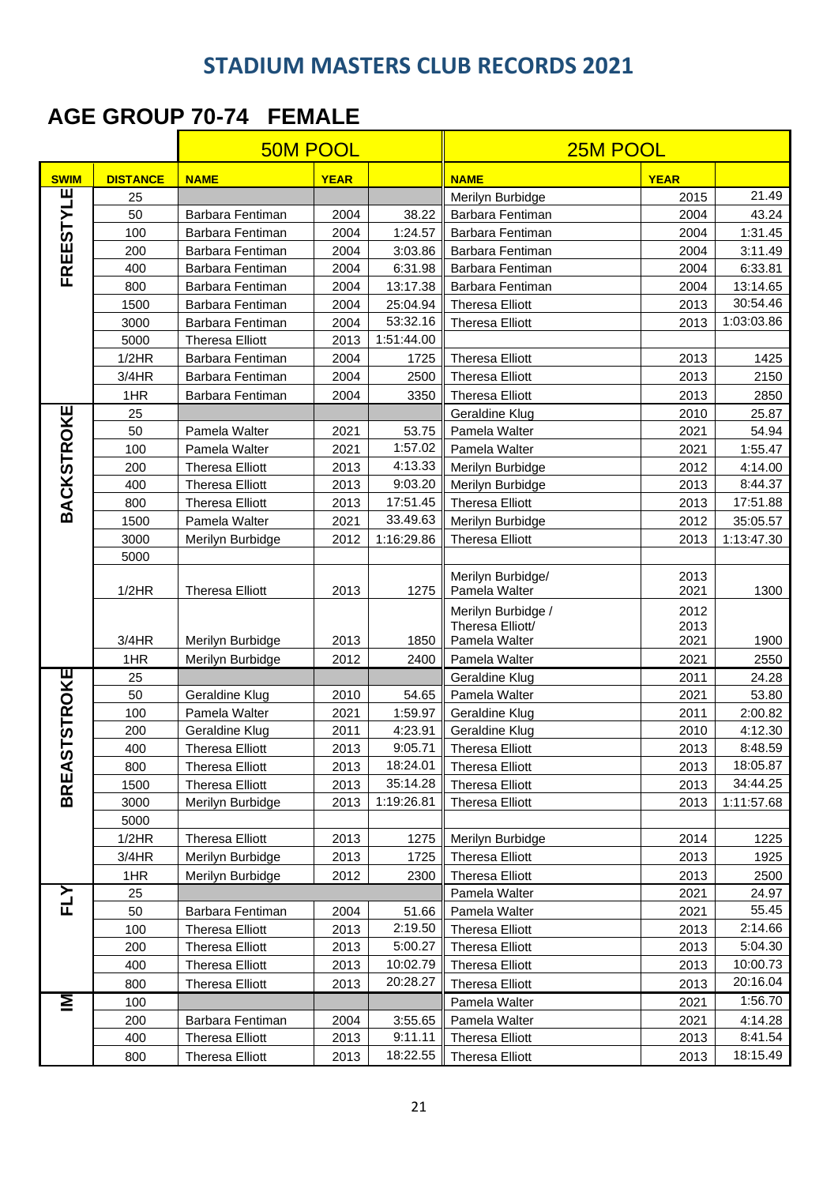# STADIUM MASTERS CLUB RECORDS 2021

## AGE GROUP 70-74 FEMALE

| | | 50M POOL | | | 25M POOL | | |
|---|---|---|---|---|---|---|---|
| **SWIM** | **DISTANCE** | **NAME** | **YEAR** | | **NAME** | **YEAR** | |
| FREESTYLE | 25 | | | | Merilyn Burbidge | 2015 | 21.49 |
| | 50 | Barbara Fentiman | 2004 | 38.22 | Barbara Fentiman | 2004 | 43.24 |
| | 100 | Barbara Fentiman | 2004 | 1:24.57 | Barbara Fentiman | 2004 | 1:31.45 |
| | 200 | Barbara Fentiman | 2004 | 3:03.86 | Barbara Fentiman | 2004 | 3:11.49 |
| | 400 | Barbara Fentiman | 2004 | 6:31.98 | Barbara Fentiman | 2004 | 6:33.81 |
| | 800 | Barbara Fentiman | 2004 | 13:17.38 | Barbara Fentiman | 2004 | 13:14.65 |
| | 1500 | Barbara Fentiman | 2004 | 25:04.94 | Theresa Elliott | 2013 | 30:54.46 |
| | 3000 | Barbara Fentiman | 2004 | 53:32.16 | Theresa Elliott | 2013 | 1:03:03.86 |
| | 5000 | Theresa Elliott | 2013 | 1:51:44.00 | | | |
| | 1/2HR | Barbara Fentiman | 2004 | 1725 | Theresa Elliott | 2013 | 1425 |
| | 3/4HR | Barbara Fentiman | 2004 | 2500 | Theresa Elliott | 2013 | 2150 |
| | 1HR | Barbara Fentiman | 2004 | 3350 | Theresa Elliott | 2013 | 2850 |
| BACKSTROKE | 25 | | | | Geraldine Klug | 2010 | 25.87 |
| | 50 | Pamela Walter | 2021 | 53.75 | Pamela Walter | 2021 | 54.94 |
| | 100 | Pamela Walter | 2021 | 1:57.02 | Pamela Walter | 2021 | 1:55.47 |
| | 200 | Theresa Elliott | 2013 | 4:13.33 | Merilyn Burbidge | 2012 | 4:14.00 |
| | 400 | Theresa Elliott | 2013 | 9:03.20 | Merilyn Burbidge | 2013 | 8:44.37 |
| | 800 | Theresa Elliott | 2013 | 17:51.45 | Theresa Elliott | 2013 | 17:51.88 |
| | 1500 | Pamela Walter | 2021 | 33.49.63 | Merilyn Burbidge | 2012 | 35:05.57 |
| | 3000 | Merilyn Burbidge | 2012 | 1:16:29.86 | Theresa Elliott | 2013 | 1:13:47.30 |
| | 5000 | | | | | | |
| | 1/2HR | Theresa Elliott | 2013 | 1275 | Merilyn Burbidge/ Pamela Walter | 2013 2021 | 1300 |
| | 3/4HR | Merilyn Burbidge | 2013 | 1850 | Merilyn Burbidge / Theresa Elliott/ Pamela Walter | 2012 2013 2021 | 1900 |
| | 1HR | Merilyn Burbidge | 2012 | 2400 | Pamela Walter | 2021 | 2550 |
| BREASTSTROKE | 25 | | | | Geraldine Klug | 2011 | 24.28 |
| | 50 | Geraldine Klug | 2010 | 54.65 | Pamela Walter | 2021 | 53.80 |
| | 100 | Pamela Walter | 2021 | 1:59.97 | Geraldine Klug | 2011 | 2:00.82 |
| | 200 | Geraldine Klug | 2011 | 4:23.91 | Geraldine Klug | 2010 | 4:12.30 |
| | 400 | Theresa Elliott | 2013 | 9:05.71 | Theresa Elliott | 2013 | 8:48.59 |
| | 800 | Theresa Elliott | 2013 | 18:24.01 | Theresa Elliott | 2013 | 18:05.87 |
| | 1500 | Theresa Elliott | 2013 | 35:14.28 | Theresa Elliott | 2013 | 34:44.25 |
| | 3000 | Merilyn Burbidge | 2013 | 1:19:26.81 | Theresa Elliott | 2013 | 1:11:57.68 |
| | 5000 | | | | | | |
| | 1/2HR | Theresa Elliott | 2013 | 1275 | Merilyn Burbidge | 2014 | 1225 |
| | 3/4HR | Merilyn Burbidge | 2013 | 1725 | Theresa Elliott | 2013 | 1925 |
| | 1HR | Merilyn Burbidge | 2012 | 2300 | Theresa Elliott | 2013 | 2500 |
| FLY | 25 | | | | Pamela Walter | 2021 | 24.97 |
| | 50 | Barbara Fentiman | 2004 | 51.66 | Pamela Walter | 2021 | 55.45 |
| | 100 | Theresa Elliott | 2013 | 2:19.50 | Theresa Elliott | 2013 | 2:14.66 |
| | 200 | Theresa Elliott | 2013 | 5:00.27 | Theresa Elliott | 2013 | 5:04.30 |
| | 400 | Theresa Elliott | 2013 | 10:02.79 | Theresa Elliott | 2013 | 10:00.73 |
| | 800 | Theresa Elliott | 2013 | 20:28.27 | Theresa Elliott | 2013 | 20:16.04 |
| IM | 100 | | | | Pamela Walter | 2021 | 1:56.70 |
| | 200 | Barbara Fentiman | 2004 | 3:55.65 | Pamela Walter | 2021 | 4:14.28 |
| | 400 | Theresa Elliott | 2013 | 9:11.11 | Theresa Elliott | 2013 | 8:41.54 |
| | 800 | Theresa Elliott | 2013 | 18:22.55 | Theresa Elliott | 2013 | 18:15.49 |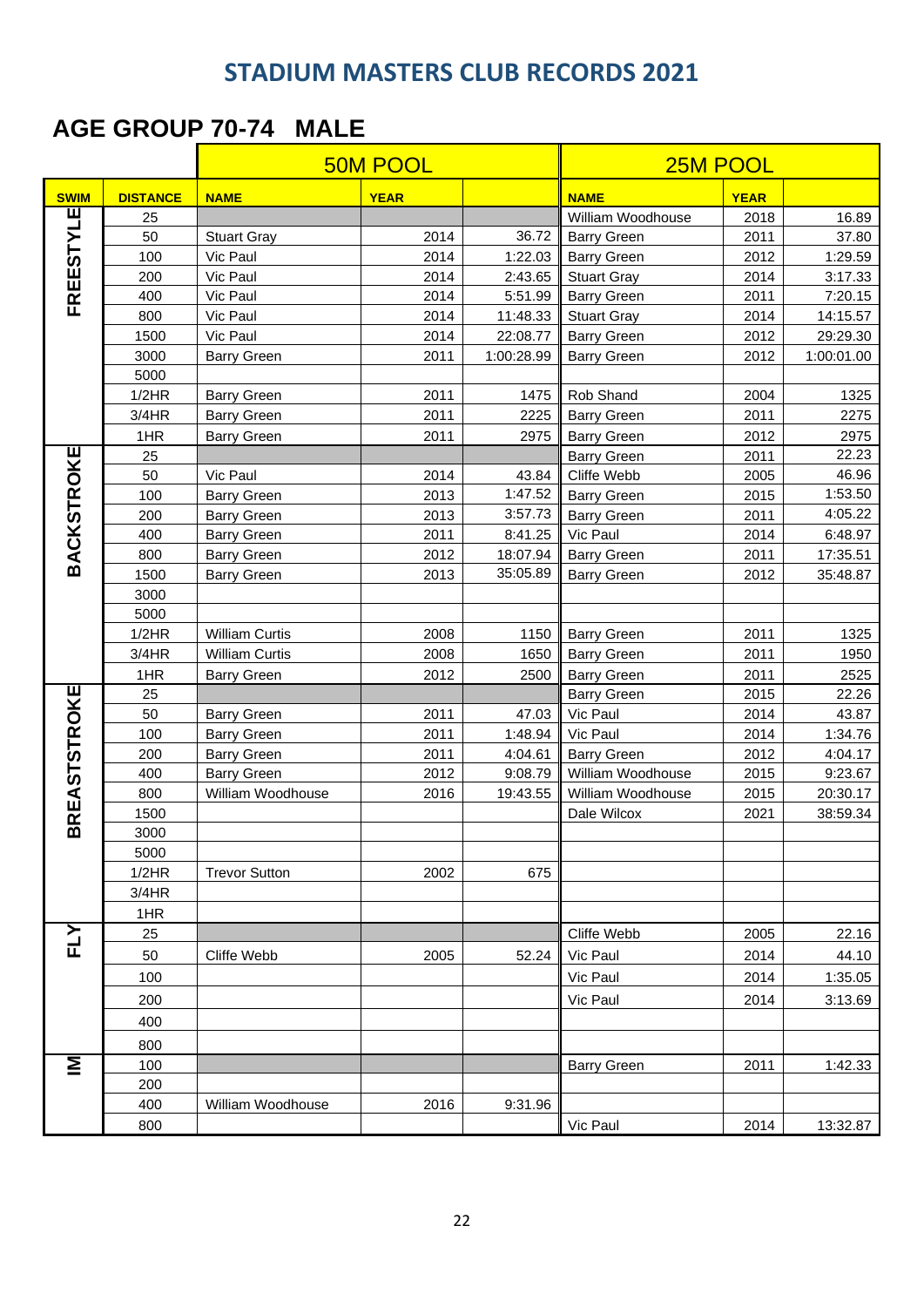# STADIUM MASTERS CLUB RECORDS 2021

## AGE GROUP 70-74 MALE

| | | 50M POOL | | | 25M POOL | | |
|---|---|---|---|---|---|---|---|
| **SWIM** | **DISTANCE** | **NAME** | **YEAR** | | **NAME** | **YEAR** | |
| FREESTYLE | 25 | | | | William Woodhouse | 2018 | 16.89 |
| | 50 | Stuart Gray | 2014 | 36.72 | Barry Green | 2011 | 37.80 |
| | 100 | Vic Paul | 2014 | 1:22.03 | Barry Green | 2012 | 1:29.59 |
| | 200 | Vic Paul | 2014 | 2:43.65 | Stuart Gray | 2014 | 3:17.33 |
| | 400 | Vic Paul | 2014 | 5:51.99 | Barry Green | 2011 | 7:20.15 |
| | 800 | Vic Paul | 2014 | 11:48.33 | Stuart Gray | 2014 | 14:15.57 |
| | 1500 | Vic Paul | 2014 | 22:08.77 | Barry Green | 2012 | 29:29.30 |
| | 3000 | Barry Green | 2011 | 1:00:28.99 | Barry Green | 2012 | 1:00:01.00 |
| | 5000 | | | | | | |
| | 1/2HR | Barry Green | 2011 | 1475 | Rob Shand | 2004 | 1325 |
| | 3/4HR | Barry Green | 2011 | 2225 | Barry Green | 2011 | 2275 |
| | 1HR | Barry Green | 2011 | 2975 | Barry Green | 2012 | 2975 |
| BACKSTROKE | 25 | | | | Barry Green | 2011 | 22.23 |
| | 50 | Vic Paul | 2014 | 43.84 | Cliffe Webb | 2005 | 46.96 |
| | 100 | Barry Green | 2013 | 1:47.52 | Barry Green | 2015 | 1:53.50 |
| | 200 | Barry Green | 2013 | 3:57.73 | Barry Green | 2011 | 4:05.22 |
| | 400 | Barry Green | 2011 | 8:41.25 | Vic Paul | 2014 | 6:48.97 |
| | 800 | Barry Green | 2012 | 18:07.94 | Barry Green | 2011 | 17:35.51 |
| | 1500 | Barry Green | 2013 | 35:05.89 | Barry Green | 2012 | 35:48.87 |
| | 3000 | | | | | | |
| | 5000 | | | | | | |
| | 1/2HR | William Curtis | 2008 | 1150 | Barry Green | 2011 | 1325 |
| | 3/4HR | William Curtis | 2008 | 1650 | Barry Green | 2011 | 1950 |
| | 1HR | Barry Green | 2012 | 2500 | Barry Green | 2011 | 2525 |
| BREASTSTROKE | 25 | | | | Barry Green | 2015 | 22.26 |
| | 50 | Barry Green | 2011 | 47.03 | Vic Paul | 2014 | 43.87 |
| | 100 | Barry Green | 2011 | 1:48.94 | Vic Paul | 2014 | 1:34.76 |
| | 200 | Barry Green | 2011 | 4:04.61 | Barry Green | 2012 | 4:04.17 |
| | 400 | Barry Green | 2012 | 9:08.79 | William Woodhouse | 2015 | 9:23.67 |
| | 800 | William Woodhouse | 2016 | 19:43.55 | William Woodhouse | 2015 | 20:30.17 |
| | 1500 | | | | Dale Wilcox | 2021 | 38:59.34 |
| | 3000 | | | | | | |
| | 5000 | | | | | | |
| | 1/2HR | Trevor Sutton | 2002 | 675 | | | |
| | 3/4HR | | | | | | |
| | 1HR | | | | | | |
| FLY | 25 | | | | Cliffe Webb | 2005 | 22.16 |
| | 50 | Cliffe Webb | 2005 | 52.24 | Vic Paul | 2014 | 44.10 |
| | 100 | | | | Vic Paul | 2014 | 1:35.05 |
| | 200 | | | | Vic Paul | 2014 | 3:13.69 |
| | 400 | | | | | | |
| | 800 | | | | | | |
| IM | 100 | | | | Barry Green | 2011 | 1:42.33 |
| | 200 | | | | | | |
| | 400 | William Woodhouse | 2016 | 9:31.96 | | | |
| | 800 | | | | Vic Paul | 2014 | 13:32.87 |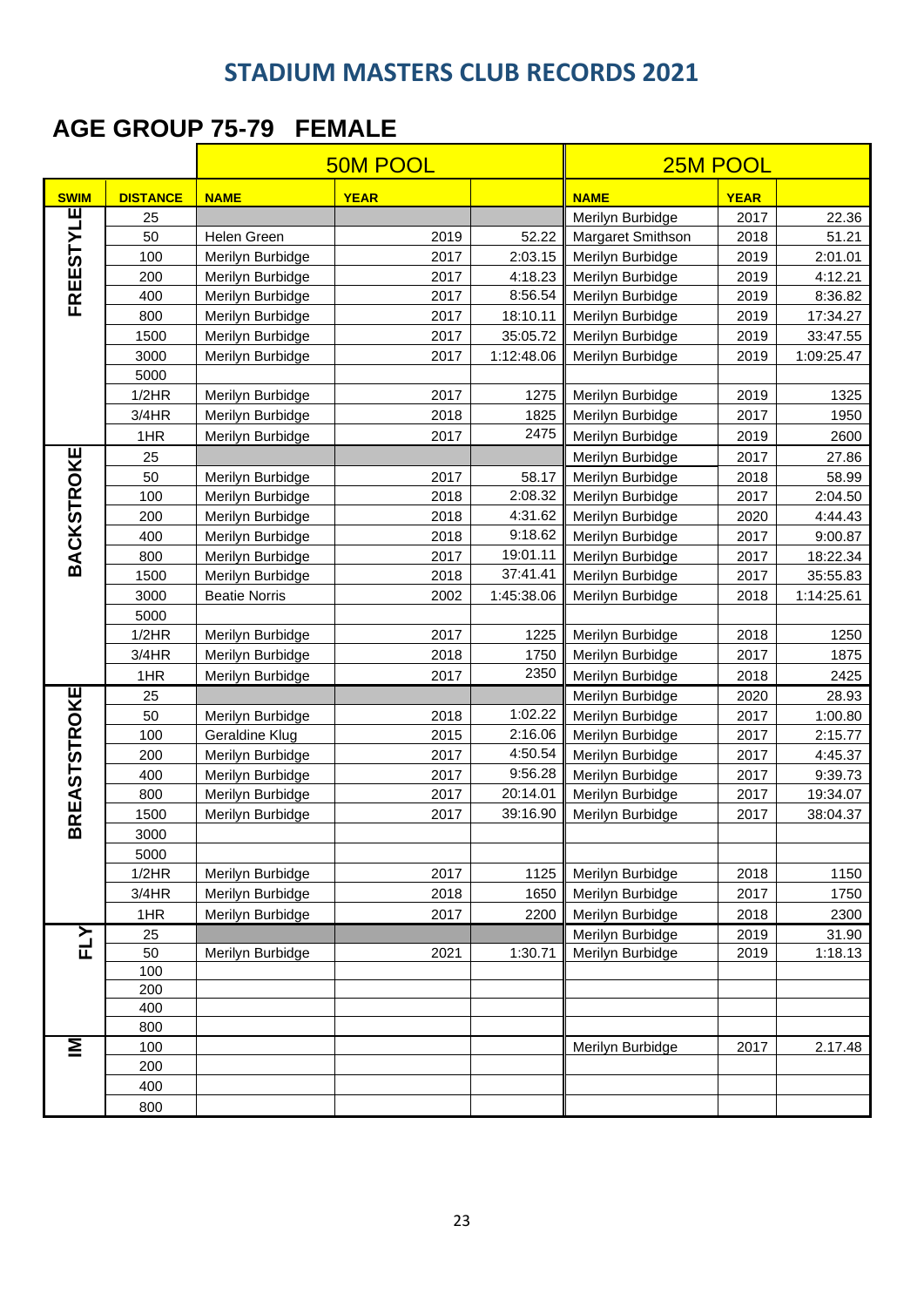# STADIUM MASTERS CLUB RECORDS 2021

## AGE GROUP 75-79 FEMALE

| | | 50M POOL | | | 25M POOL | | |
|---|---|---|---|---|---|---|---|
| SWIM | DISTANCE | NAME | YEAR | | NAME | YEAR | |
| FREESTYLE | 25 | | | | Merilyn Burbidge | 2017 | 22.36 |
| | 50 | Helen Green | 2019 | 52.22 | Margaret Smithson | 2018 | 51.21 |
| | 100 | Merilyn Burbidge | 2017 | 2:03.15 | Merilyn Burbidge | 2019 | 2:01.01 |
| | 200 | Merilyn Burbidge | 2017 | 4:18.23 | Merilyn Burbidge | 2019 | 4:12.21 |
| | 400 | Merilyn Burbidge | 2017 | 8:56.54 | Merilyn Burbidge | 2019 | 8:36.82 |
| | 800 | Merilyn Burbidge | 2017 | 18:10.11 | Merilyn Burbidge | 2019 | 17:34.27 |
| | 1500 | Merilyn Burbidge | 2017 | 35:05.72 | Merilyn Burbidge | 2019 | 33:47.55 |
| | 3000 | Merilyn Burbidge | 2017 | 1:12:48.06 | Merilyn Burbidge | 2019 | 1:09:25.47 |
| | 5000 | | | | | | |
| | 1/2HR | Merilyn Burbidge | 2017 | 1275 | Merilyn Burbidge | 2019 | 1325 |
| | 3/4HR | Merilyn Burbidge | 2018 | 1825 | Merilyn Burbidge | 2017 | 1950 |
| | 1HR | Merilyn Burbidge | 2017 | 2475 | Merilyn Burbidge | 2019 | 2600 |
| BACKSTROKE | 25 | | | | Merilyn Burbidge | 2017 | 27.86 |
| | 50 | Merilyn Burbidge | 2017 | 58.17 | Merilyn Burbidge | 2018 | 58.99 |
| | 100 | Merilyn Burbidge | 2018 | 2:08.32 | Merilyn Burbidge | 2017 | 2:04.50 |
| | 200 | Merilyn Burbidge | 2018 | 4:31.62 | Merilyn Burbidge | 2020 | 4:44.43 |
| | 400 | Merilyn Burbidge | 2018 | 9:18.62 | Merilyn Burbidge | 2017 | 9:00.87 |
| | 800 | Merilyn Burbidge | 2017 | 19:01.11 | Merilyn Burbidge | 2017 | 18:22.34 |
| | 1500 | Merilyn Burbidge | 2018 | 37:41.41 | Merilyn Burbidge | 2017 | 35:55.83 |
| | 3000 | Beatie Norris | 2002 | 1:45:38.06 | Merilyn Burbidge | 2018 | 1:14:25.61 |
| | 5000 | | | | | | |
| | 1/2HR | Merilyn Burbidge | 2017 | 1225 | Merilyn Burbidge | 2018 | 1250 |
| | 3/4HR | Merilyn Burbidge | 2018 | 1750 | Merilyn Burbidge | 2017 | 1875 |
| | 1HR | Merilyn Burbidge | 2017 | 2350 | Merilyn Burbidge | 2018 | 2425 |
| BREASTSTROKE | 25 | | | | Merilyn Burbidge | 2020 | 28.93 |
| | 50 | Merilyn Burbidge | 2018 | 1:02.22 | Merilyn Burbidge | 2017 | 1:00.80 |
| | 100 | Geraldine Klug | 2015 | 2:16.06 | Merilyn Burbidge | 2017 | 2:15.77 |
| | 200 | Merilyn Burbidge | 2017 | 4:50.54 | Merilyn Burbidge | 2017 | 4:45.37 |
| | 400 | Merilyn Burbidge | 2017 | 9:56.28 | Merilyn Burbidge | 2017 | 9:39.73 |
| | 800 | Merilyn Burbidge | 2017 | 20:14.01 | Merilyn Burbidge | 2017 | 19:34.07 |
| | 1500 | Merilyn Burbidge | 2017 | 39:16.90 | Merilyn Burbidge | 2017 | 38:04.37 |
| | 3000 | | | | | | |
| | 5000 | | | | | | |
| | 1/2HR | Merilyn Burbidge | 2017 | 1125 | Merilyn Burbidge | 2018 | 1150 |
| | 3/4HR | Merilyn Burbidge | 2018 | 1650 | Merilyn Burbidge | 2017 | 1750 |
| | 1HR | Merilyn Burbidge | 2017 | 2200 | Merilyn Burbidge | 2018 | 2300 |
| FLY | 25 | | | | Merilyn Burbidge | 2019 | 31.90 |
| | 50 | Merilyn Burbidge | 2021 | 1:30.71 | Merilyn Burbidge | 2019 | 1:18.13 |
| | 100 | | | | | | |
| | 200 | | | | | | |
| | 400 | | | | | | |
| | 800 | | | | | | |
| IM | 100 | | | | Merilyn Burbidge | 2017 | 2.17.48 |
| | 200 | | | | | | |
| | 400 | | | | | | |
| | 800 | | | | | | |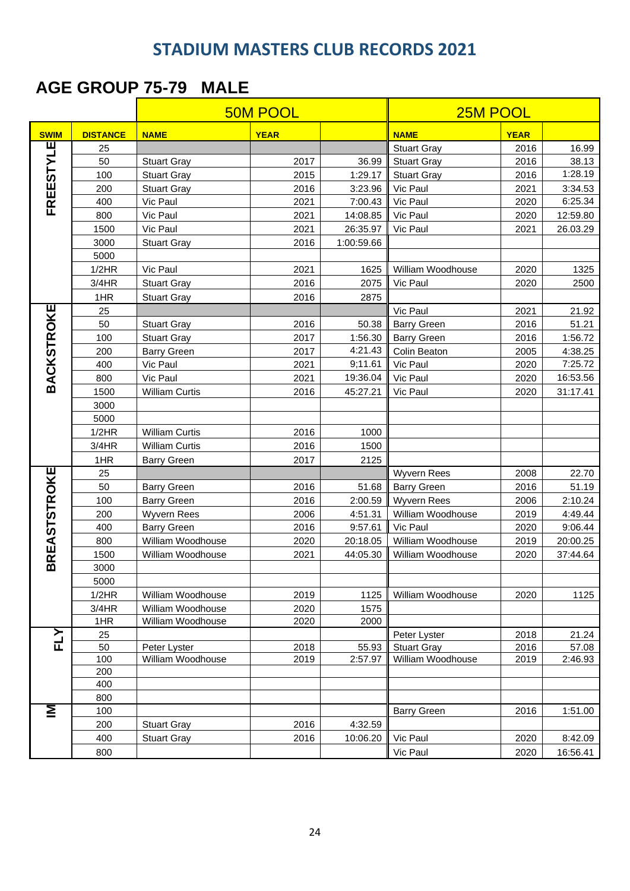## STADIUM MASTERS CLUB RECORDS 2021

### AGE GROUP 75-79 MALE

| | | 50M POOL | | | 25M POOL | | |
|---|---|---|---|---|---|---|---|
| **SWIM** | **DISTANCE** | **NAME** | **YEAR** | | **NAME** | **YEAR** | |
| FREESTYLE | 25 | | | | Stuart Gray | 2016 | 16.99 |
| | 50 | Stuart Gray | 2017 | 36.99 | Stuart Gray | 2016 | 38.13 |
| | 100 | Stuart Gray | 2015 | 1:29.17 | Stuart Gray | 2016 | 1:28.19 |
| | 200 | Stuart Gray | 2016 | 3:23.96 | Vic Paul | 2021 | 3:34.53 |
| | 400 | Vic Paul | 2021 | 7:00.43 | Vic Paul | 2020 | 6:25.34 |
| | 800 | Vic Paul | 2021 | 14:08.85 | Vic Paul | 2020 | 12:59.80 |
| | 1500 | Vic Paul | 2021 | 26:35.97 | Vic Paul | 2021 | 26.03.29 |
| | 3000 | Stuart Gray | 2016 | 1:00:59.66 | | | |
| | 5000 | | | | | | |
| | 1/2HR | Vic Paul | 2021 | 1625 | William Woodhouse | 2020 | 1325 |
| | 3/4HR | Stuart Gray | 2016 | 2075 | Vic Paul | 2020 | 2500 |
| | 1HR | Stuart Gray | 2016 | 2875 | | | |
| BACKSTROKE | 25 | | | | Vic Paul | 2021 | 21.92 |
| | 50 | Stuart Gray | 2016 | 50.38 | Barry Green | 2016 | 51.21 |
| | 100 | Stuart Gray | 2017 | 1:56.30 | Barry Green | 2016 | 1:56.72 |
| | 200 | Barry Green | 2017 | 4:21.43 | Colin Beaton | 2005 | 4:38.25 |
| | 400 | Vic Paul | 2021 | 9;11.61 | Vic Paul | 2020 | 7:25.72 |
| | 800 | Vic Paul | 2021 | 19:36.04 | Vic Paul | 2020 | 16:53.56 |
| | 1500 | William Curtis | 2016 | 45:27.21 | Vic Paul | 2020 | 31:17.41 |
| | 3000 | | | | | | |
| | 5000 | | | | | | |
| | 1/2HR | William Curtis | 2016 | 1000 | | | |
| | 3/4HR | William Curtis | 2016 | 1500 | | | |
| | 1HR | Barry Green | 2017 | 2125 | | | |
| BREASTSTROKE | 25 | | | | Wyvern Rees | 2008 | 22.70 |
| | 50 | Barry Green | 2016 | 51.68 | Barry Green | 2016 | 51.19 |
| | 100 | Barry Green | 2016 | 2:00.59 | Wyvern Rees | 2006 | 2:10.24 |
| | 200 | Wyvern Rees | 2006 | 4:51.31 | William Woodhouse | 2019 | 4:49.44 |
| | 400 | Barry Green | 2016 | 9:57.61 | Vic Paul | 2020 | 9:06.44 |
| | 800 | William Woodhouse | 2020 | 20:18.05 | William Woodhouse | 2019 | 20:00.25 |
| | 1500 | William Woodhouse | 2021 | 44:05.30 | William Woodhouse | 2020 | 37:44.64 |
| | 3000 | | | | | | |
| | 5000 | | | | | | |
| | 1/2HR | William Woodhouse | 2019 | 1125 | William Woodhouse | 2020 | 1125 |
| | 3/4HR | William Woodhouse | 2020 | 1575 | | | |
| | 1HR | William Woodhouse | 2020 | 2000 | | | |
| FLY | 25 | | | | Peter Lyster | 2018 | 21.24 |
| | 50 | Peter Lyster | 2018 | 55.93 | Stuart Gray | 2016 | 57.08 |
| | 100 | William Woodhouse | 2019 | 2:57.97 | William Woodhouse | 2019 | 2:46.93 |
| | 200 | | | | | | |
| | 400 | | | | | | |
| | 800 | | | | | | |
| IM | 100 | | | | Barry Green | 2016 | 1:51.00 |
| | 200 | Stuart Gray | 2016 | 4:32.59 | | | |
| | 400 | Stuart Gray | 2016 | 10:06.20 | Vic Paul | 2020 | 8:42.09 |
| | 800 | | | | Vic Paul | 2020 | 16:56.41 |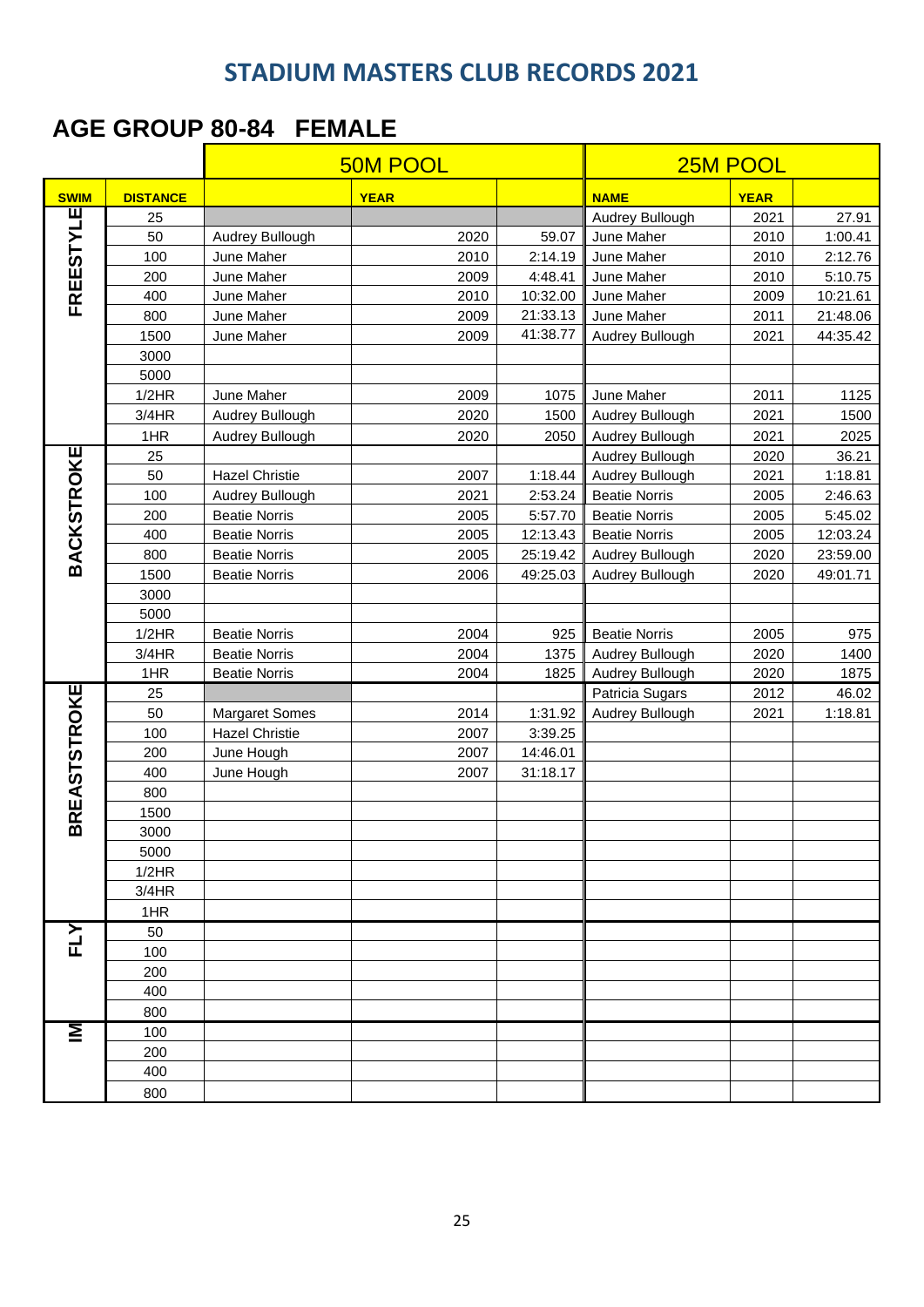# STADIUM MASTERS CLUB RECORDS 2021

## AGE GROUP 80-84 FEMALE

| | | 50M POOL | | | 25M POOL | | |
|---|---|---|---|---|---|---|---|
| SWIM | DISTANCE | | YEAR | | NAME | YEAR | |
| FREESTYLE | 25 | | | | Audrey Bullough | 2021 | 27.91 |
| | 50 | Audrey Bullough | 2020 | 59.07 | June Maher | 2010 | 1:00.41 |
| | 100 | June Maher | 2010 | 2:14.19 | June Maher | 2010 | 2:12.76 |
| | 200 | June Maher | 2009 | 4:48.41 | June Maher | 2010 | 5:10.75 |
| | 400 | June Maher | 2010 | 10:32.00 | June Maher | 2009 | 10:21.61 |
| | 800 | June Maher | 2009 | 21:33.13 | June Maher | 2011 | 21:48.06 |
| | 1500 | June Maher | 2009 | 41:38.77 | Audrey Bullough | 2021 | 44:35.42 |
| | 3000 | | | | | | |
| | 5000 | | | | | | |
| | 1/2HR | June Maher | 2009 | 1075 | June Maher | 2011 | 1125 |
| | 3/4HR | Audrey Bullough | 2020 | 1500 | Audrey Bullough | 2021 | 1500 |
| | 1HR | Audrey Bullough | 2020 | 2050 | Audrey Bullough | 2021 | 2025 |
| BACKSTROKE | 25 | | | | Audrey Bullough | 2020 | 36.21 |
| | 50 | Hazel Christie | 2007 | 1:18.44 | Audrey Bullough | 2021 | 1:18.81 |
| | 100 | Audrey Bullough | 2021 | 2:53.24 | Beatie Norris | 2005 | 2:46.63 |
| | 200 | Beatie Norris | 2005 | 5:57.70 | Beatie Norris | 2005 | 5:45.02 |
| | 400 | Beatie Norris | 2005 | 12:13.43 | Beatie Norris | 2005 | 12:03.24 |
| | 800 | Beatie Norris | 2005 | 25:19.42 | Audrey Bullough | 2020 | 23:59.00 |
| | 1500 | Beatie Norris | 2006 | 49:25.03 | Audrey Bullough | 2020 | 49:01.71 |
| | 3000 | | | | | | |
| | 5000 | | | | | | |
| | 1/2HR | Beatie Norris | 2004 | 925 | Beatie Norris | 2005 | 975 |
| | 3/4HR | Beatie Norris | 2004 | 1375 | Audrey Bullough | 2020 | 1400 |
| | 1HR | Beatie Norris | 2004 | 1825 | Audrey Bullough | 2020 | 1875 |
| BREASTSTROKE | 25 | | | | Patricia Sugars | 2012 | 46.02 |
| | 50 | Margaret Somes | 2014 | 1:31.92 | Audrey Bullough | 2021 | 1:18.81 |
| | 100 | Hazel Christie | 2007 | 3:39.25 | | | |
| | 200 | June Hough | 2007 | 14:46.01 | | | |
| | 400 | June Hough | 2007 | 31:18.17 | | | |
| | 800 | | | | | | |
| | 1500 | | | | | | |
| | 3000 | | | | | | |
| | 5000 | | | | | | |
| | 1/2HR | | | | | | |
| | 3/4HR | | | | | | |
| | 1HR | | | | | | |
| FLY | 50 | | | | | | |
| | 100 | | | | | | |
| | 200 | | | | | | |
| | 400 | | | | | | |
| | 800 | | | | | | |
| IM | 100 | | | | | | |
| | 200 | | | | | | |
| | 400 | | | | | | |
| | 800 | | | | | | |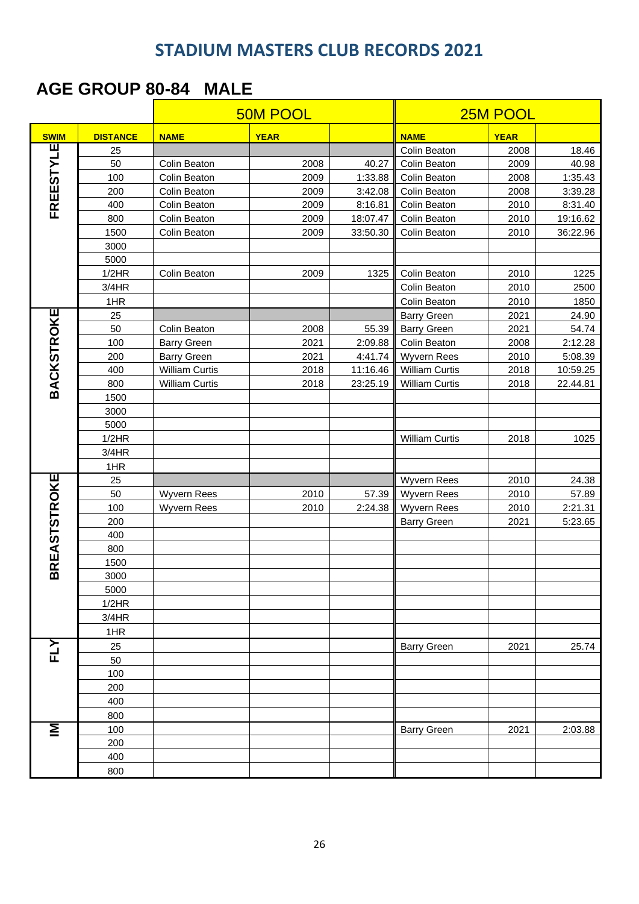# STADIUM MASTERS CLUB RECORDS 2021

## AGE GROUP 80-84 MALE

| | | 50M POOL | | | 25M POOL | | |
|---|---|---|---|---|---|---|---|
| **SWIM** | **DISTANCE** | **NAME** | **YEAR** | | **NAME** | **YEAR** | |
| FREESTYLE | 25 | | | | Colin Beaton | 2008 | 18.46 |
| | 50 | Colin Beaton | 2008 | 40.27 | Colin Beaton | 2009 | 40.98 |
| | 100 | Colin Beaton | 2009 | 1:33.88 | Colin Beaton | 2008 | 1:35.43 |
| | 200 | Colin Beaton | 2009 | 3:42.08 | Colin Beaton | 2008 | 3:39.28 |
| | 400 | Colin Beaton | 2009 | 8:16.81 | Colin Beaton | 2010 | 8:31.40 |
| | 800 | Colin Beaton | 2009 | 18:07.47 | Colin Beaton | 2010 | 19:16.62 |
| | 1500 | Colin Beaton | 2009 | 33:50.30 | Colin Beaton | 2010 | 36:22.96 |
| | 3000 | | | | | | |
| | 5000 | | | | | | |
| | 1/2HR | Colin Beaton | 2009 | 1325 | Colin Beaton | 2010 | 1225 |
| | 3/4HR | | | | Colin Beaton | 2010 | 2500 |
| | 1HR | | | | Colin Beaton | 2010 | 1850 |
| BACKSTROKE | 25 | | | | Barry Green | 2021 | 24.90 |
| | 50 | Colin Beaton | 2008 | 55.39 | Barry Green | 2021 | 54.74 |
| | 100 | Barry Green | 2021 | 2:09.88 | Colin Beaton | 2008 | 2:12.28 |
| | 200 | Barry Green | 2021 | 4:41.74 | Wyvern Rees | 2010 | 5:08.39 |
| | 400 | William Curtis | 2018 | 11:16.46 | William Curtis | 2018 | 10:59.25 |
| | 800 | William Curtis | 2018 | 23:25.19 | William Curtis | 2018 | 22.44.81 |
| | 1500 | | | | | | |
| | 3000 | | | | | | |
| | 5000 | | | | | | |
| | 1/2HR | | | | William Curtis | 2018 | 1025 |
| | 3/4HR | | | | | | |
| | 1HR | | | | | | |
| BREASTSTROKE | 25 | | | | Wyvern Rees | 2010 | 24.38 |
| | 50 | Wyvern Rees | 2010 | 57.39 | Wyvern Rees | 2010 | 57.89 |
| | 100 | Wyvern Rees | 2010 | 2:24.38 | Wyvern Rees | 2010 | 2:21.31 |
| | 200 | | | | Barry Green | 2021 | 5:23.65 |
| | 400 | | | | | | |
| | 800 | | | | | | |
| | 1500 | | | | | | |
| | 3000 | | | | | | |
| | 5000 | | | | | | |
| | 1/2HR | | | | | | |
| | 3/4HR | | | | | | |
| | 1HR | | | | | | |
| FLY | 25 | | | | Barry Green | 2021 | 25.74 |
| | 50 | | | | | | |
| | 100 | | | | | | |
| | 200 | | | | | | |
| | 400 | | | | | | |
| | 800 | | | | | | |
| IM | 100 | | | | Barry Green | 2021 | 2:03.88 |
| | 200 | | | | | | |
| | 400 | | | | | | |
| | 800 | | | | | | |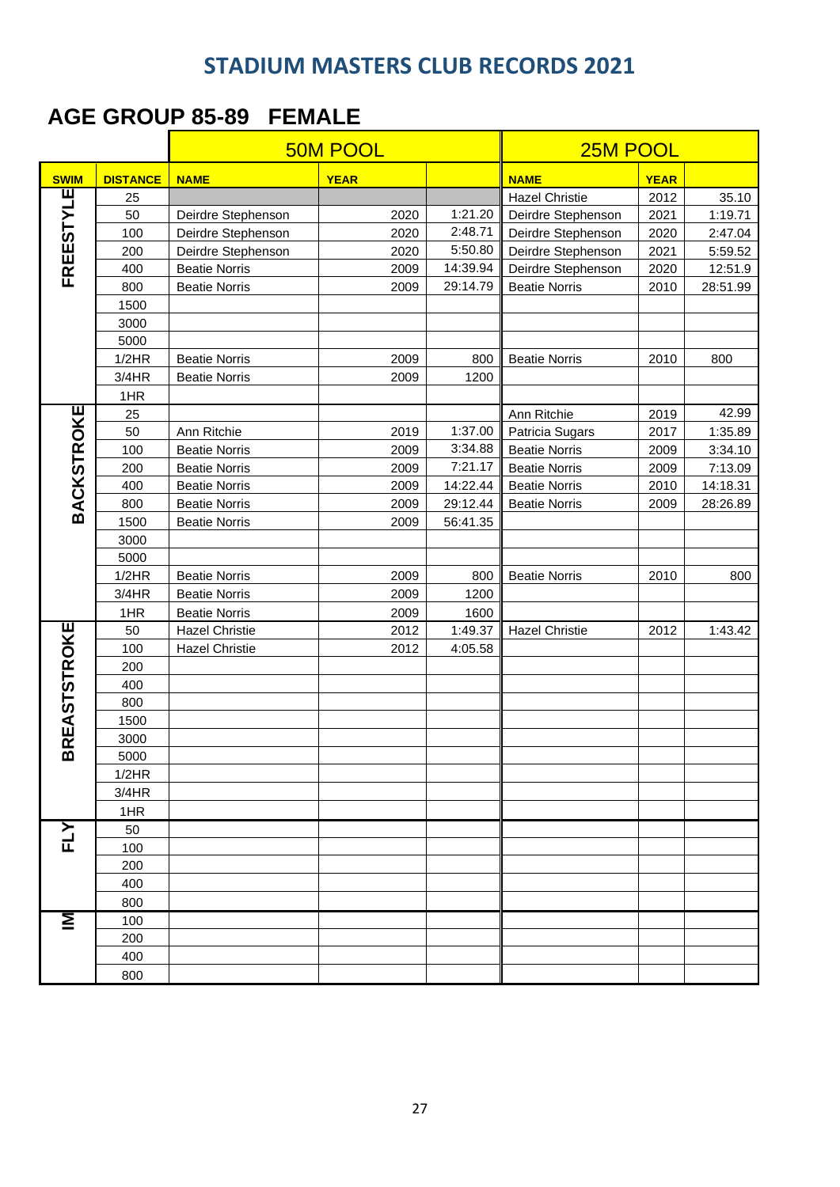## STADIUM MASTERS CLUB RECORDS 2021

### AGE GROUP 85-89 FEMALE

| SWIM | DISTANCE | 50M POOL | | | 25M POOL | | |
|---|---|---|---|---|---|---|---|
| | | NAME | YEAR | | NAME | YEAR | |
| FREESTYLE | 25 | | | | Hazel Christie | 2012 | 35.10 |
| | 50 | Deirdre Stephenson | 2020 | 1:21.20 | Deirdre Stephenson | 2021 | 1:19.71 |
| | 100 | Deirdre Stephenson | 2020 | 2:48.71 | Deirdre Stephenson | 2020 | 2:47.04 |
| | 200 | Deirdre Stephenson | 2020 | 5:50.80 | Deirdre Stephenson | 2021 | 5:59.52 |
| | 400 | Beatie Norris | 2009 | 14:39.94 | Deirdre Stephenson | 2020 | 12:51.9 |
| | 800 | Beatie Norris | 2009 | 29:14.79 | Beatie Norris | 2010 | 28:51.99 |
| | 1500 | | | | | | |
| | 3000 | | | | | | |
| | 5000 | | | | | | |
| | 1/2HR | Beatie Norris | 2009 | 800 | Beatie Norris | 2010 | 800 |
| | 3/4HR | Beatie Norris | 2009 | 1200 | | | |
| | 1HR | | | | | | |
| BACKSTROKE | 25 | | | | Ann Ritchie | 2019 | 42.99 |
| | 50 | Ann Ritchie | 2019 | 1:37.00 | Patricia Sugars | 2017 | 1:35.89 |
| | 100 | Beatie Norris | 2009 | 3:34.88 | Beatie Norris | 2009 | 3:34.10 |
| | 200 | Beatie Norris | 2009 | 7:21.17 | Beatie Norris | 2009 | 7:13.09 |
| | 400 | Beatie Norris | 2009 | 14:22.44 | Beatie Norris | 2010 | 14:18.31 |
| | 800 | Beatie Norris | 2009 | 29:12.44 | Beatie Norris | 2009 | 28:26.89 |
| | 1500 | Beatie Norris | 2009 | 56:41.35 | | | |
| | 3000 | | | | | | |
| | 5000 | | | | | | |
| | 1/2HR | Beatie Norris | 2009 | 800 | Beatie Norris | 2010 | 800 |
| | 3/4HR | Beatie Norris | 2009 | 1200 | | | |
| | 1HR | Beatie Norris | 2009 | 1600 | | | |
| BREASTSTROKE | 50 | Hazel Christie | 2012 | 1:49.37 | Hazel Christie | 2012 | 1:43.42 |
| | 100 | Hazel Christie | 2012 | 4:05.58 | | | |
| | 200 | | | | | | |
| | 400 | | | | | | |
| | 800 | | | | | | |
| | 1500 | | | | | | |
| | 3000 | | | | | | |
| | 5000 | | | | | | |
| | 1/2HR | | | | | | |
| | 3/4HR | | | | | | |
| | 1HR | | | | | | |
| FLY | 50 | | | | | | |
| | 100 | | | | | | |
| | 200 | | | | | | |
| | 400 | | | | | | |
| | 800 | | | | | | |
| IM | 100 | | | | | | |
| | 200 | | | | | | |
| | 400 | | | | | | |
| | 800 | | | | | | |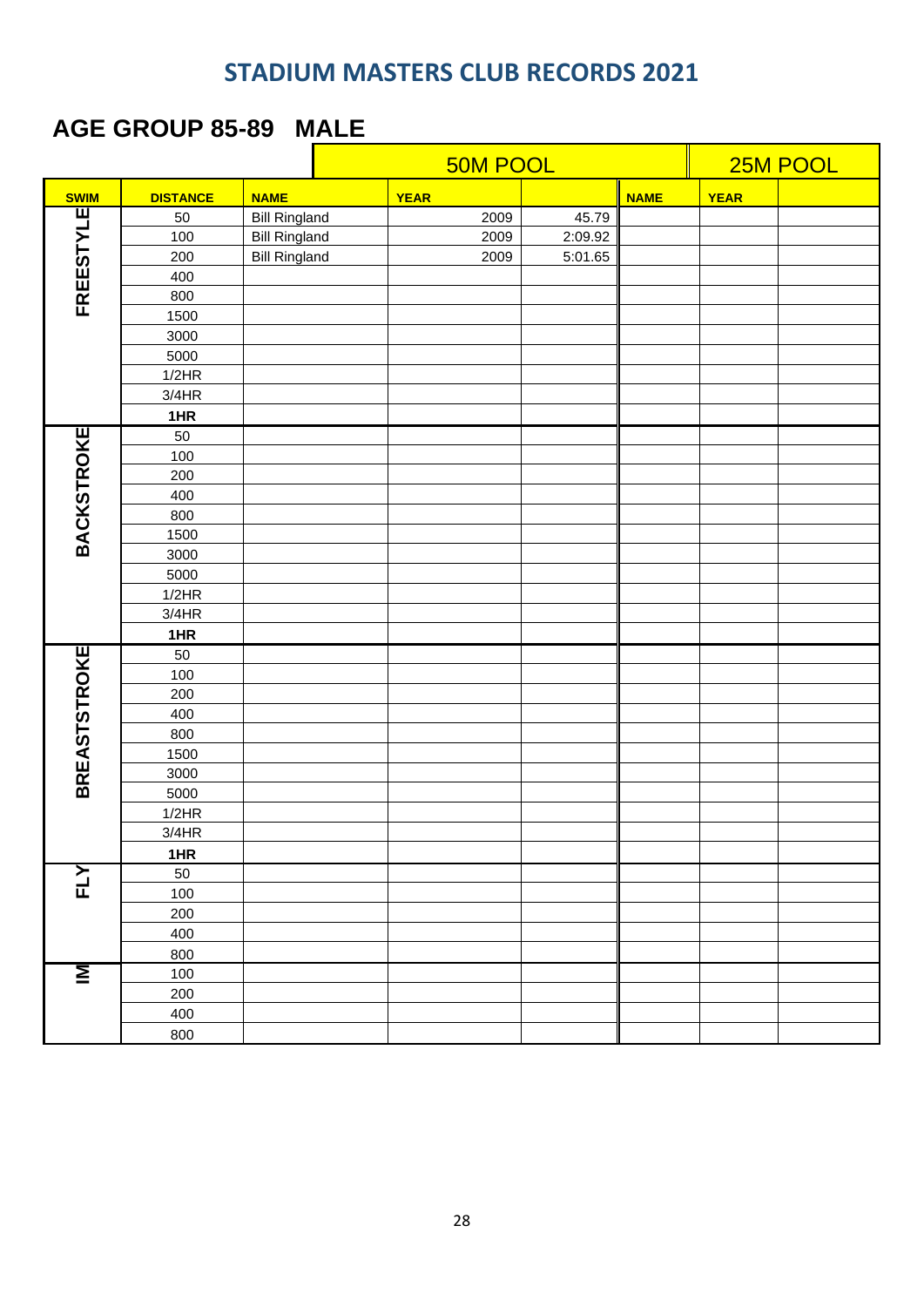# STADIUM MASTERS CLUB RECORDS 2021

## AGE GROUP 85-89 MALE

| | | 50M POOL | | | 25M POOL | | |
|---|---|---|---|---|---|---|---|
| **SWIM** | **DISTANCE** | **NAME** | **YEAR** | | **NAME** | **YEAR** | |
| FREESTYLE | 50 | Bill Ringland | 2009 | 45.79 | | | |
| | 100 | Bill Ringland | 2009 | 2:09.92 | | | |
| | 200 | Bill Ringland | 2009 | 5:01.65 | | | |
| | 400 | | | | | | |
| | 800 | | | | | | |
| | 1500 | | | | | | |
| | 3000 | | | | | | |
| | 5000 | | | | | | |
| | 1/2HR | | | | | | |
| | 3/4HR | | | | | | |
| | **1HR** | | | | | | |
| BACKSTROKE | 50 | | | | | | |
| | 100 | | | | | | |
| | 200 | | | | | | |
| | 400 | | | | | | |
| | 800 | | | | | | |
| | 1500 | | | | | | |
| | 3000 | | | | | | |
| | 5000 | | | | | | |
| | 1/2HR | | | | | | |
| | 3/4HR | | | | | | |
| | **1HR** | | | | | | |
| BREASTSTROKE | 50 | | | | | | |
| | 100 | | | | | | |
| | 200 | | | | | | |
| | 400 | | | | | | |
| | 800 | | | | | | |
| | 1500 | | | | | | |
| | 3000 | | | | | | |
| | 5000 | | | | | | |
| | 1/2HR | | | | | | |
| | 3/4HR | | | | | | |
| | **1HR** | | | | | | |
| FLY | 50 | | | | | | |
| | 100 | | | | | | |
| | 200 | | | | | | |
| | 400 | | | | | | |
| | 800 | | | | | | |
| IM | 100 | | | | | | |
| | 200 | | | | | | |
| | 400 | | | | | | |
| | 800 | | | | | | |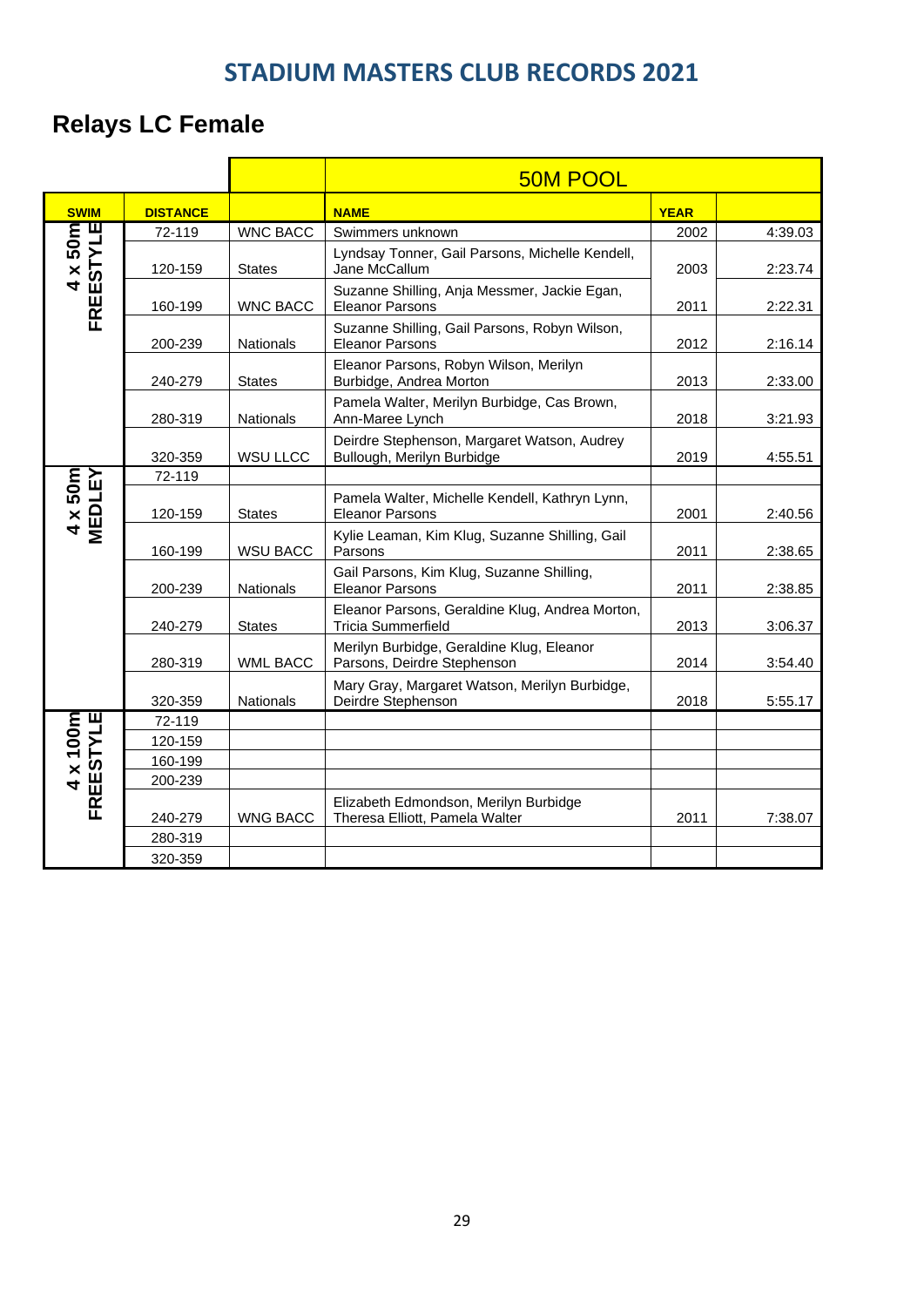## STADIUM MASTERS CLUB RECORDS 2021

# Relays LC Female

| | | | 50M POOL | | |
|---|---|---|---|---|---|
| **SWIM** | **DISTANCE** | | **NAME** | **YEAR** | |
| 4 x 50m FREESTYLE | 72-119 | WNC BACC | Swimmers unknown | 2002 | 4:39.03 |
| | 120-159 | States | Lyndsay Tonner, Gail Parsons, Michelle Kendell, Jane McCallum | 2003 | 2:23.74 |
| | 160-199 | WNC BACC | Suzanne Shilling, Anja Messmer, Jackie Egan, Eleanor Parsons | 2011 | 2:22.31 |
| | 200-239 | Nationals | Suzanne Shilling, Gail Parsons, Robyn Wilson, Eleanor Parsons | 2012 | 2:16.14 |
| | 240-279 | States | Eleanor Parsons, Robyn Wilson, Merilyn Burbidge, Andrea Morton | 2013 | 2:33.00 |
| | 280-319 | Nationals | Pamela Walter, Merilyn Burbidge, Cas Brown, Ann-Maree Lynch | 2018 | 3:21.93 |
| | 320-359 | WSU LLCC | Deirdre Stephenson, Margaret Watson, Audrey Bullough, Merilyn Burbidge | 2019 | 4:55.51 |
| 4 x 50m MEDLEY | 72-119 | | | | |
| | 120-159 | States | Pamela Walter, Michelle Kendell, Kathryn Lynn, Eleanor Parsons | 2001 | 2:40.56 |
| | 160-199 | WSU BACC | Kylie Leaman, Kim Klug, Suzanne Shilling, Gail Parsons | 2011 | 2:38.65 |
| | 200-239 | Nationals | Gail Parsons, Kim Klug, Suzanne Shilling, Eleanor Parsons | 2011 | 2:38.85 |
| | 240-279 | States | Eleanor Parsons, Geraldine Klug, Andrea Morton, Tricia Summerfield | 2013 | 3:06.37 |
| | 280-319 | WML BACC | Merilyn Burbidge, Geraldine Klug, Eleanor Parsons, Deirdre Stephenson | 2014 | 3:54.40 |
| | 320-359 | Nationals | Mary Gray, Margaret Watson, Merilyn Burbidge, Deirdre Stephenson | 2018 | 5:55.17 |
| 4 x 100m FREESTYLE | 72-119 | | | | |
| | 120-159 | | | | |
| | 160-199 | | | | |
| | 200-239 | | | | |
| | 240-279 | WNG BACC | Elizabeth Edmondson, Merilyn Burbidge Theresa Elliott, Pamela Walter | 2011 | 7:38.07 |
| | 280-319 | | | | |
| | 320-359 | | | | |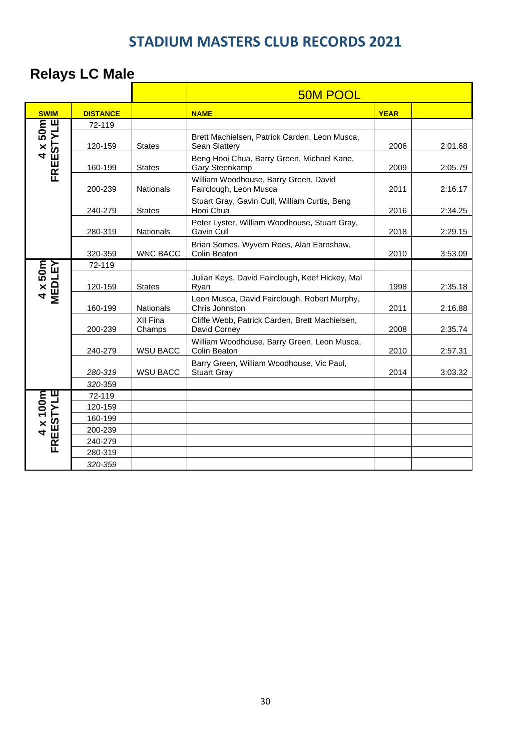# STADIUM MASTERS CLUB RECORDS 2021

## Relays LC Male

| | | | 50M POOL | | |
|---|---|---|---|---|---|
| **SWIM** | **DISTANCE** | | **NAME** | **YEAR** | |
| **4 x 50m FREESTYLE** | 72-119 | | | | |
| | 120-159 | States | Brett Machielsen, Patrick Carden, Leon Musca, Sean Slattery | 2006 | 2:01.68 |
| | 160-199 | States | Beng Hooi Chua, Barry Green, Michael Kane, Gary Steenkamp | 2009 | 2:05.79 |
| | 200-239 | Nationals | William Woodhouse, Barry Green, David Fairclough, Leon Musca | 2011 | 2:16.17 |
| | 240-279 | States | Stuart Gray, Gavin Cull, William Curtis, Beng Hooi Chua | 2016 | 2:34.25 |
| | 280-319 | Nationals | Peter Lyster, William Woodhouse, Stuart Gray, Gavin Cull | 2018 | 2:29.15 |
| | 320-359 | WNC BACC | Brian Somes, Wyvern Rees, Alan Earnshaw, Colin Beaton | 2010 | 3:53.09 |
| **4 x 50m MEDLEY** | 72-119 | | | | |
| | 120-159 | States | Julian Keys, David Fairclough, Keef Hickey, Mal Ryan | 1998 | 2:35.18 |
| | 160-199 | Nationals | Leon Musca, David Fairclough, Robert Murphy, Chris Johnston | 2011 | 2:16.88 |
| | 200-239 | XII Fina Champs | Cliffe Webb, Patrick Carden, Brett Machielsen, David Corney | 2008 | 2:35.74 |
| | 240-279 | WSU BACC | William Woodhouse, Barry Green, Leon Musca, Colin Beaton | 2010 | 2:57.31 |
| | *280-319* | WSU BACC | Barry Green, William Woodhouse, Vic Paul, Stuart Gray | 2014 | 3:03.32 |
| | 320-359 | | | | |
| **4 x 100m FREESTYLE** | 72-119 | | | | |
| | 120-159 | | | | |
| | 160-199 | | | | |
| | 200-239 | | | | |
| | 240-279 | | | | |
| | 280-319 | | | | |
| | *320-359* | | | | |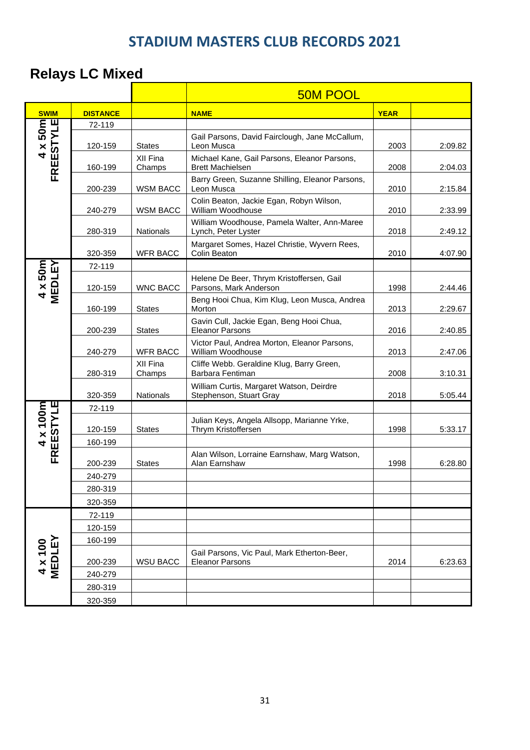# STADIUM MASTERS CLUB RECORDS 2021

## Relays LC Mixed

| | | | 50M POOL | | |
|---|---|---|---|---|---|
| **SWIM** | **DISTANCE** | | **NAME** | **YEAR** | |
| 4 x 50m FREESTYLE | 72-119 | | | | |
| | 120-159 | States | Gail Parsons, David Fairclough, Jane McCallum, Leon Musca | 2003 | 2:09.82 |
| | 160-199 | XII Fina Champs | Michael Kane, Gail Parsons, Eleanor Parsons, Brett Machielsen | 2008 | 2:04.03 |
| | 200-239 | WSM BACC | Barry Green, Suzanne Shilling, Eleanor Parsons, Leon Musca | 2010 | 2:15.84 |
| | 240-279 | WSM BACC | Colin Beaton, Jackie Egan, Robyn Wilson, William Woodhouse | 2010 | 2:33.99 |
| | 280-319 | Nationals | William Woodhouse, Pamela Walter, Ann-Maree Lynch, Peter Lyster | 2018 | 2:49.12 |
| | 320-359 | WFR BACC | Margaret Somes, Hazel Christie, Wyvern Rees, Colin Beaton | 2010 | 4:07.90 |
| 4 x 50m MEDLEY | 72-119 | | | | |
| | 120-159 | WNC BACC | Helene De Beer, Thrym Kristoffersen, Gail Parsons, Mark Anderson | 1998 | 2:44.46 |
| | 160-199 | States | Beng Hooi Chua, Kim Klug, Leon Musca, Andrea Morton | 2013 | 2:29.67 |
| | 200-239 | States | Gavin Cull, Jackie Egan, Beng Hooi Chua, Eleanor Parsons | 2016 | 2:40.85 |
| | 240-279 | WFR BACC | Victor Paul, Andrea Morton, Eleanor Parsons, William Woodhouse | 2013 | 2:47.06 |
| | 280-319 | XII Fina Champs | Cliffe Webb. Geraldine Klug, Barry Green, Barbara Fentiman | 2008 | 3:10.31 |
| | 320-359 | Nationals | William Curtis, Margaret Watson, Deirdre Stephenson, Stuart Gray | 2018 | 5:05.44 |
| 4 x 100m FREESTYLE | 72-119 | | | | |
| | 120-159 | States | Julian Keys, Angela Allsopp, Marianne Yrke, Thrym Kristoffersen | 1998 | 5:33.17 |
| | 160-199 | | | | |
| | 200-239 | States | Alan Wilson, Lorraine Earnshaw, Marg Watson, Alan Earnshaw | 1998 | 6:28.80 |
| | 240-279 | | | | |
| | 280-319 | | | | |
| | 320-359 | | | | |
| 4 x 100 MEDLEY | 72-119 | | | | |
| | 120-159 | | | | |
| | 160-199 | | | | |
| | 200-239 | WSU BACC | Gail Parsons, Vic Paul, Mark Etherton-Beer, Eleanor Parsons | 2014 | 6:23.63 |
| | 240-279 | | | | |
| | 280-319 | | | | |
| | 320-359 | | | | |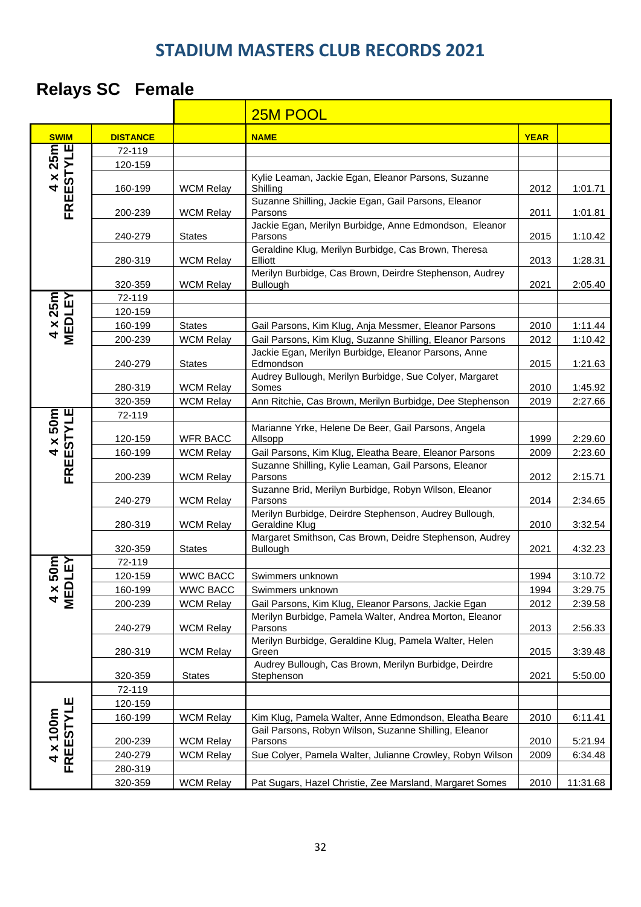# STADIUM MASTERS CLUB RECORDS 2021

## Relays SC Female

| | | | 25M POOL | | |
|---|---|---|---|---|---|
| **SWIM** | **DISTANCE** | | **NAME** | **YEAR** | |
| 4 x 25m FREESTYLE | 72-119 | | | | |
| | 120-159 | | | | |
| | 160-199 | WCM Relay | Kylie Leaman, Jackie Egan, Eleanor Parsons, Suzanne Shilling | 2012 | 1:01.71 |
| | 200-239 | WCM Relay | Suzanne Shilling, Jackie Egan, Gail Parsons, Eleanor Parsons | 2011 | 1:01.81 |
| | 240-279 | States | Jackie Egan, Merilyn Burbidge, Anne Edmondson, Eleanor Parsons | 2015 | 1:10.42 |
| | 280-319 | WCM Relay | Geraldine Klug, Merilyn Burbidge, Cas Brown, Theresa Elliott | 2013 | 1:28.31 |
| | 320-359 | WCM Relay | Merilyn Burbidge, Cas Brown, Deirdre Stephenson, Audrey Bullough | 2021 | 2:05.40 |
| 4 x 25m MEDLEY | 72-119 | | | | |
| | 120-159 | | | | |
| | 160-199 | States | Gail Parsons, Kim Klug, Anja Messmer, Eleanor Parsons | 2010 | 1:11.44 |
| | 200-239 | WCM Relay | Gail Parsons, Kim Klug, Suzanne Shilling, Eleanor Parsons | 2012 | 1:10.42 |
| | 240-279 | States | Jackie Egan, Merilyn Burbidge, Eleanor Parsons, Anne Edmondson | 2015 | 1:21.63 |
| | 280-319 | WCM Relay | Audrey Bullough, Merilyn Burbidge, Sue Colyer, Margaret Somes | 2010 | 1:45.92 |
| | 320-359 | WCM Relay | Ann Ritchie, Cas Brown, Merilyn Burbidge, Dee Stephenson | 2019 | 2:27.66 |
| 4 x 50m FREESTYLE | 72-119 | | | | |
| | 120-159 | WFR BACC | Marianne Yrke, Helene De Beer, Gail Parsons, Angela Allsopp | 1999 | 2:29.60 |
| | 160-199 | WCM Relay | Gail Parsons, Kim Klug, Eleatha Beare, Eleanor Parsons | 2009 | 2:23.60 |
| | 200-239 | WCM Relay | Suzanne Shilling, Kylie Leaman, Gail Parsons, Eleanor Parsons | 2012 | 2:15.71 |
| | 240-279 | WCM Relay | Suzanne Brid, Merilyn Burbidge, Robyn Wilson, Eleanor Parsons | 2014 | 2:34.65 |
| | 280-319 | WCM Relay | Merilyn Burbidge, Deirdre Stephenson, Audrey Bullough, Geraldine Klug | 2010 | 3:32.54 |
| | 320-359 | States | Margaret Smithson, Cas Brown, Deirdre Stephenson, Audrey Bullough | 2021 | 4:32.23 |
| 4 x 50m MEDLEY | 72-119 | | | | |
| | 120-159 | WWC BACC | Swimmers unknown | 1994 | 3:10.72 |
| | 160-199 | WWC BACC | Swimmers unknown | 1994 | 3:29.75 |
| | 200-239 | WCM Relay | Gail Parsons, Kim Klug, Eleanor Parsons, Jackie Egan | 2012 | 2:39.58 |
| | 240-279 | WCM Relay | Merilyn Burbidge, Pamela Walter, Andrea Morton, Eleanor Parsons | 2013 | 2:56.33 |
| | 280-319 | WCM Relay | Merilyn Burbidge, Geraldine Klug, Pamela Walter, Helen Green | 2015 | 3:39.48 |
| | 320-359 | States | Audrey Bullough, Cas Brown, Merilyn Burbidge, Deirdre Stephenson | 2021 | 5:50.00 |
| 4 x 100m FREESTYLE | 72-119 | | | | |
| | 120-159 | | | | |
| | 160-199 | WCM Relay | Kim Klug, Pamela Walter, Anne Edmondson, Eleatha Beare | 2010 | 6:11.41 |
| | 200-239 | WCM Relay | Gail Parsons, Robyn Wilson, Suzanne Shilling, Eleanor Parsons | 2010 | 5:21.94 |
| | 240-279 | WCM Relay | Sue Colyer, Pamela Walter, Julianne Crowley, Robyn Wilson | 2009 | 6:34.48 |
| | 280-319 | | | | |
| | 320-359 | WCM Relay | Pat Sugars, Hazel Christie, Zee Marsland, Margaret Somes | 2010 | 11:31.68 |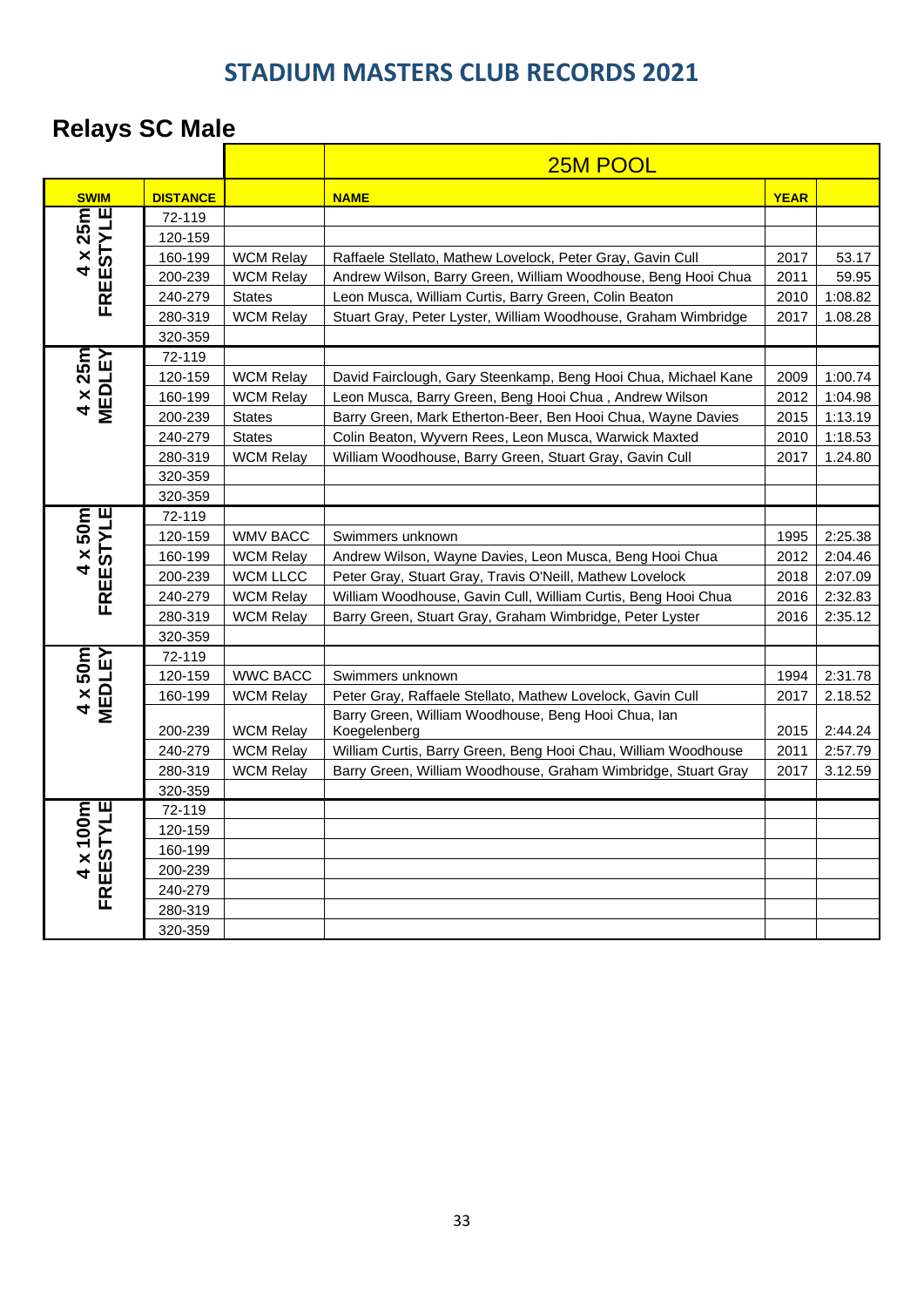## STADIUM MASTERS CLUB RECORDS 2021

### Relays SC Male

| | | | 25M POOL | | |
|---|---|---|---|---|---|
| **SWIM** | **DISTANCE** | | **NAME** | **YEAR** | |
| 4 x 25m FREESTYLE | 72-119 | | | | |
| | 120-159 | | | | |
| | 160-199 | WCM Relay | Raffaele Stellato, Mathew Lovelock, Peter Gray, Gavin Cull | 2017 | 53.17 |
| | 200-239 | WCM Relay | Andrew Wilson, Barry Green, William Woodhouse, Beng Hooi Chua | 2011 | 59.95 |
| | 240-279 | States | Leon Musca, William Curtis, Barry Green, Colin Beaton | 2010 | 1:08.82 |
| | 280-319 | WCM Relay | Stuart Gray, Peter Lyster, William Woodhouse, Graham Wimbridge | 2017 | 1.08.28 |
| | 320-359 | | | | |
| 4 x 25m MEDLEY | 72-119 | | | | |
| | 120-159 | WCM Relay | David Fairclough, Gary Steenkamp, Beng Hooi Chua, Michael Kane | 2009 | 1:00.74 |
| | 160-199 | WCM Relay | Leon Musca, Barry Green, Beng Hooi Chua , Andrew Wilson | 2012 | 1:04.98 |
| | 200-239 | States | Barry Green, Mark Etherton-Beer, Ben Hooi Chua, Wayne Davies | 2015 | 1:13.19 |
| | 240-279 | States | Colin Beaton, Wyvern Rees, Leon Musca, Warwick Maxted | 2010 | 1:18.53 |
| | 280-319 | WCM Relay | William Woodhouse, Barry Green, Stuart Gray, Gavin Cull | 2017 | 1.24.80 |
| | 320-359 | | | | |
| | 320-359 | | | | |
| 4 x 50m FREESTYLE | 72-119 | | | | |
| | 120-159 | WMV BACC | Swimmers unknown | 1995 | 2:25.38 |
| | 160-199 | WCM Relay | Andrew Wilson, Wayne Davies, Leon Musca, Beng Hooi Chua | 2012 | 2:04.46 |
| | 200-239 | WCM LLCC | Peter Gray, Stuart Gray, Travis O'Neill, Mathew Lovelock | 2018 | 2:07.09 |
| | 240-279 | WCM Relay | William Woodhouse, Gavin Cull, William Curtis, Beng Hooi Chua | 2016 | 2:32.83 |
| | 280-319 | WCM Relay | Barry Green, Stuart Gray, Graham Wimbridge, Peter Lyster | 2016 | 2:35.12 |
| | 320-359 | | | | |
| 4 x 50m MEDLEY | 72-119 | | | | |
| | 120-159 | WWC BACC | Swimmers unknown | 1994 | 2:31.78 |
| | 160-199 | WCM Relay | Peter Gray, Raffaele Stellato, Mathew Lovelock, Gavin Cull | 2017 | 2.18.52 |
| | 200-239 | WCM Relay | Barry Green, William Woodhouse, Beng Hooi Chua, Ian Koegelenberg | 2015 | 2:44.24 |
| | 240-279 | WCM Relay | William Curtis, Barry Green, Beng Hooi Chau, William Woodhouse | 2011 | 2:57.79 |
| | 280-319 | WCM Relay | Barry Green, William Woodhouse, Graham Wimbridge, Stuart Gray | 2017 | 3.12.59 |
| | 320-359 | | | | |
| 4 x 100m FREESTYLE | 72-119 | | | | |
| | 120-159 | | | | |
| | 160-199 | | | | |
| | 200-239 | | | | |
| | 240-279 | | | | |
| | 280-319 | | | | |
| | 320-359 | | | | |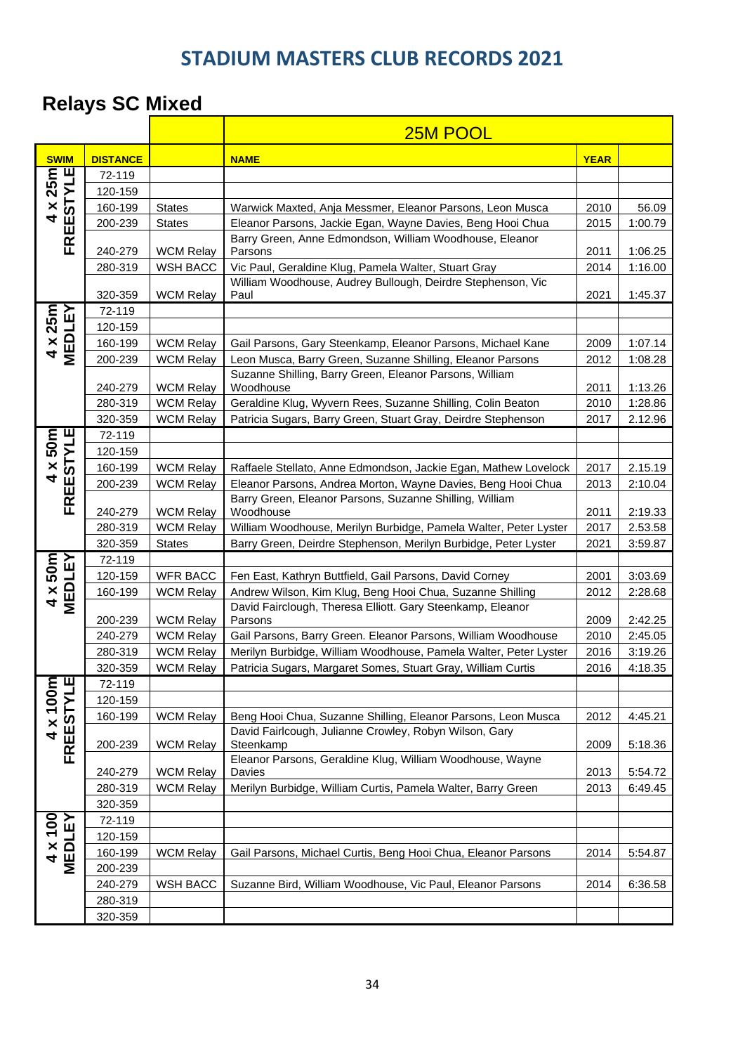# STADIUM MASTERS CLUB RECORDS 2021

## Relays SC Mixed

| | | | 25M POOL | | |
|---|---|---|---|---|---|
| **SWIM** | **DISTANCE** | | **NAME** | **YEAR** | |
| 4 x 25m FREESTYLE | 72-119 | | | | |
| | 120-159 | | | | |
| | 160-199 | States | Warwick Maxted, Anja Messmer, Eleanor Parsons, Leon Musca | 2010 | 56.09 |
| | 200-239 | States | Eleanor Parsons, Jackie Egan, Wayne Davies, Beng Hooi Chua | 2015 | 1:00.79 |
| | 240-279 | WCM Relay | Barry Green, Anne Edmondson, William Woodhouse, Eleanor Parsons | 2011 | 1:06.25 |
| | 280-319 | WSH BACC | Vic Paul, Geraldine Klug, Pamela Walter, Stuart Gray | 2014 | 1:16.00 |
| | 320-359 | WCM Relay | William Woodhouse, Audrey Bullough, Deirdre Stephenson, Vic Paul | 2021 | 1:45.37 |
| 4 x 25m MEDLEY | 72-119 | | | | |
| | 120-159 | | | | |
| | 160-199 | WCM Relay | Gail Parsons, Gary Steenkamp, Eleanor Parsons, Michael Kane | 2009 | 1:07.14 |
| | 200-239 | WCM Relay | Leon Musca, Barry Green, Suzanne Shilling, Eleanor Parsons | 2012 | 1:08.28 |
| | 240-279 | WCM Relay | Suzanne Shilling, Barry Green, Eleanor Parsons, William Woodhouse | 2011 | 1:13.26 |
| | 280-319 | WCM Relay | Geraldine Klug, Wyvern Rees, Suzanne Shilling, Colin Beaton | 2010 | 1:28.86 |
| | 320-359 | WCM Relay | Patricia Sugars, Barry Green, Stuart Gray, Deirdre Stephenson | 2017 | 2.12.96 |
| 4 x 50m FREESTYLE | 72-119 | | | | |
| | 120-159 | | | | |
| | 160-199 | WCM Relay | Raffaele Stellato, Anne Edmondson, Jackie Egan, Mathew Lovelock | 2017 | 2.15.19 |
| | 200-239 | WCM Relay | Eleanor Parsons, Andrea Morton, Wayne Davies, Beng Hooi Chua | 2013 | 2:10.04 |
| | 240-279 | WCM Relay | Barry Green, Eleanor Parsons, Suzanne Shilling, William Woodhouse | 2011 | 2:19.33 |
| | 280-319 | WCM Relay | William Woodhouse, Merilyn Burbidge, Pamela Walter, Peter Lyster | 2017 | 2.53.58 |
| | 320-359 | States | Barry Green, Deirdre Stephenson, Merilyn Burbidge, Peter Lyster | 2021 | 3:59.87 |
| 4 x 50m MEDLEY | 72-119 | | | | |
| | 120-159 | WFR BACC | Fen East, Kathryn Buttfield, Gail Parsons, David Corney | 2001 | 3:03.69 |
| | 160-199 | WCM Relay | Andrew Wilson, Kim Klug, Beng Hooi Chua, Suzanne Shilling | 2012 | 2:28.68 |
| | 200-239 | WCM Relay | David Fairclough, Theresa Elliott. Gary Steenkamp, Eleanor Parsons | 2009 | 2:42.25 |
| | 240-279 | WCM Relay | Gail Parsons, Barry Green. Eleanor Parsons, William Woodhouse | 2010 | 2:45.05 |
| | 280-319 | WCM Relay | Merilyn Burbidge, William Woodhouse, Pamela Walter, Peter Lyster | 2016 | 3:19.26 |
| | 320-359 | WCM Relay | Patricia Sugars, Margaret Somes, Stuart Gray, William Curtis | 2016 | 4:18.35 |
| 4 x 100m FREESTYLE | 72-119 | | | | |
| | 120-159 | | | | |
| | 160-199 | WCM Relay | Beng Hooi Chua, Suzanne Shilling, Eleanor Parsons, Leon Musca | 2012 | 4:45.21 |
| | 200-239 | WCM Relay | David Fairclough, Julianne Crowley, Robyn Wilson, Gary Steenkamp | 2009 | 5:18.36 |
| | 240-279 | WCM Relay | Eleanor Parsons, Geraldine Klug, William Woodhouse, Wayne Davies | 2013 | 5:54.72 |
| | 280-319 | WCM Relay | Merilyn Burbidge, William Curtis, Pamela Walter, Barry Green | 2013 | 6:49.45 |
| | 320-359 | | | | |
| 4 x 100 MEDLEY | 72-119 | | | | |
| | 120-159 | | | | |
| | 160-199 | WCM Relay | Gail Parsons, Michael Curtis, Beng Hooi Chua, Eleanor Parsons | 2014 | 5:54.87 |
| | 200-239 | | | | |
| | 240-279 | WSH BACC | Suzanne Bird, William Woodhouse, Vic Paul, Eleanor Parsons | 2014 | 6:36.58 |
| | 280-319 | | | | |
| | 320-359 | | | | |